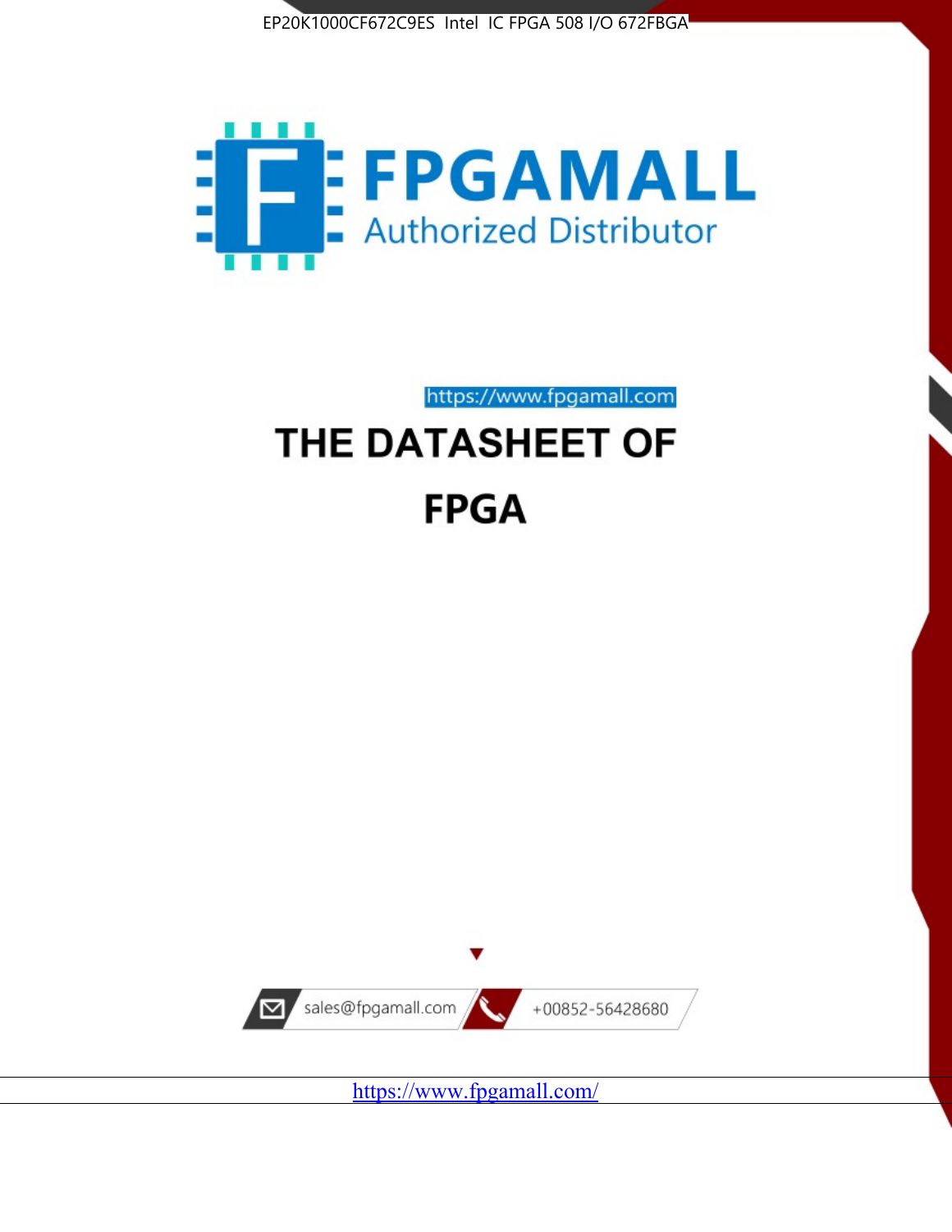EP20K1000CF672C9ES Intel IC FPGA 508 I/O 672FBGA

FPGAMALL

Authorized Distributor

https://www.fpgamall.com

# THE DATASHEET OF

# FPGA

sales@fpgamall.com

+00852-56428680

https://www.fpgamall.com/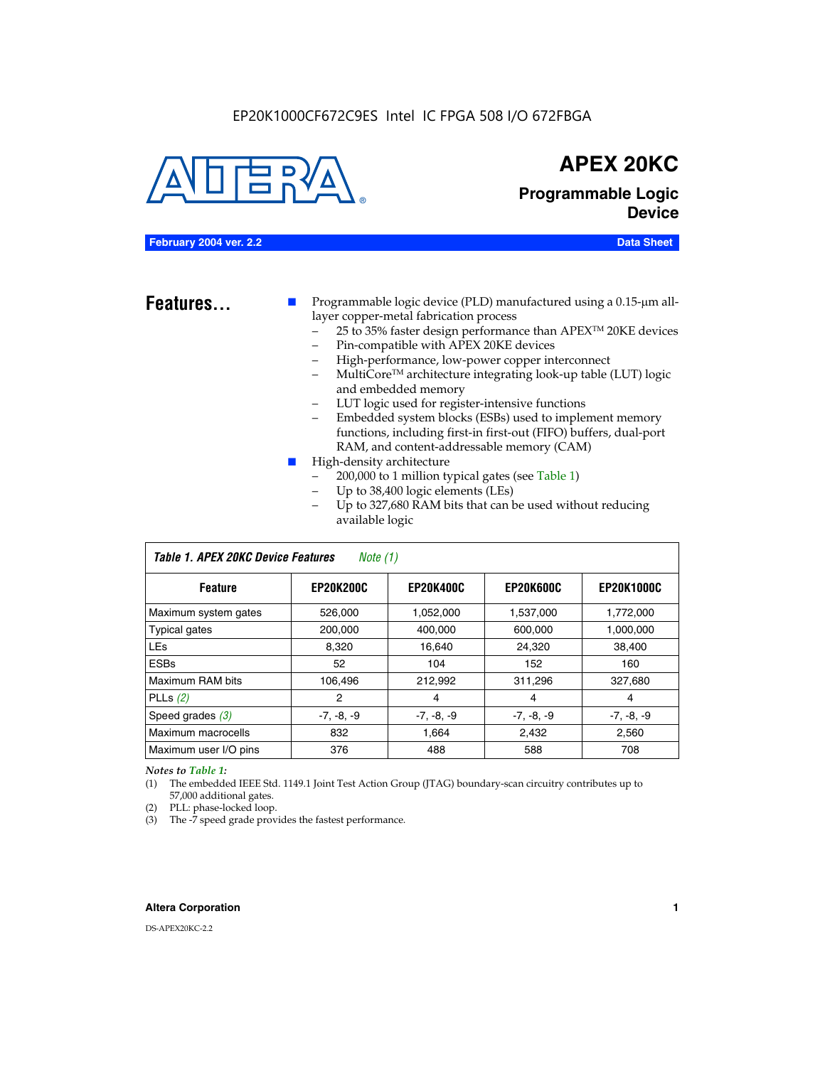EP20K1000CF672C9ES Intel IC FPGA 508 I/O 672FBGA

# APEX 20KC

## Programmable Logic Device

**February 2004 ver. 2.2** **Data Sheet**

## Features...

- Programmable logic device (PLD) manufactured using a 0.15-µm all-layer copper-metal fabrication process
  - 25 to 35% faster design performance than APEX™ 20KE devices
  - Pin-compatible with APEX 20KE devices
  - High-performance, low-power copper interconnect
  - MultiCore™ architecture integrating look-up table (LUT) logic and embedded memory
  - LUT logic used for register-intensive functions
  - Embedded system blocks (ESBs) used to implement memory functions, including first-in first-out (FIFO) buffers, dual-port RAM, and content-addressable memory (CAM)
- High-density architecture
  - 200,000 to 1 million typical gates (see Table 1)
  - Up to 38,400 logic elements (LEs)
  - Up to 327,680 RAM bits that can be used without reducing available logic

**Table 1. APEX 20KC Device Features** *Note (1)*

| Feature | EP20K200C | EP20K400C | EP20K600C | EP20K1000C |
|---|---|---|---|---|
| Maximum system gates | 526,000 | 1,052,000 | 1,537,000 | 1,772,000 |
| Typical gates | 200,000 | 400,000 | 600,000 | 1,000,000 |
| LEs | 8,320 | 16,640 | 24,320 | 38,400 |
| ESBs | 52 | 104 | 152 | 160 |
| Maximum RAM bits | 106,496 | 212,992 | 311,296 | 327,680 |
| PLLs *(2)* | 2 | 4 | 4 | 4 |
| Speed grades *(3)* | -7, -8, -9 | -7, -8, -9 | -7, -8, -9 | -7, -8, -9 |
| Maximum macrocells | 832 | 1,664 | 2,432 | 2,560 |
| Maximum user I/O pins | 376 | 488 | 588 | 708 |

*Notes to Table 1:*

(1) The embedded IEEE Std. 1149.1 Joint Test Action Group (JTAG) boundary-scan circuitry contributes up to 57,000 additional gates.

(2) PLL: phase-locked loop.

(3) The -7 speed grade provides the fastest performance.

DS-APEX20KC-2.2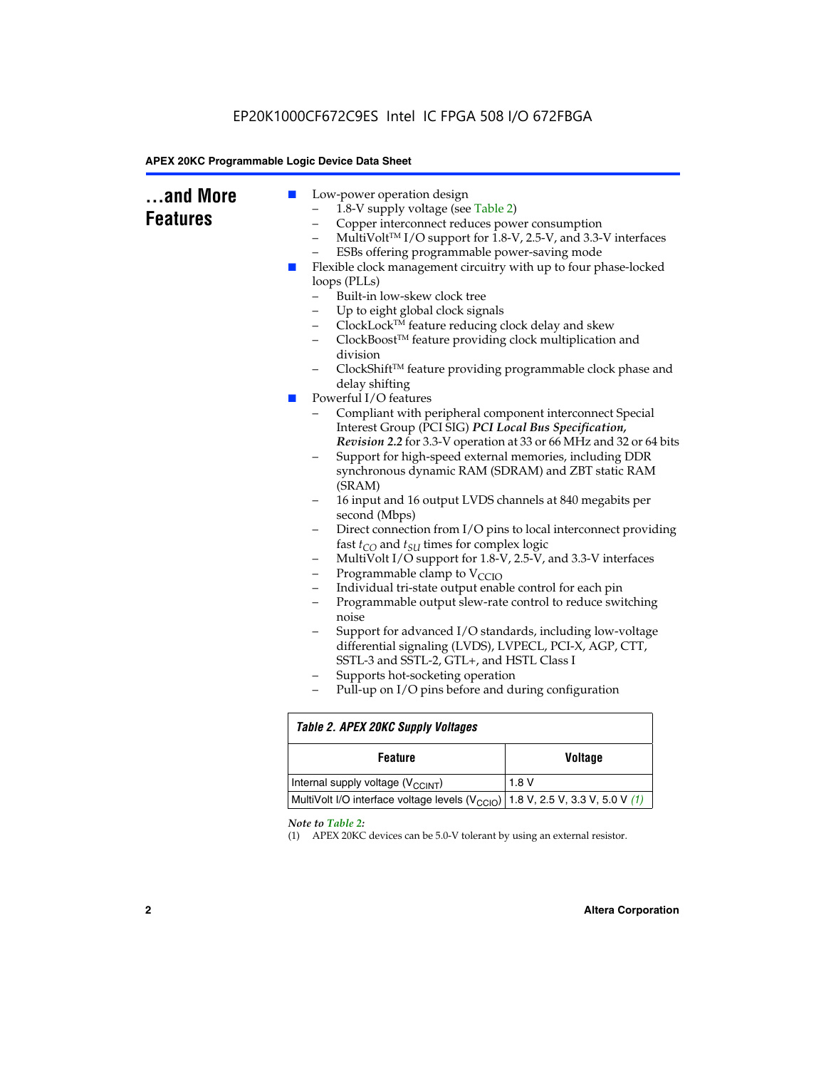## ...and More Features

- Low-power operation design
  - 1.8-V supply voltage (see Table 2)
  - Copper interconnect reduces power consumption
  - MultiVolt™ I/O support for 1.8-V, 2.5-V, and 3.3-V interfaces
  - ESBs offering programmable power-saving mode
- Flexible clock management circuitry with up to four phase-locked loops (PLLs)
  - Built-in low-skew clock tree
  - Up to eight global clock signals
  - ClockLock™ feature reducing clock delay and skew
  - ClockBoost™ feature providing clock multiplication and division
  - ClockShift™ feature providing programmable clock phase and delay shifting
- Powerful I/O features
  - Compliant with peripheral component interconnect Special Interest Group (PCI SIG) ***PCI Local Bus Specification, Revision 2.2*** for 3.3-V operation at 33 or 66 MHz and 32 or 64 bits
  - Support for high-speed external memories, including DDR synchronous dynamic RAM (SDRAM) and ZBT static RAM (SRAM)
  - 16 input and 16 output LVDS channels at 840 megabits per second (Mbps)
  - Direct connection from I/O pins to local interconnect providing fast $t_{CO}$ and $t_{SU}$ times for complex logic
  - MultiVolt I/O support for 1.8-V, 2.5-V, and 3.3-V interfaces
  - Programmable clamp to $V_{CCIO}$
  - Individual tri-state output enable control for each pin
  - Programmable output slew-rate control to reduce switching noise
  - Support for advanced I/O standards, including low-voltage differential signaling (LVDS), LVPECL, PCI-X, AGP, CTT, SSTL-3 and SSTL-2, GTL+, and HSTL Class I
  - Supports hot-socketing operation
  - Pull-up on I/O pins before and during configuration

**Table 2. APEX 20KC Supply Voltages**

| Feature | Voltage |
|---|---|
| Internal supply voltage ($V_{CCINT}$) | 1.8 V |
| MultiVolt I/O interface voltage levels ($V_{CCIO}$) | 1.8 V, 2.5 V, 3.3 V, 5.0 V *(1)* |

*Note to Table 2:*

(1) APEX 20KC devices can be 5.0-V tolerant by using an external resistor.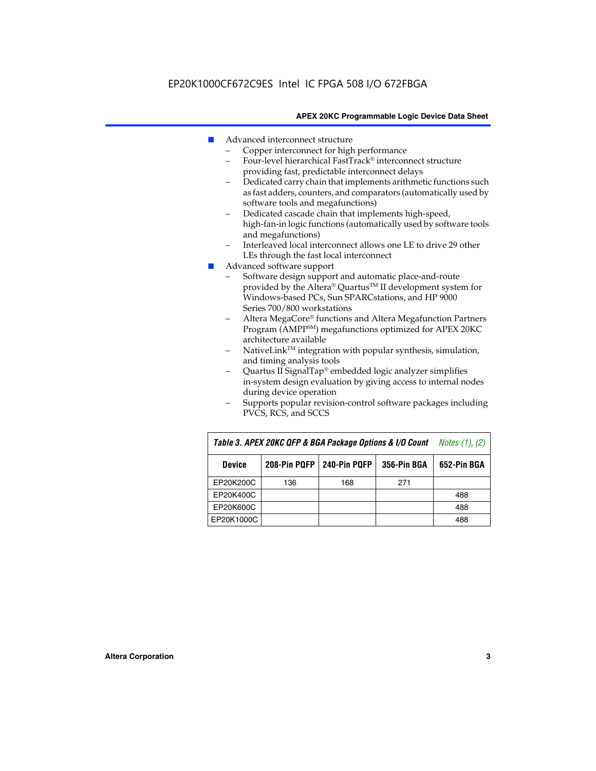- Advanced interconnect structure
  - Copper interconnect for high performance
  - Four-level hierarchical FastTrack® interconnect structure providing fast, predictable interconnect delays
  - Dedicated carry chain that implements arithmetic functions such as fast adders, counters, and comparators (automatically used by software tools and megafunctions)
  - Dedicated cascade chain that implements high-speed, high-fan-in logic functions (automatically used by software tools and megafunctions)
  - Interleaved local interconnect allows one LE to drive 29 other LEs through the fast local interconnect
- Advanced software support
  - Software design support and automatic place-and-route provided by the Altera® Quartus™ II development system for Windows-based PCs, Sun SPARCstations, and HP 9000 Series 700/800 workstations
  - Altera MegaCore® functions and Altera Megafunction Partners Program (AMPP℠) megafunctions optimized for APEX 20KC architecture available
  - NativeLink™ integration with popular synthesis, simulation, and timing analysis tools
  - Quartus II SignalTap® embedded logic analyzer simplifies in-system design evaluation by giving access to internal nodes during device operation
  - Supports popular revision-control software packages including PVCS, RCS, and SCCS

***Table 3. APEX 20KC QFP & BGA Package Options & I/O Count*** *Notes (1), (2)*

| Device | 208-Pin PQFP | 240-Pin PQFP | 356-Pin BGA | 652-Pin BGA |
|---|---|---|---|---|
| EP20K200C | 136 | 168 | 271 | |
| EP20K400C | | | | 488 |
| EP20K600C | | | | 488 |
| EP20K1000C | | | | 488 |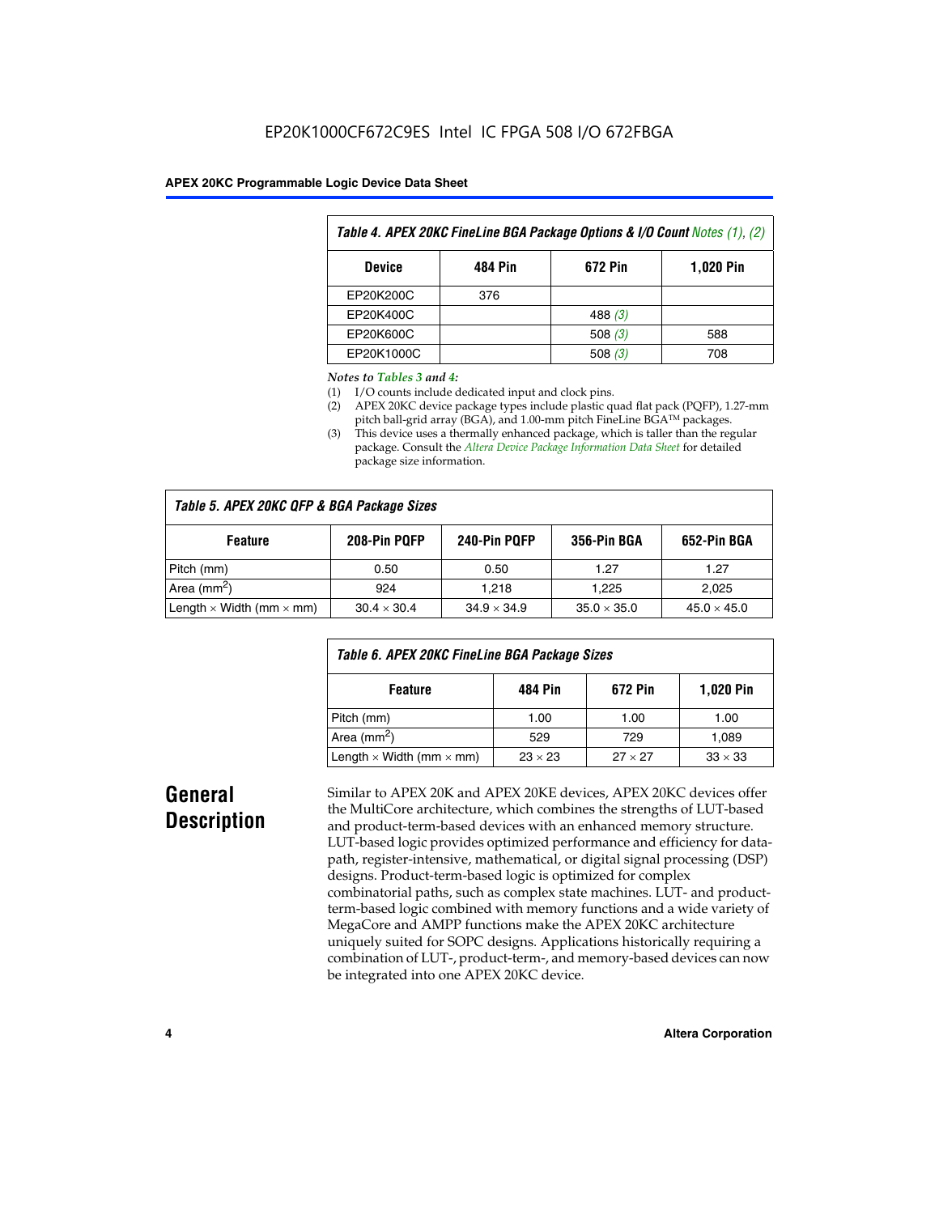EP20K1000CF672C9ES Intel IC FPGA 508 I/O 672FBGA

**Table 4. APEX 20KC FineLine BGA Package Options & I/O Count** *Notes (1), (2)*

| Device | 484 Pin | 672 Pin | 1,020 Pin |
|---|---|---|---|
| EP20K200C | 376 | | |
| EP20K400C | | 488 *(3)* | |
| EP20K600C | | 508 *(3)* | 588 |
| EP20K1000C | | 508 *(3)* | 708 |

*Notes to Tables 3 and 4:*

(1) I/O counts include dedicated input and clock pins.

(2) APEX 20KC device package types include plastic quad flat pack (PQFP), 1.27-mm pitch ball-grid array (BGA), and 1.00-mm pitch FineLine BGA™ packages.

(3) This device uses a thermally enhanced package, which is taller than the regular package. Consult the *Altera Device Package Information Data Sheet* for detailed package size information.

**Table 5. APEX 20KC QFP & BGA Package Sizes**

| Feature | 208-Pin PQFP | 240-Pin PQFP | 356-Pin BGA | 652-Pin BGA |
|---|---|---|---|---|
| Pitch (mm) | 0.50 | 0.50 | 1.27 | 1.27 |
| Area ($mm^2$) | 924 | 1,218 | 1,225 | 2,025 |
| Length × Width (mm × mm) | 30.4 × 30.4 | 34.9 × 34.9 | 35.0 × 35.0 | 45.0 × 45.0 |

**Table 6. APEX 20KC FineLine BGA Package Sizes**

| Feature | 484 Pin | 672 Pin | 1,020 Pin |
|---|---|---|---|
| Pitch (mm) | 1.00 | 1.00 | 1.00 |
| Area ($mm^2$) | 529 | 729 | 1,089 |
| Length × Width (mm × mm) | 23 × 23 | 27 × 27 | 33 × 33 |

## General Description

Similar to APEX 20K and APEX 20KE devices, APEX 20KC devices offer the MultiCore architecture, which combines the strengths of LUT-based and product-term-based devices with an enhanced memory structure. LUT-based logic provides optimized performance and efficiency for data-path, register-intensive, mathematical, or digital signal processing (DSP) designs. Product-term-based logic is optimized for complex combinatorial paths, such as complex state machines. LUT- and product-term-based logic combined with memory functions and a wide variety of MegaCore and AMPP functions make the APEX 20KC architecture uniquely suited for SOPC designs. Applications historically requiring a combination of LUT-, product-term-, and memory-based devices can now be integrated into one APEX 20KC device.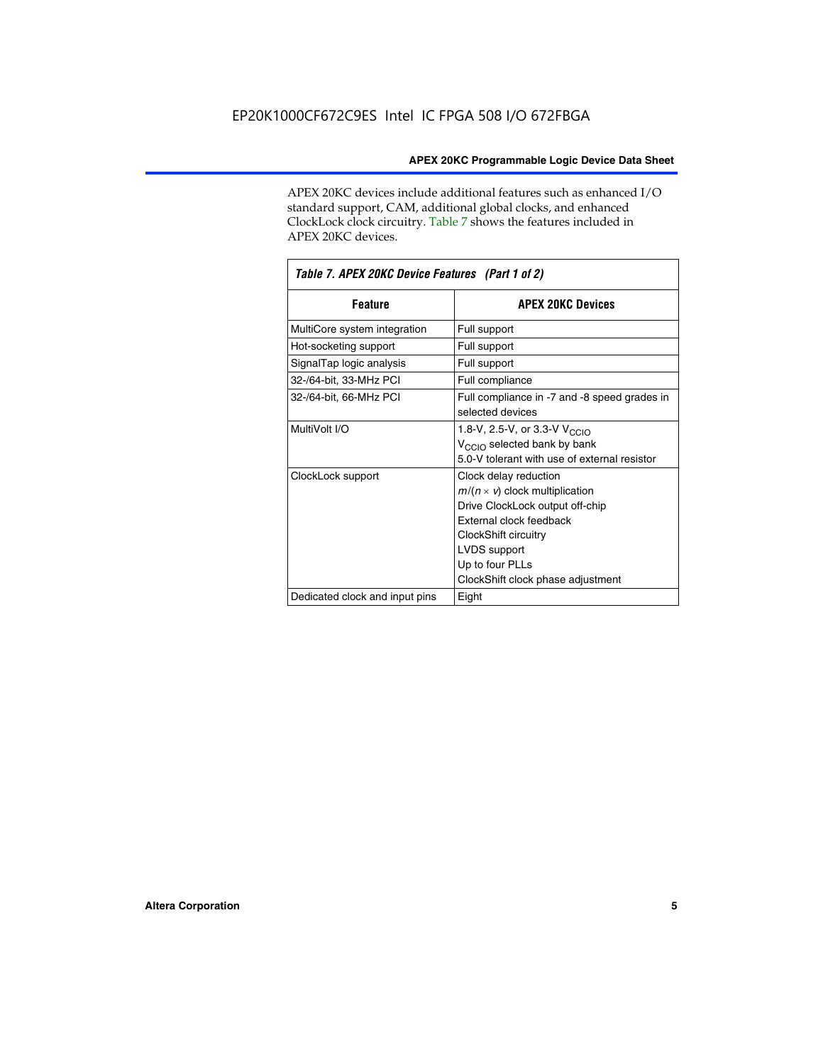APEX 20KC devices include additional features such as enhanced I/O standard support, CAM, additional global clocks, and enhanced ClockLock clock circuitry. Table 7 shows the features included in APEX 20KC devices.

*Table 7. APEX 20KC Device Features (Part 1 of 2)*

| Feature | APEX 20KC Devices |
|---|---|
| MultiCore system integration | Full support |
| Hot-socketing support | Full support |
| SignalTap logic analysis | Full support |
| 32-/64-bit, 33-MHz PCI | Full compliance |
| 32-/64-bit, 66-MHz PCI | Full compliance in -7 and -8 speed grades in selected devices |
| MultiVolt I/O | 1.8-V, 2.5-V, or 3.3-V $V_{CCIO}$<br>$V_{CCIO}$ selected bank by bank<br>5.0-V tolerant with use of external resistor |
| ClockLock support | Clock delay reduction<br>$m/(n \times v)$ clock multiplication<br>Drive ClockLock output off-chip<br>External clock feedback<br>ClockShift circuitry<br>LVDS support<br>Up to four PLLs<br>ClockShift clock phase adjustment |
| Dedicated clock and input pins | Eight |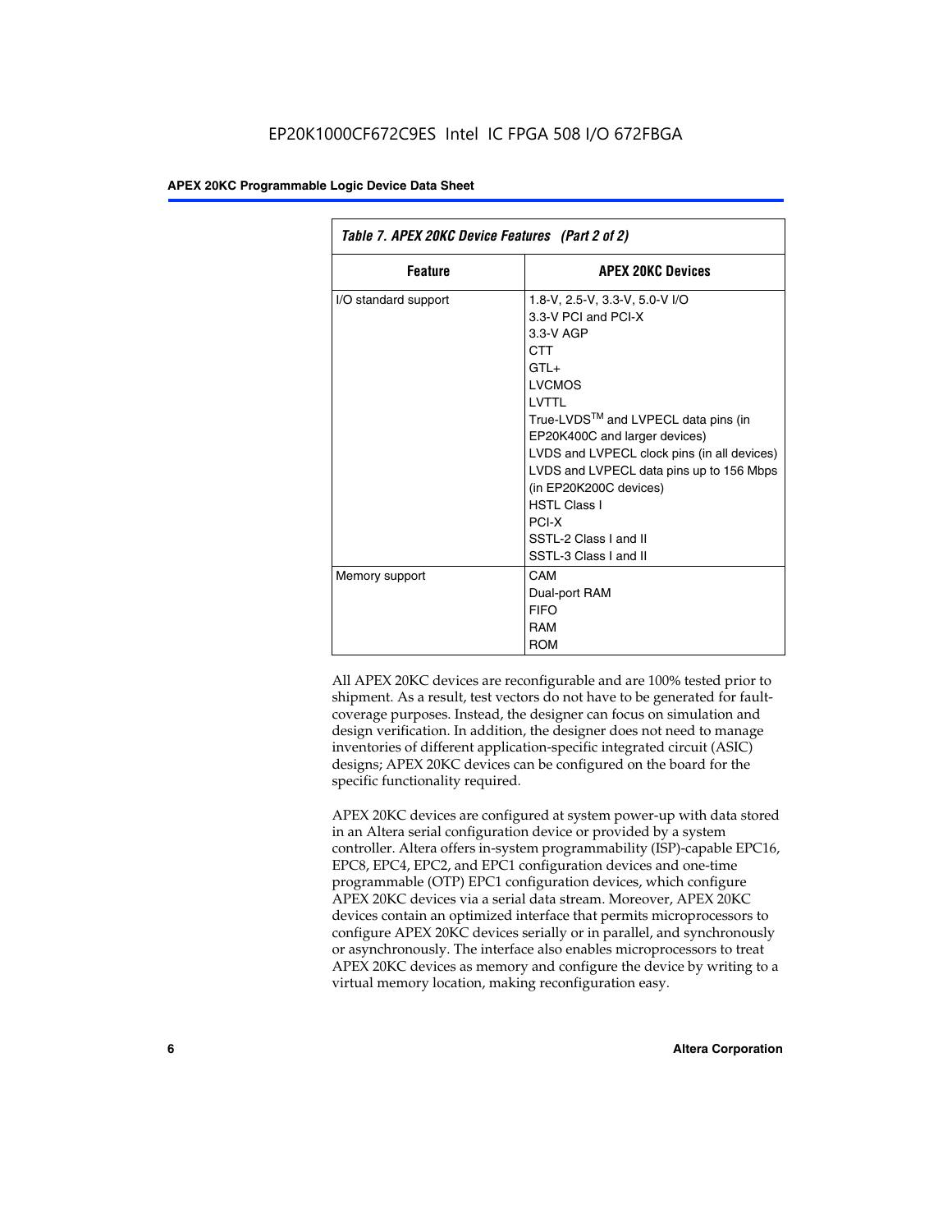| *Table 7. APEX 20KC Device Features (Part 2 of 2)* | |
|---|---|
| **Feature** | **APEX 20KC Devices** |
| I/O standard support | 1.8-V, 2.5-V, 3.3-V, 5.0-V I/O<br>3.3-V PCI and PCI-X<br>3.3-V AGP<br>CTT<br>GTL+<br>LVCMOS<br>LVTTL<br>True-LVDS™ and LVPECL data pins (in EP20K400C and larger devices)<br>LVDS and LVPECL clock pins (in all devices)<br>LVDS and LVPECL data pins up to 156 Mbps (in EP20K200C devices)<br>HSTL Class I<br>PCI-X<br>SSTL-2 Class I and II<br>SSTL-3 Class I and II |
| Memory support | CAM<br>Dual-port RAM<br>FIFO<br>RAM<br>ROM |

All APEX 20KC devices are reconfigurable and are 100% tested prior to shipment. As a result, test vectors do not have to be generated for fault-coverage purposes. Instead, the designer can focus on simulation and design verification. In addition, the designer does not need to manage inventories of different application-specific integrated circuit (ASIC) designs; APEX 20KC devices can be configured on the board for the specific functionality required.

APEX 20KC devices are configured at system power-up with data stored in an Altera serial configuration device or provided by a system controller. Altera offers in-system programmability (ISP)-capable EPC16, EPC8, EPC4, EPC2, and EPC1 configuration devices and one-time programmable (OTP) EPC1 configuration devices, which configure APEX 20KC devices via a serial data stream. Moreover, APEX 20KC devices contain an optimized interface that permits microprocessors to configure APEX 20KC devices serially or in parallel, and synchronously or asynchronously. The interface also enables microprocessors to treat APEX 20KC devices as memory and configure the device by writing to a virtual memory location, making reconfiguration easy.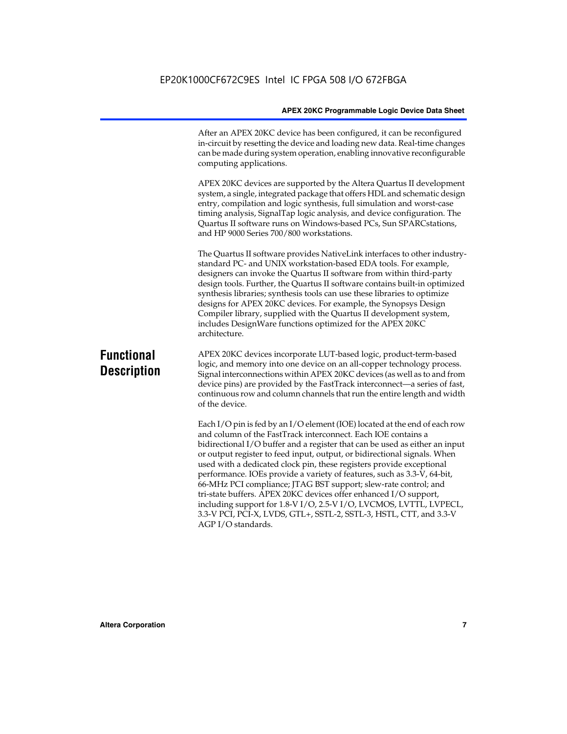After an APEX 20KC device has been configured, it can be reconfigured in-circuit by resetting the device and loading new data. Real-time changes can be made during system operation, enabling innovative reconfigurable computing applications.

APEX 20KC devices are supported by the Altera Quartus II development system, a single, integrated package that offers HDL and schematic design entry, compilation and logic synthesis, full simulation and worst-case timing analysis, SignalTap logic analysis, and device configuration. The Quartus II software runs on Windows-based PCs, Sun SPARCstations, and HP 9000 Series 700/800 workstations.

The Quartus II software provides NativeLink interfaces to other industry-standard PC- and UNIX workstation-based EDA tools. For example, designers can invoke the Quartus II software from within third-party design tools. Further, the Quartus II software contains built-in optimized synthesis libraries; synthesis tools can use these libraries to optimize designs for APEX 20KC devices. For example, the Synopsys Design Compiler library, supplied with the Quartus II development system, includes DesignWare functions optimized for the APEX 20KC architecture.

# Functional Description

APEX 20KC devices incorporate LUT-based logic, product-term-based logic, and memory into one device on an all-copper technology process. Signal interconnections within APEX 20KC devices (as well as to and from device pins) are provided by the FastTrack interconnect—a series of fast, continuous row and column channels that run the entire length and width of the device.

Each I/O pin is fed by an I/O element (IOE) located at the end of each row and column of the FastTrack interconnect. Each IOE contains a bidirectional I/O buffer and a register that can be used as either an input or output register to feed input, output, or bidirectional signals. When used with a dedicated clock pin, these registers provide exceptional performance. IOEs provide a variety of features, such as 3.3-V, 64-bit, 66-MHz PCI compliance; JTAG BST support; slew-rate control; and tri-state buffers. APEX 20KC devices offer enhanced I/O support, including support for 1.8-V I/O, 2.5-V I/O, LVCMOS, LVTTL, LVPECL, 3.3-V PCI, PCI-X, LVDS, GTL+, SSTL-2, SSTL-3, HSTL, CTT, and 3.3-V AGP I/O standards.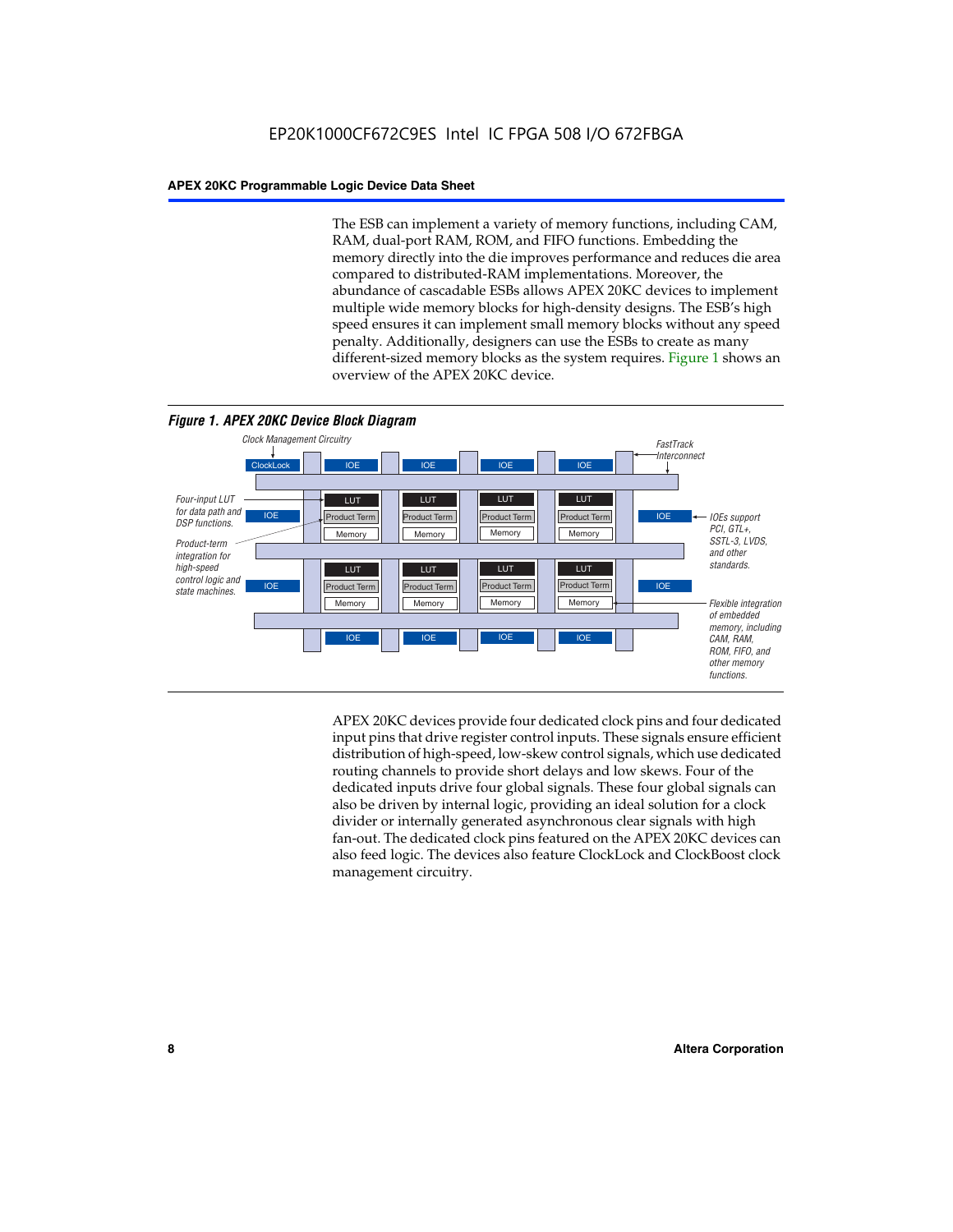The ESB can implement a variety of memory functions, including CAM, RAM, dual-port RAM, ROM, and FIFO functions. Embedding the memory directly into the die improves performance and reduces die area compared to distributed-RAM implementations. Moreover, the abundance of cascadable ESBs allows APEX 20KC devices to implement multiple wide memory blocks for high-density designs. The ESB's high speed ensures it can implement small memory blocks without any speed penalty. Additionally, designers can use the ESBs to create as many different-sized memory blocks as the system requires. Figure 1 shows an overview of the APEX 20KC device.

***Figure 1. APEX 20KC Device Block Diagram***

*Clock Management Circuitry*

*FastTrack Interconnect*

*Four-input LUT for data path and DSP functions.*

*Product-term integration for high-speed control logic and state machines.*

*IOEs support PCI, GTL+, SSTL-3, LVDS, and other standards.*

*Flexible integration of embedded memory, including CAM, RAM, ROM, FIFO, and other memory functions.*

APEX 20KC devices provide four dedicated clock pins and four dedicated input pins that drive register control inputs. These signals ensure efficient distribution of high-speed, low-skew control signals, which use dedicated routing channels to provide short delays and low skews. Four of the dedicated inputs drive four global signals. These four global signals can also be driven by internal logic, providing an ideal solution for a clock divider or internally generated asynchronous clear signals with high fan-out. The dedicated clock pins featured on the APEX 20KC devices can also feed logic. The devices also feature ClockLock and ClockBoost clock management circuitry.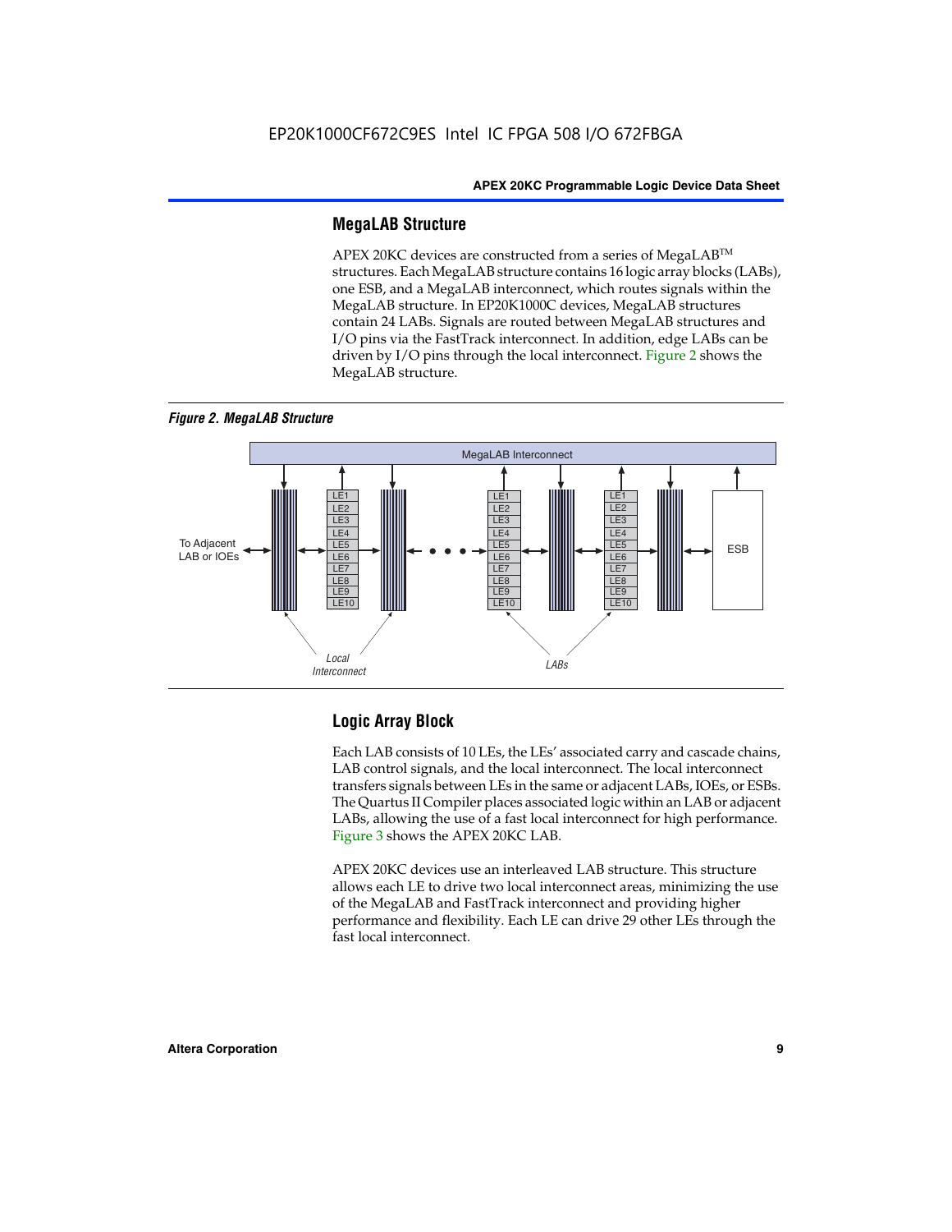## MegaLAB Structure

APEX 20KC devices are constructed from a series of MegaLAB™ structures. Each MegaLAB structure contains 16 logic array blocks (LABs), one ESB, and a MegaLAB interconnect, which routes signals within the MegaLAB structure. In EP20K1000C devices, MegaLAB structures contain 24 LABs. Signals are routed between MegaLAB structures and I/O pins via the FastTrack interconnect. In addition, edge LABs can be driven by I/O pins through the local interconnect. Figure 2 shows the MegaLAB structure.

*Figure 2. MegaLAB Structure*

## Logic Array Block

Each LAB consists of 10 LEs, the LEs' associated carry and cascade chains, LAB control signals, and the local interconnect. The local interconnect transfers signals between LEs in the same or adjacent LABs, IOEs, or ESBs. The Quartus II Compiler places associated logic within an LAB or adjacent LABs, allowing the use of a fast local interconnect for high performance. Figure 3 shows the APEX 20KC LAB.

APEX 20KC devices use an interleaved LAB structure. This structure allows each LE to drive two local interconnect areas, minimizing the use of the MegaLAB and FastTrack interconnect and providing higher performance and flexibility. Each LE can drive 29 other LEs through the fast local interconnect.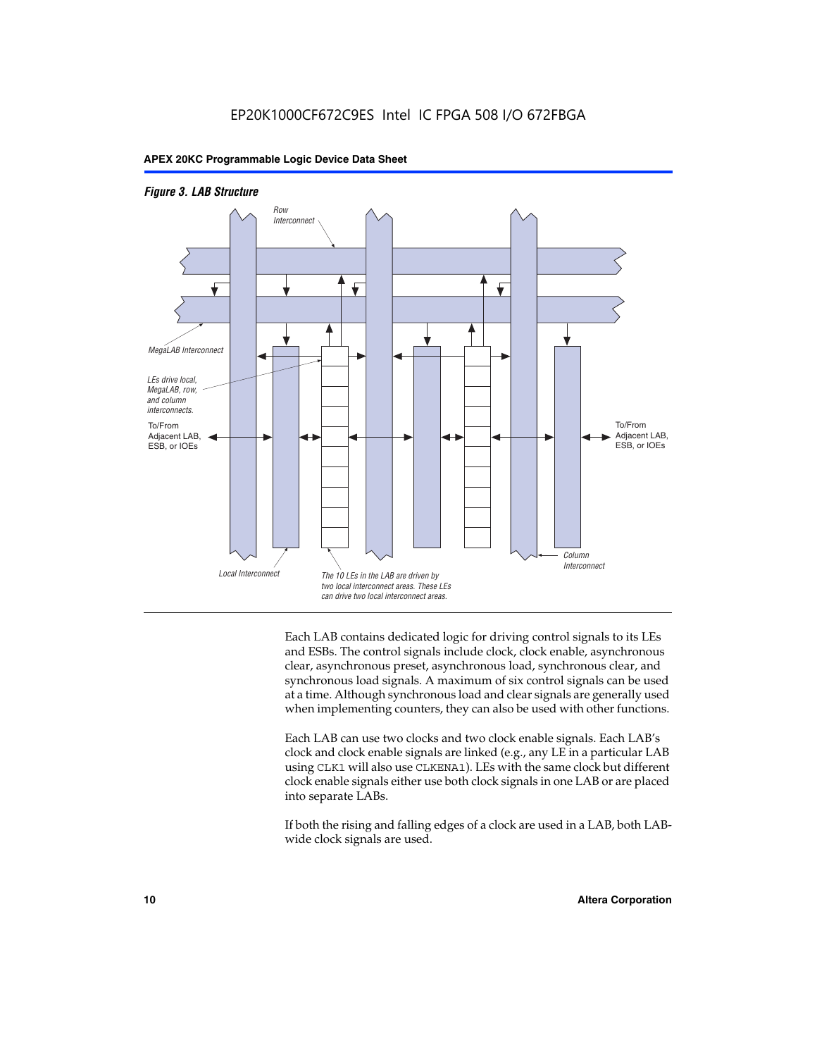*Figure 3. LAB Structure*

Row Interconnect

MegaLAB Interconnect

LEs drive local, MegaLAB, row, and column interconnects.

To/From Adjacent LAB, ESB, or IOEs

To/From Adjacent LAB, ESB, or IOEs

Column Interconnect

Local Interconnect

The 10 LEs in the LAB are driven by two local interconnect areas. These LEs can drive two local interconnect areas.

Each LAB contains dedicated logic for driving control signals to its LEs and ESBs. The control signals include clock, clock enable, asynchronous clear, asynchronous preset, asynchronous load, synchronous clear, and synchronous load signals. A maximum of six control signals can be used at a time. Although synchronous load and clear signals are generally used when implementing counters, they can also be used with other functions.

Each LAB can use two clocks and two clock enable signals. Each LAB's clock and clock enable signals are linked (e.g., any LE in a particular LAB using `CLK1` will also use `CLKENA1`). LEs with the same clock but different clock enable signals either use both clock signals in one LAB or are placed into separate LABs.

If both the rising and falling edges of a clock are used in a LAB, both LAB-wide clock signals are used.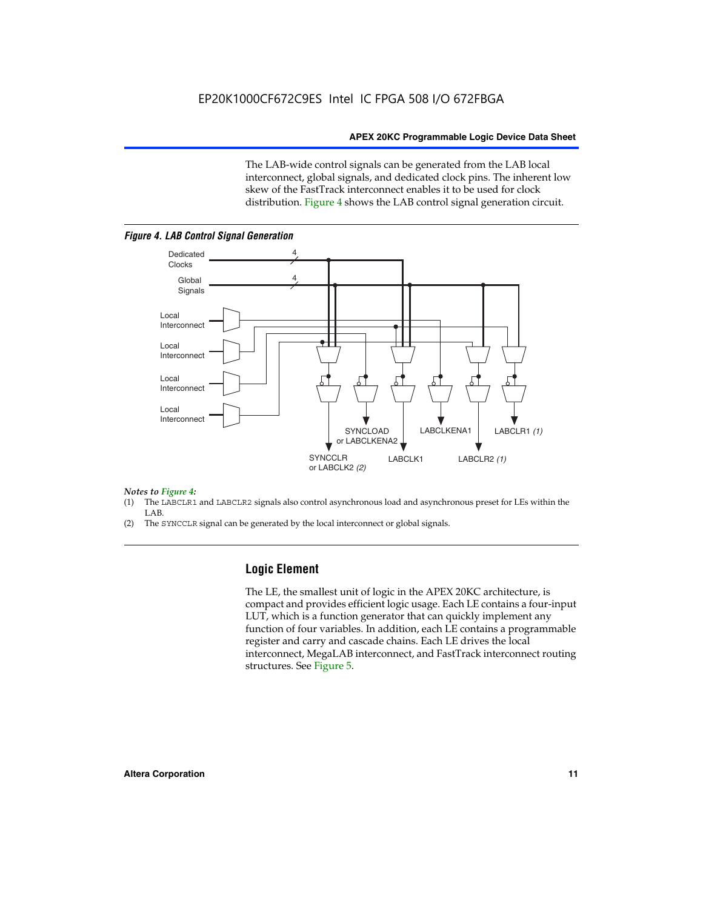The LAB-wide control signals can be generated from the LAB local interconnect, global signals, and dedicated clock pins. The inherent low skew of the FastTrack interconnect enables it to be used for clock distribution. Figure 4 shows the LAB control signal generation circuit.

*Figure 4. LAB Control Signal Generation*

*Notes to Figure 4:*

(1) The LABCLR1 and LABCLR2 signals also control asynchronous load and asynchronous preset for LEs within the LAB.

(2) The SYNCCLR signal can be generated by the local interconnect or global signals.

## Logic Element

The LE, the smallest unit of logic in the APEX 20KC architecture, is compact and provides efficient logic usage. Each LE contains a four-input LUT, which is a function generator that can quickly implement any function of four variables. In addition, each LE contains a programmable register and carry and cascade chains. Each LE drives the local interconnect, MegaLAB interconnect, and FastTrack interconnect routing structures. See Figure 5.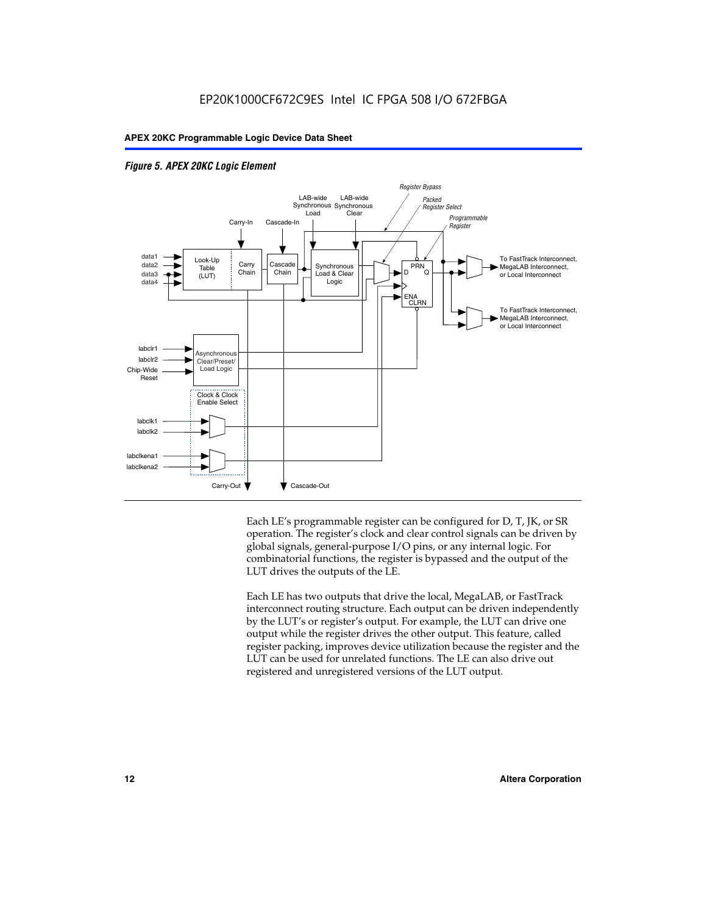*Figure 5. APEX 20KC Logic Element*

Each LE's programmable register can be configured for D, T, JK, or SR operation. The register's clock and clear control signals can be driven by global signals, general-purpose I/O pins, or any internal logic. For combinatorial functions, the register is bypassed and the output of the LUT drives the outputs of the LE.

Each LE has two outputs that drive the local, MegaLAB, or FastTrack interconnect routing structure. Each output can be driven independently by the LUT's or register's output. For example, the LUT can drive one output while the register drives the other output. This feature, called register packing, improves device utilization because the register and the LUT can be used for unrelated functions. The LE can also drive out registered and unregistered versions of the LUT output.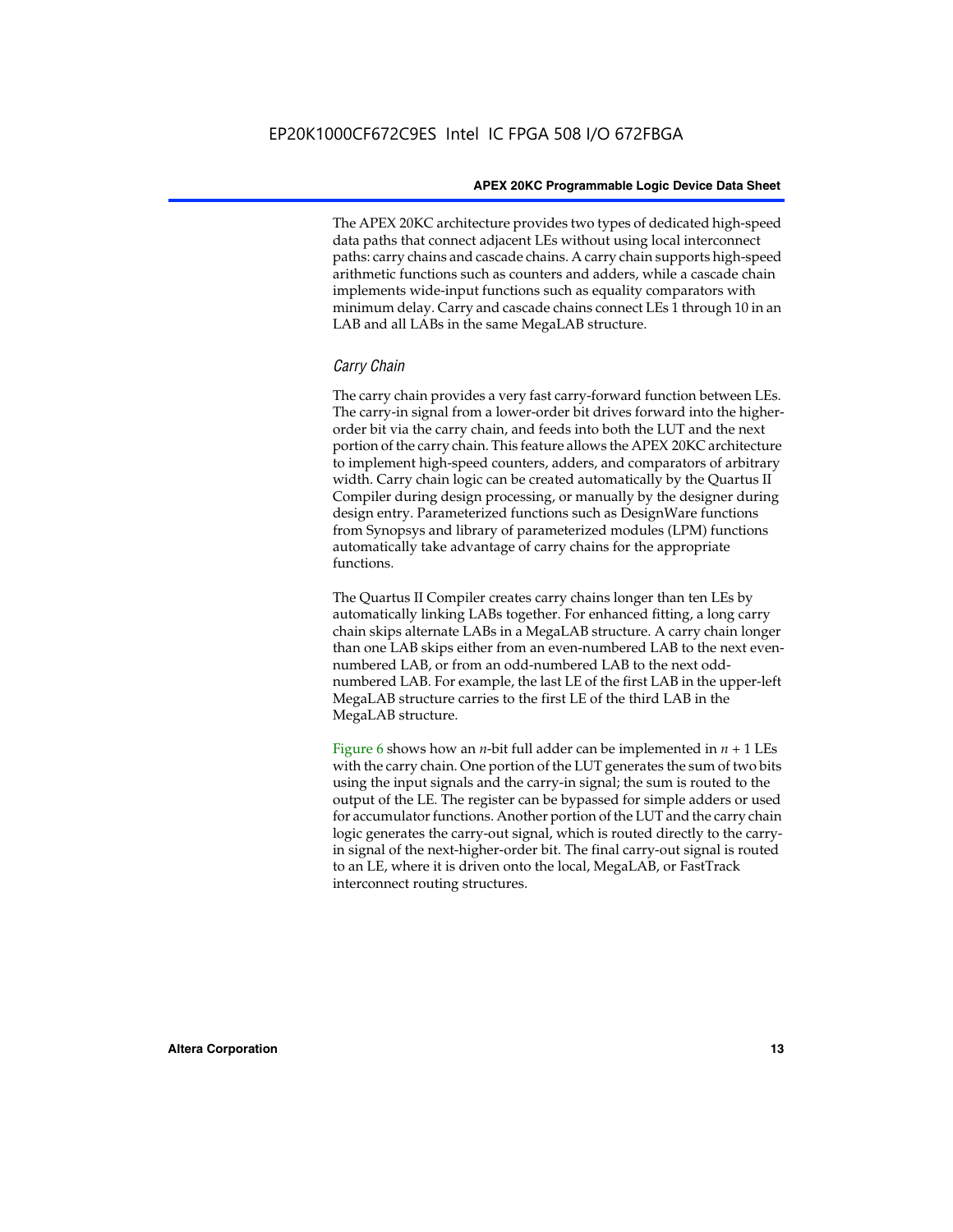The APEX 20KC architecture provides two types of dedicated high-speed data paths that connect adjacent LEs without using local interconnect paths: carry chains and cascade chains. A carry chain supports high-speed arithmetic functions such as counters and adders, while a cascade chain implements wide-input functions such as equality comparators with minimum delay. Carry and cascade chains connect LEs 1 through 10 in an LAB and all LABs in the same MegaLAB structure.

### *Carry Chain*

The carry chain provides a very fast carry-forward function between LEs. The carry-in signal from a lower-order bit drives forward into the higher-order bit via the carry chain, and feeds into both the LUT and the next portion of the carry chain. This feature allows the APEX 20KC architecture to implement high-speed counters, adders, and comparators of arbitrary width. Carry chain logic can be created automatically by the Quartus II Compiler during design processing, or manually by the designer during design entry. Parameterized functions such as DesignWare functions from Synopsys and library of parameterized modules (LPM) functions automatically take advantage of carry chains for the appropriate functions.

The Quartus II Compiler creates carry chains longer than ten LEs by automatically linking LABs together. For enhanced fitting, a long carry chain skips alternate LABs in a MegaLAB structure. A carry chain longer than one LAB skips either from an even-numbered LAB to the next even-numbered LAB, or from an odd-numbered LAB to the next odd-numbered LAB. For example, the last LE of the first LAB in the upper-left MegaLAB structure carries to the first LE of the third LAB in the MegaLAB structure.

Figure 6 shows how an $n$-bit full adder can be implemented in $n + 1$ LEs with the carry chain. One portion of the LUT generates the sum of two bits using the input signals and the carry-in signal; the sum is routed to the output of the LE. The register can be bypassed for simple adders or used for accumulator functions. Another portion of the LUT and the carry chain logic generates the carry-out signal, which is routed directly to the carry-in signal of the next-higher-order bit. The final carry-out signal is routed to an LE, where it is driven onto the local, MegaLAB, or FastTrack interconnect routing structures.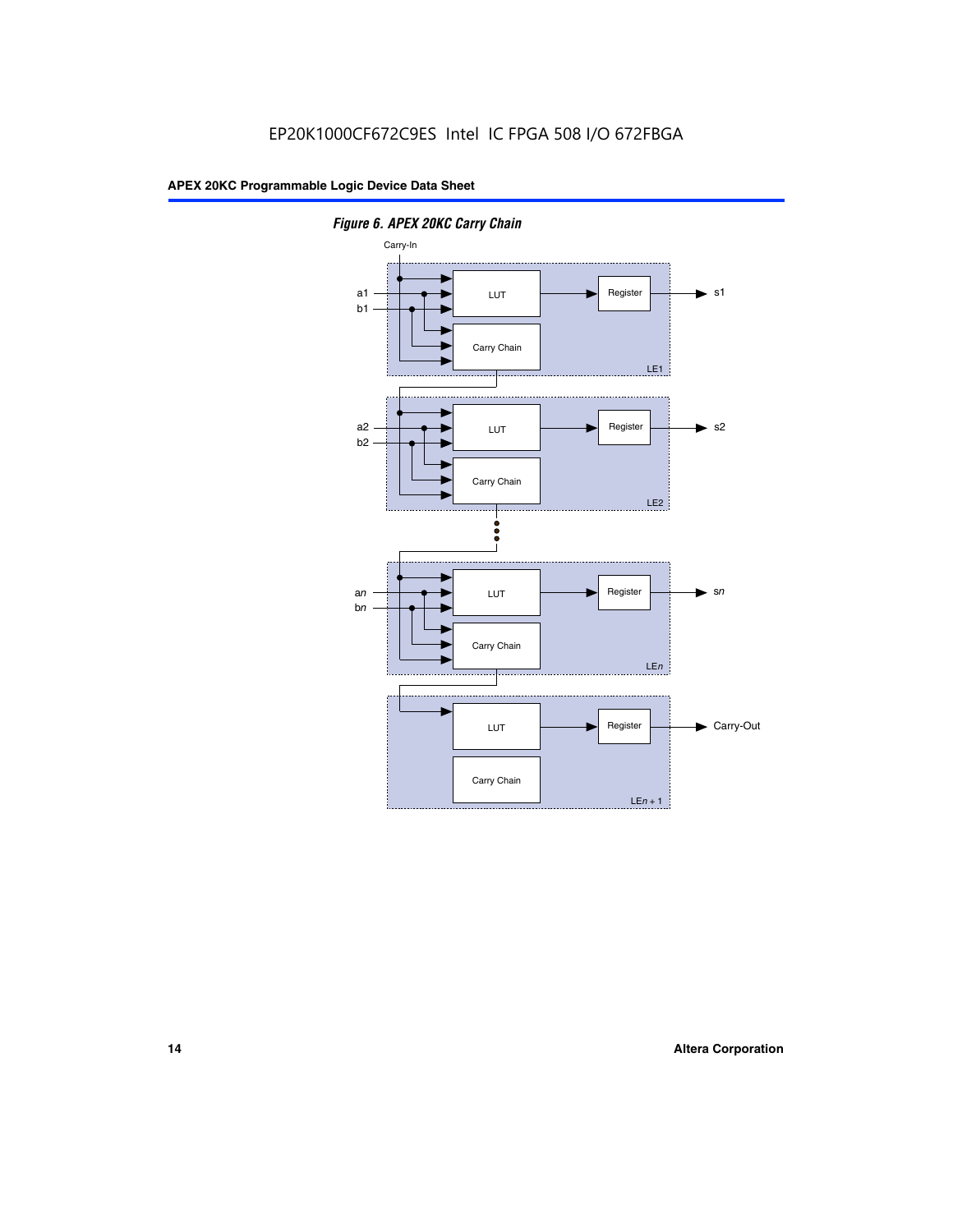*Figure 6. APEX 20KC Carry Chain*

Carry-In

a1
b1

LUT

Register

s1

Carry Chain

LE1

a2
b2

LUT

Register

s2

Carry Chain

LE2

an
bn

LUT

Register

sn

Carry Chain

LEn

LUT

Register

Carry-Out

Carry Chain

LEn + 1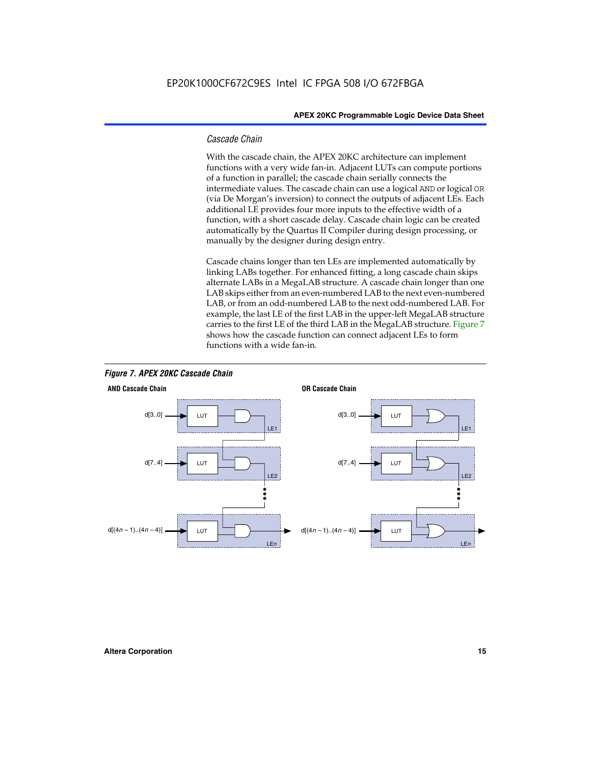### Cascade Chain

With the cascade chain, the APEX 20KC architecture can implement functions with a very wide fan-in. Adjacent LUTs can compute portions of a function in parallel; the cascade chain serially connects the intermediate values. The cascade chain can use a logical `AND` or logical `OR` (via De Morgan's inversion) to connect the outputs of adjacent LEs. Each additional LE provides four more inputs to the effective width of a function, with a short cascade delay. Cascade chain logic can be created automatically by the Quartus II Compiler during design processing, or manually by the designer during design entry.

Cascade chains longer than ten LEs are implemented automatically by linking LABs together. For enhanced fitting, a long cascade chain skips alternate LABs in a MegaLAB structure. A cascade chain longer than one LAB skips either from an even-numbered LAB to the next even-numbered LAB, or from an odd-numbered LAB to the next odd-numbered LAB. For example, the last LE of the first LAB in the upper-left MegaLAB structure carries to the first LE of the third LAB in the MegaLAB structure. Figure 7 shows how the cascade function can connect adjacent LEs to form functions with a wide fan-in.

*Figure 7. APEX 20KC Cascade Chain*

**AND Cascade Chain**

d[3..0] → LUT → LE1
d[7..4] → LUT → LE2
d[(4$n$ – 1)..(4$n$ – 4)] → LUT → LE$n$

**OR Cascade Chain**

d[3..0] → LUT → LE1
d[7..4] → LUT → LE2
d[(4$n$ – 1)..(4$n$ – 4)] → LUT → LE$n$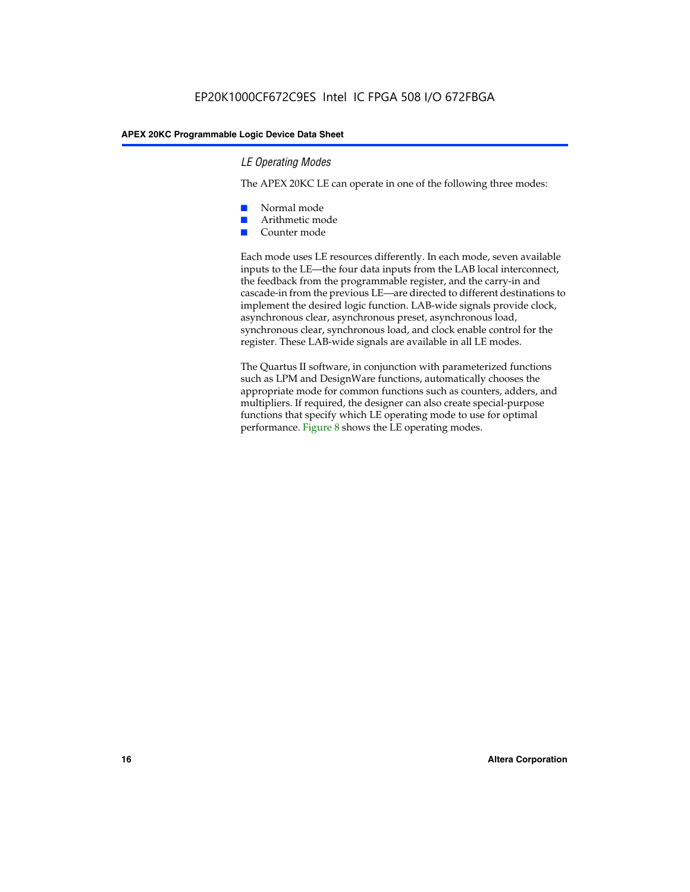### LE Operating Modes

The APEX 20KC LE can operate in one of the following three modes:

- Normal mode
- Arithmetic mode
- Counter mode

Each mode uses LE resources differently. In each mode, seven available inputs to the LE—the four data inputs from the LAB local interconnect, the feedback from the programmable register, and the carry-in and cascade-in from the previous LE—are directed to different destinations to implement the desired logic function. LAB-wide signals provide clock, asynchronous clear, asynchronous preset, asynchronous load, synchronous clear, synchronous load, and clock enable control for the register. These LAB-wide signals are available in all LE modes.

The Quartus II software, in conjunction with parameterized functions such as LPM and DesignWare functions, automatically chooses the appropriate mode for common functions such as counters, adders, and multipliers. If required, the designer can also create special-purpose functions that specify which LE operating mode to use for optimal performance. Figure 8 shows the LE operating modes.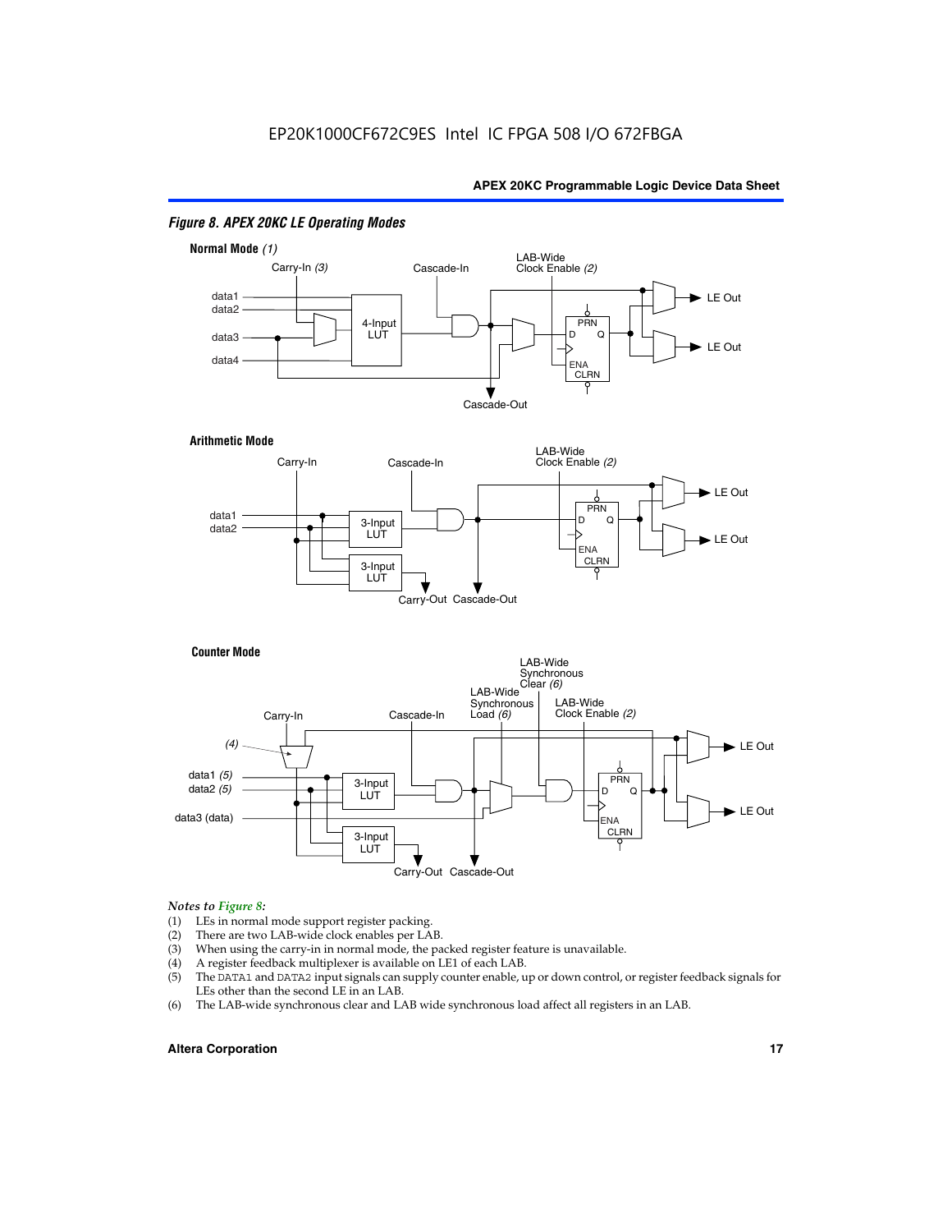*Figure 8. APEX 20KC LE Operating Modes*

**Normal Mode** *(1)*

Carry-In *(3)* | Cascade-In | LAB-Wide Clock Enable *(2)* | data1 | data2 | data3 | data4 | 4-Input LUT | PRN | D | Q | ENA | CLRN | LE Out | LE Out | Cascade-Out

**Arithmetic Mode**

Carry-In | Cascade-In | LAB-Wide Clock Enable *(2)* | data1 | data2 | 3-Input LUT | 3-Input LUT | PRN | D | Q | ENA | CLRN | LE Out | LE Out | Carry-Out | Cascade-Out

**Counter Mode**

Carry-In | *(4)* | Cascade-In | LAB-Wide Synchronous Load *(6)* | LAB-Wide Synchronous Clear *(6)* | LAB-Wide Clock Enable *(2)* | data1 *(5)* | data2 *(5)* | data3 (data) | 3-Input LUT | 3-Input LUT | PRN | D | Q | ENA | CLRN | LE Out | LE Out | Carry-Out | Cascade-Out

*Notes to Figure 8:*

(1) LEs in normal mode support register packing.
(2) There are two LAB-wide clock enables per LAB.
(3) When using the carry-in in normal mode, the packed register feature is unavailable.
(4) A register feedback multiplexer is available on LE1 of each LAB.
(5) The DATA1 and DATA2 input signals can supply counter enable, up or down control, or register feedback signals for LEs other than the second LE in an LAB.
(6) The LAB-wide synchronous clear and LAB wide synchronous load affect all registers in an LAB.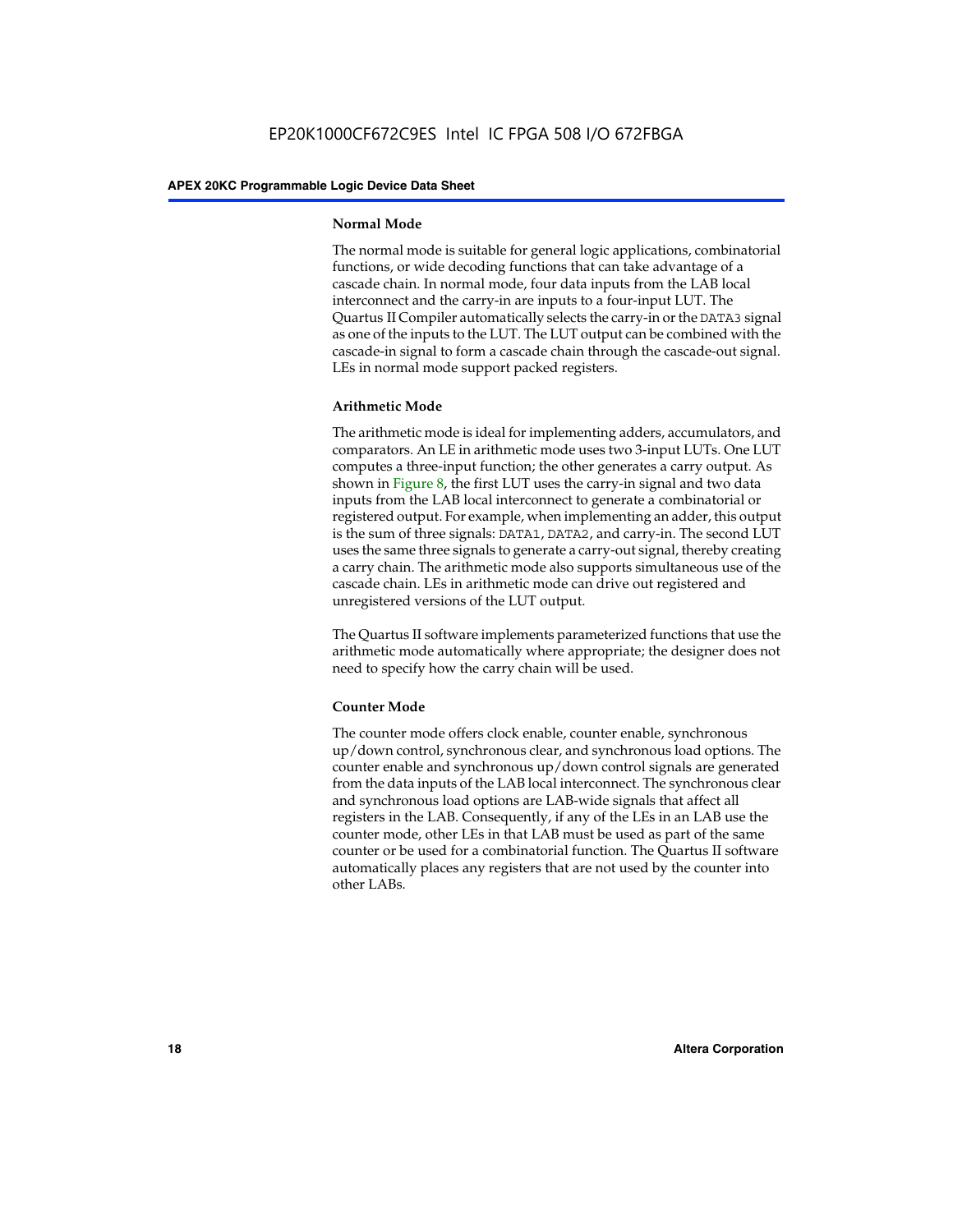### Normal Mode

The normal mode is suitable for general logic applications, combinatorial functions, or wide decoding functions that can take advantage of a cascade chain. In normal mode, four data inputs from the LAB local interconnect and the carry-in are inputs to a four-input LUT. The Quartus II Compiler automatically selects the carry-in or the DATA3 signal as one of the inputs to the LUT. The LUT output can be combined with the cascade-in signal to form a cascade chain through the cascade-out signal. LEs in normal mode support packed registers.

### Arithmetic Mode

The arithmetic mode is ideal for implementing adders, accumulators, and comparators. An LE in arithmetic mode uses two 3-input LUTs. One LUT computes a three-input function; the other generates a carry output. As shown in Figure 8, the first LUT uses the carry-in signal and two data inputs from the LAB local interconnect to generate a combinatorial or registered output. For example, when implementing an adder, this output is the sum of three signals: DATA1, DATA2, and carry-in. The second LUT uses the same three signals to generate a carry-out signal, thereby creating a carry chain. The arithmetic mode also supports simultaneous use of the cascade chain. LEs in arithmetic mode can drive out registered and unregistered versions of the LUT output.

The Quartus II software implements parameterized functions that use the arithmetic mode automatically where appropriate; the designer does not need to specify how the carry chain will be used.

### Counter Mode

The counter mode offers clock enable, counter enable, synchronous up/down control, synchronous clear, and synchronous load options. The counter enable and synchronous up/down control signals are generated from the data inputs of the LAB local interconnect. The synchronous clear and synchronous load options are LAB-wide signals that affect all registers in the LAB. Consequently, if any of the LEs in an LAB use the counter mode, other LEs in that LAB must be used as part of the same counter or be used for a combinatorial function. The Quartus II software automatically places any registers that are not used by the counter into other LABs.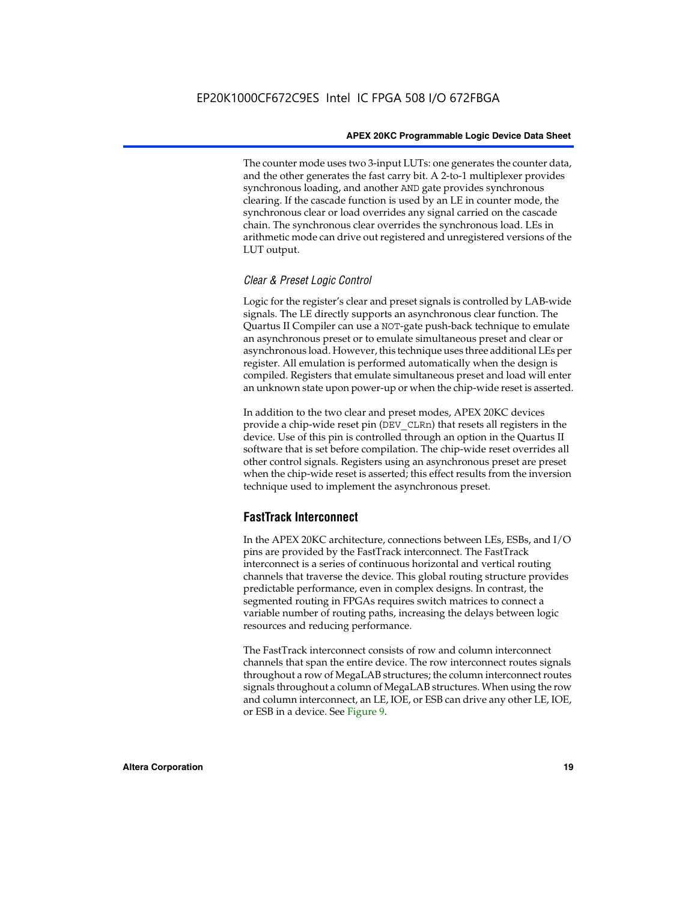The counter mode uses two 3-input LUTs: one generates the counter data, and the other generates the fast carry bit. A 2-to-1 multiplexer provides synchronous loading, and another AND gate provides synchronous clearing. If the cascade function is used by an LE in counter mode, the synchronous clear or load overrides any signal carried on the cascade chain. The synchronous clear overrides the synchronous load. LEs in arithmetic mode can drive out registered and unregistered versions of the LUT output.

### *Clear & Preset Logic Control*

Logic for the register's clear and preset signals is controlled by LAB-wide signals. The LE directly supports an asynchronous clear function. The Quartus II Compiler can use a NOT-gate push-back technique to emulate an asynchronous preset or to emulate simultaneous preset and clear or asynchronous load. However, this technique uses three additional LEs per register. All emulation is performed automatically when the design is compiled. Registers that emulate simultaneous preset and load will enter an unknown state upon power-up or when the chip-wide reset is asserted.

In addition to the two clear and preset modes, APEX 20KC devices provide a chip-wide reset pin (DEV_CLRn) that resets all registers in the device. Use of this pin is controlled through an option in the Quartus II software that is set before compilation. The chip-wide reset overrides all other control signals. Registers using an asynchronous preset are preset when the chip-wide reset is asserted; this effect results from the inversion technique used to implement the asynchronous preset.

## FastTrack Interconnect

In the APEX 20KC architecture, connections between LEs, ESBs, and I/O pins are provided by the FastTrack interconnect. The FastTrack interconnect is a series of continuous horizontal and vertical routing channels that traverse the device. This global routing structure provides predictable performance, even in complex designs. In contrast, the segmented routing in FPGAs requires switch matrices to connect a variable number of routing paths, increasing the delays between logic resources and reducing performance.

The FastTrack interconnect consists of row and column interconnect channels that span the entire device. The row interconnect routes signals throughout a row of MegaLAB structures; the column interconnect routes signals throughout a column of MegaLAB structures. When using the row and column interconnect, an LE, IOE, or ESB can drive any other LE, IOE, or ESB in a device. See Figure 9.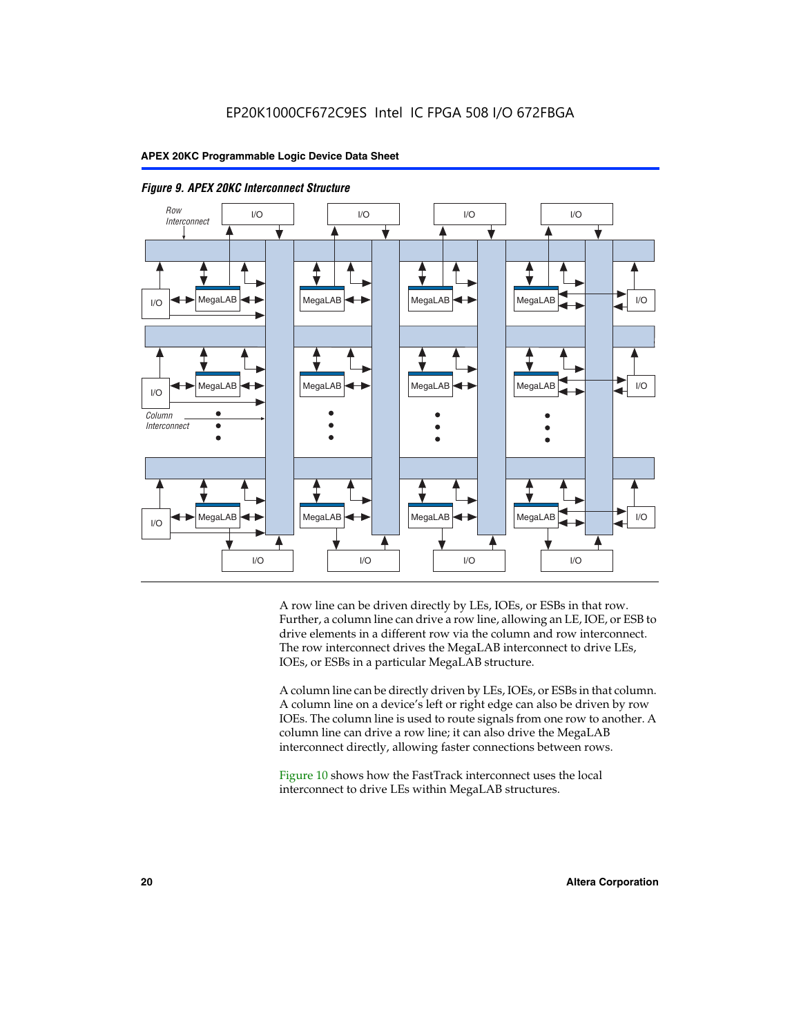*Figure 9. APEX 20KC Interconnect Structure*

A row line can be driven directly by LEs, IOEs, or ESBs in that row. Further, a column line can drive a row line, allowing an LE, IOE, or ESB to drive elements in a different row via the column and row interconnect. The row interconnect drives the MegaLAB interconnect to drive LEs, IOEs, or ESBs in a particular MegaLAB structure.

A column line can be directly driven by LEs, IOEs, or ESBs in that column. A column line on a device's left or right edge can also be driven by row IOEs. The column line is used to route signals from one row to another. A column line can drive a row line; it can also drive the MegaLAB interconnect directly, allowing faster connections between rows.

Figure 10 shows how the FastTrack interconnect uses the local interconnect to drive LEs within MegaLAB structures.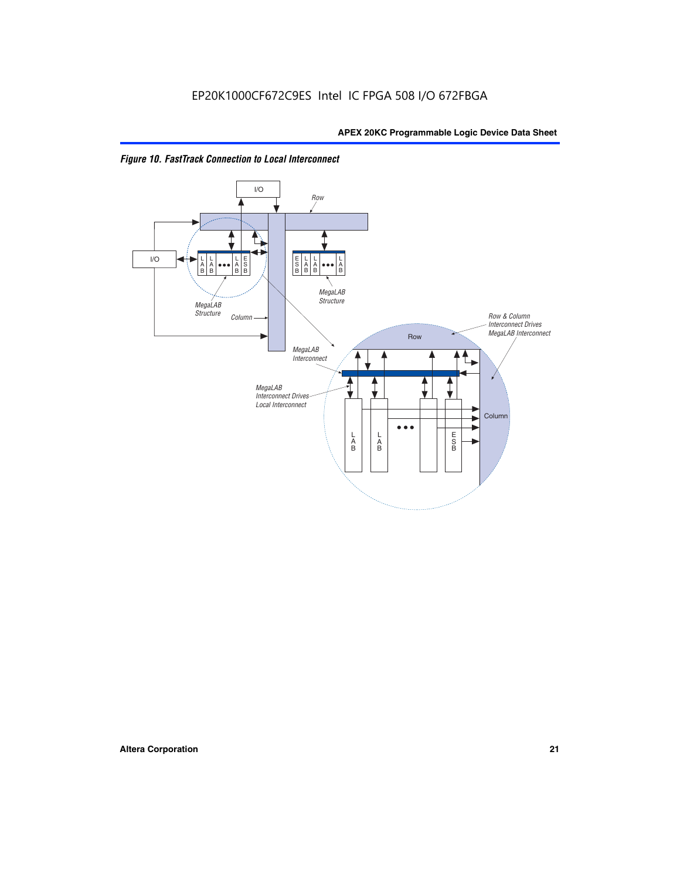*Figure 10. FastTrack Connection to Local Interconnect*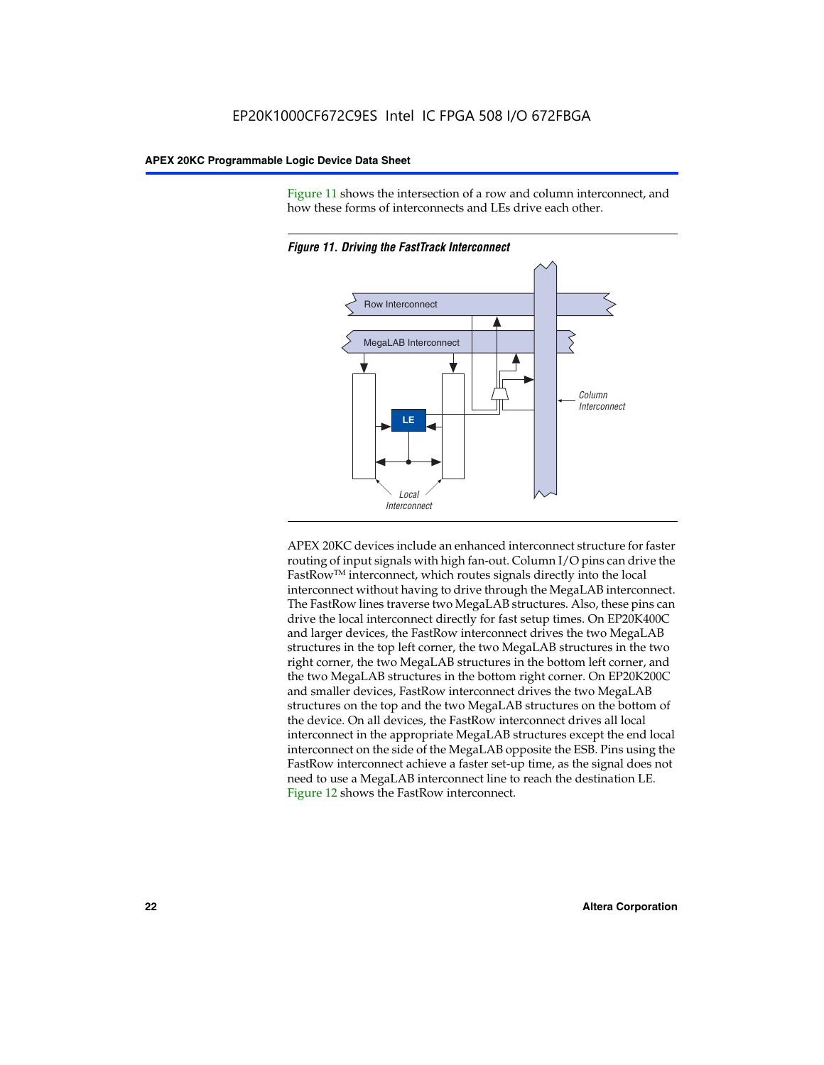Figure 11 shows the intersection of a row and column interconnect, and how these forms of interconnects and LEs drive each other.

*Figure 11. Driving the FastTrack Interconnect*

APEX 20KC devices include an enhanced interconnect structure for faster routing of input signals with high fan-out. Column I/O pins can drive the FastRow™ interconnect, which routes signals directly into the local interconnect without having to drive through the MegaLAB interconnect. The FastRow lines traverse two MegaLAB structures. Also, these pins can drive the local interconnect directly for fast setup times. On EP20K400C and larger devices, the FastRow interconnect drives the two MegaLAB structures in the top left corner, the two MegaLAB structures in the two right corner, the two MegaLAB structures in the bottom left corner, and the two MegaLAB structures in the bottom right corner. On EP20K200C and smaller devices, FastRow interconnect drives the two MegaLAB structures on the top and the two MegaLAB structures on the bottom of the device. On all devices, the FastRow interconnect drives all local interconnect in the appropriate MegaLAB structures except the end local interconnect on the side of the MegaLAB opposite the ESB. Pins using the FastRow interconnect achieve a faster set-up time, as the signal does not need to use a MegaLAB interconnect line to reach the destination LE. Figure 12 shows the FastRow interconnect.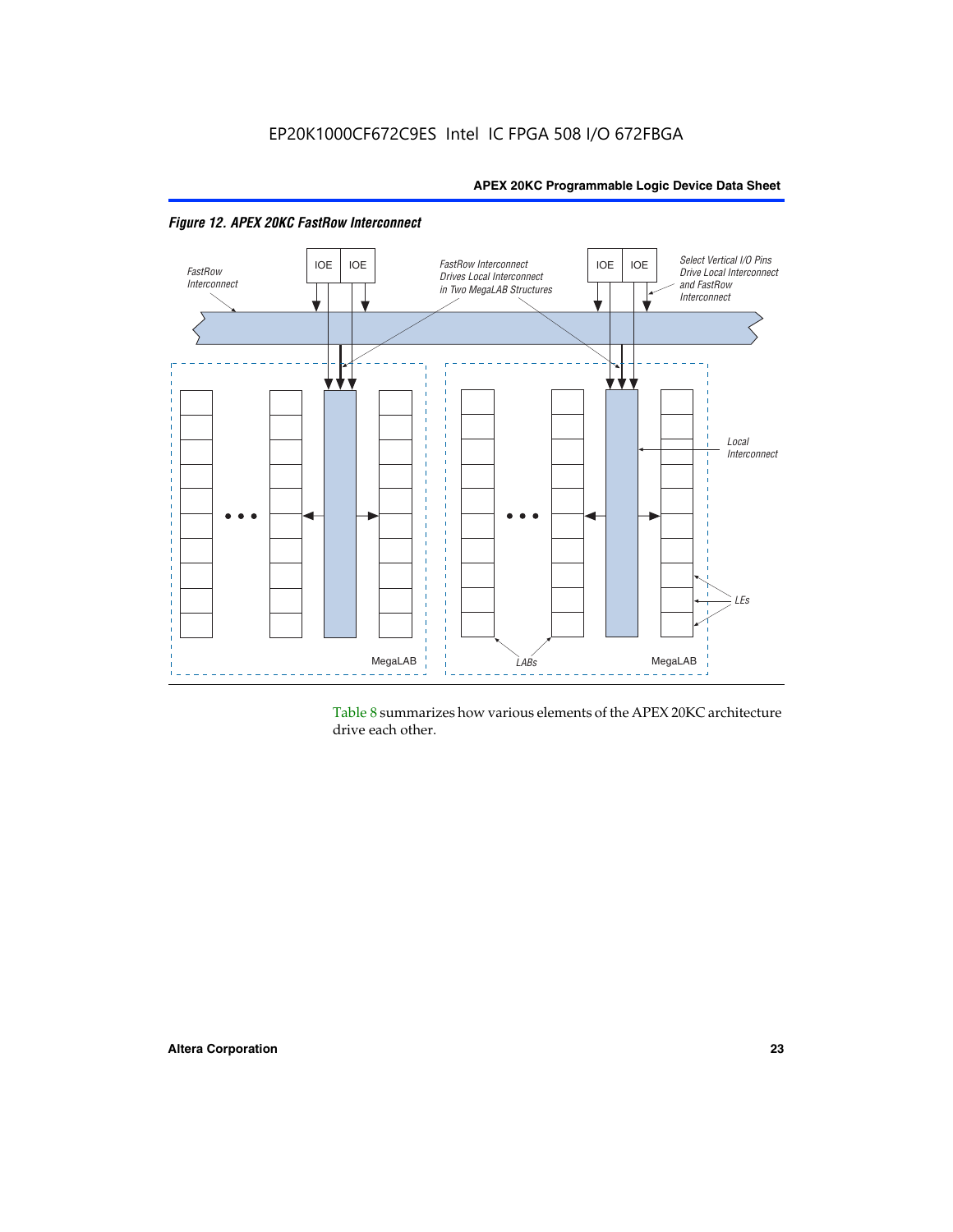*Figure 12. APEX 20KC FastRow Interconnect*

Table 8 summarizes how various elements of the APEX 20KC architecture drive each other.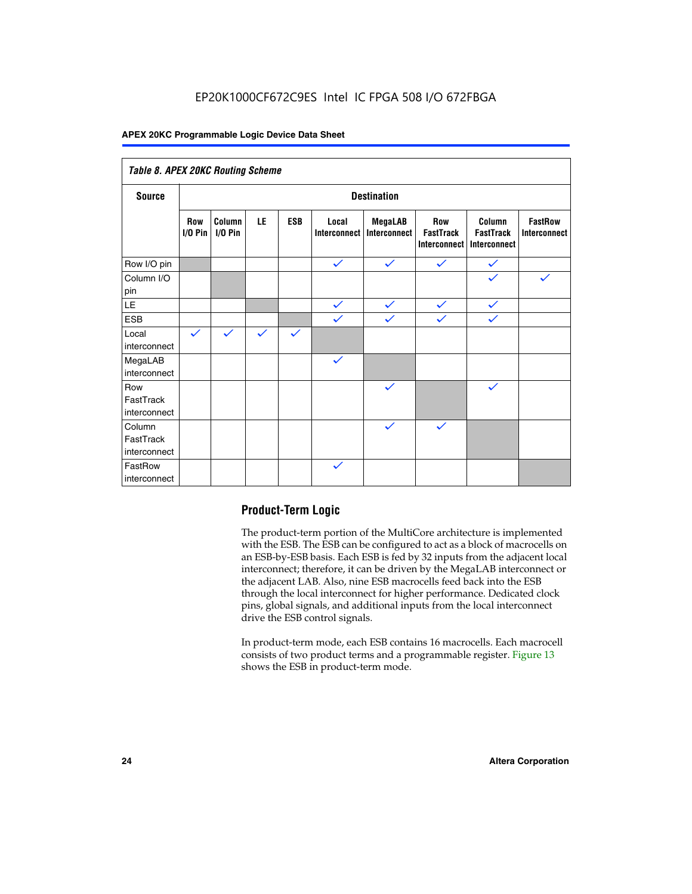*Table 8. APEX 20KC Routing Scheme*

| Source | Destination | | | | | | | | |
|---|---|---|---|---|---|---|---|---|---|
| | Row I/O Pin | Column I/O Pin | LE | ESB | Local Interconnect | MegaLAB Interconnect | Row FastTrack Interconnect | Column FastTrack Interconnect | FastRow Interconnect |
| Row I/O pin | | | | | ✓ | ✓ | ✓ | ✓ | |
| Column I/O pin | | | | | | | | ✓ | ✓ |
| LE | | | | | ✓ | ✓ | ✓ | ✓ | |
| ESB | | | | | ✓ | ✓ | ✓ | ✓ | |
| Local interconnect | ✓ | ✓ | ✓ | ✓ | | | | | |
| MegaLAB interconnect | | | | | ✓ | | | | |
| Row FastTrack interconnect | | | | | | ✓ | | ✓ | |
| Column FastTrack interconnect | | | | | | ✓ | ✓ | | |
| FastRow interconnect | | | | | ✓ | | | | |

## Product-Term Logic

The product-term portion of the MultiCore architecture is implemented with the ESB. The ESB can be configured to act as a block of macrocells on an ESB-by-ESB basis. Each ESB is fed by 32 inputs from the adjacent local interconnect; therefore, it can be driven by the MegaLAB interconnect or the adjacent LAB. Also, nine ESB macrocells feed back into the ESB through the local interconnect for higher performance. Dedicated clock pins, global signals, and additional inputs from the local interconnect drive the ESB control signals.

In product-term mode, each ESB contains 16 macrocells. Each macrocell consists of two product terms and a programmable register. Figure 13 shows the ESB in product-term mode.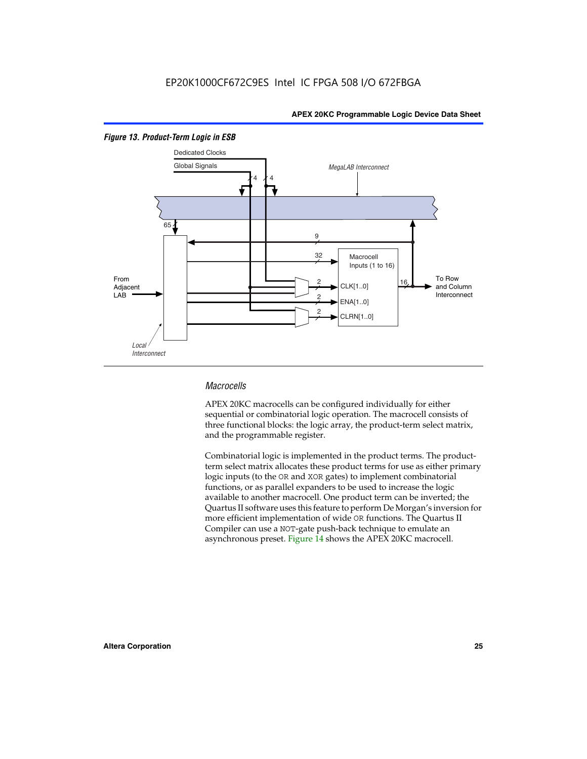*Figure 13. Product-Term Logic in ESB*

### *Macrocells*

APEX 20KC macrocells can be configured individually for either sequential or combinatorial logic operation. The macrocell consists of three functional blocks: the logic array, the product-term select matrix, and the programmable register.

Combinatorial logic is implemented in the product terms. The product-term select matrix allocates these product terms for use as either primary logic inputs (to the OR and XOR gates) to implement combinatorial functions, or as parallel expanders to be used to increase the logic available to another macrocell. One product term can be inverted; the Quartus II software uses this feature to perform De Morgan's inversion for more efficient implementation of wide OR functions. The Quartus II Compiler can use a NOT-gate push-back technique to emulate an asynchronous preset. Figure 14 shows the APEX 20KC macrocell.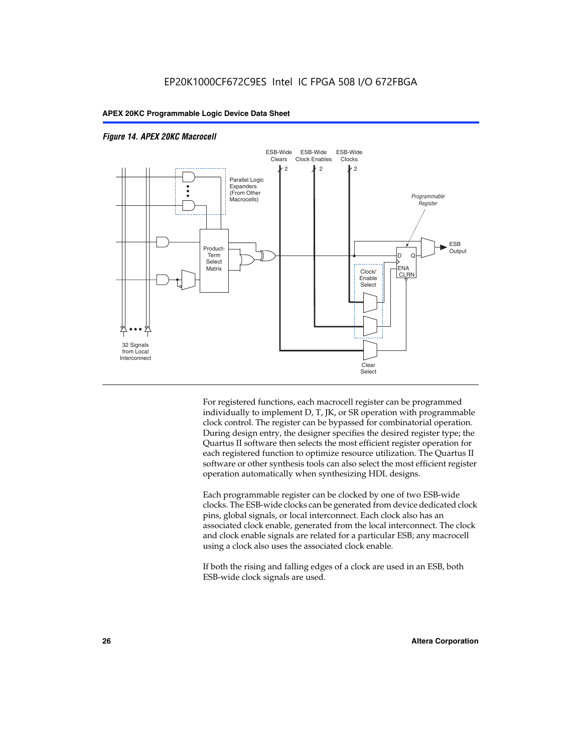*Figure 14. APEX 20KC Macrocell*

ESB-Wide Clears

ESB-Wide Clock Enables

ESB-Wide Clocks

2

2

2

Parallel Logic Expanders (From Other Macrocells)

Programmable Register

Product-Term Select Matrix

ESB Output

D Q

ENA CLRN

Clock/ Enable Select

32 Signals from Local Interconnect

Clear Select

For registered functions, each macrocell register can be programmed individually to implement D, T, JK, or SR operation with programmable clock control. The register can be bypassed for combinatorial operation. During design entry, the designer specifies the desired register type; the Quartus II software then selects the most efficient register operation for each registered function to optimize resource utilization. The Quartus II software or other synthesis tools can also select the most efficient register operation automatically when synthesizing HDL designs.

Each programmable register can be clocked by one of two ESB-wide clocks. The ESB-wide clocks can be generated from device dedicated clock pins, global signals, or local interconnect. Each clock also has an associated clock enable, generated from the local interconnect. The clock and clock enable signals are related for a particular ESB; any macrocell using a clock also uses the associated clock enable.

If both the rising and falling edges of a clock are used in an ESB, both ESB-wide clock signals are used.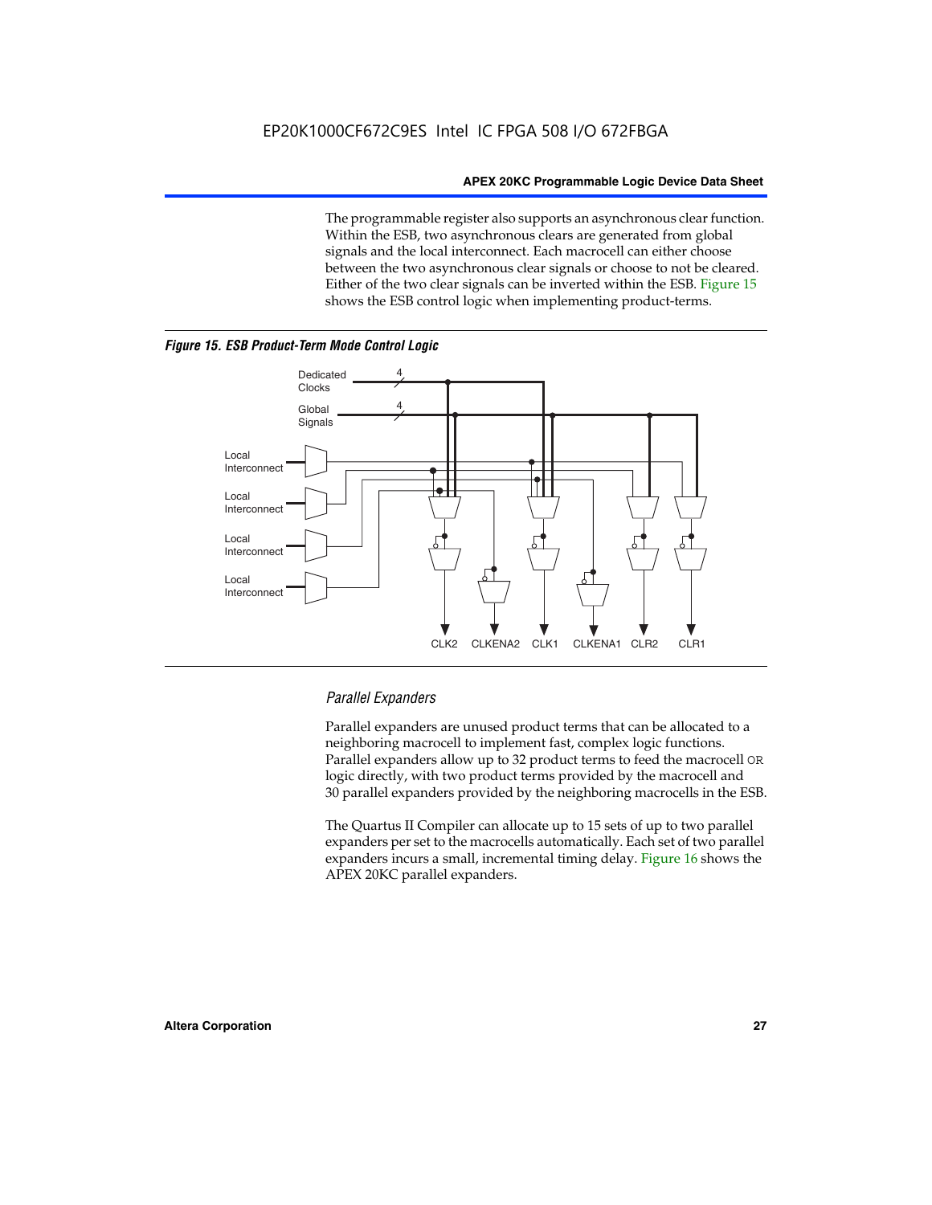The programmable register also supports an asynchronous clear function. Within the ESB, two asynchronous clears are generated from global signals and the local interconnect. Each macrocell can either choose between the two asynchronous clear signals or choose to not be cleared. Either of the two clear signals can be inverted within the ESB. Figure 15 shows the ESB control logic when implementing product-terms.

*Figure 15. ESB Product-Term Mode Control Logic*

### *Parallel Expanders*

Parallel expanders are unused product terms that can be allocated to a neighboring macrocell to implement fast, complex logic functions. Parallel expanders allow up to 32 product terms to feed the macrocell OR logic directly, with two product terms provided by the macrocell and 30 parallel expanders provided by the neighboring macrocells in the ESB.

The Quartus II Compiler can allocate up to 15 sets of up to two parallel expanders per set to the macrocells automatically. Each set of two parallel expanders incurs a small, incremental timing delay. Figure 16 shows the APEX 20KC parallel expanders.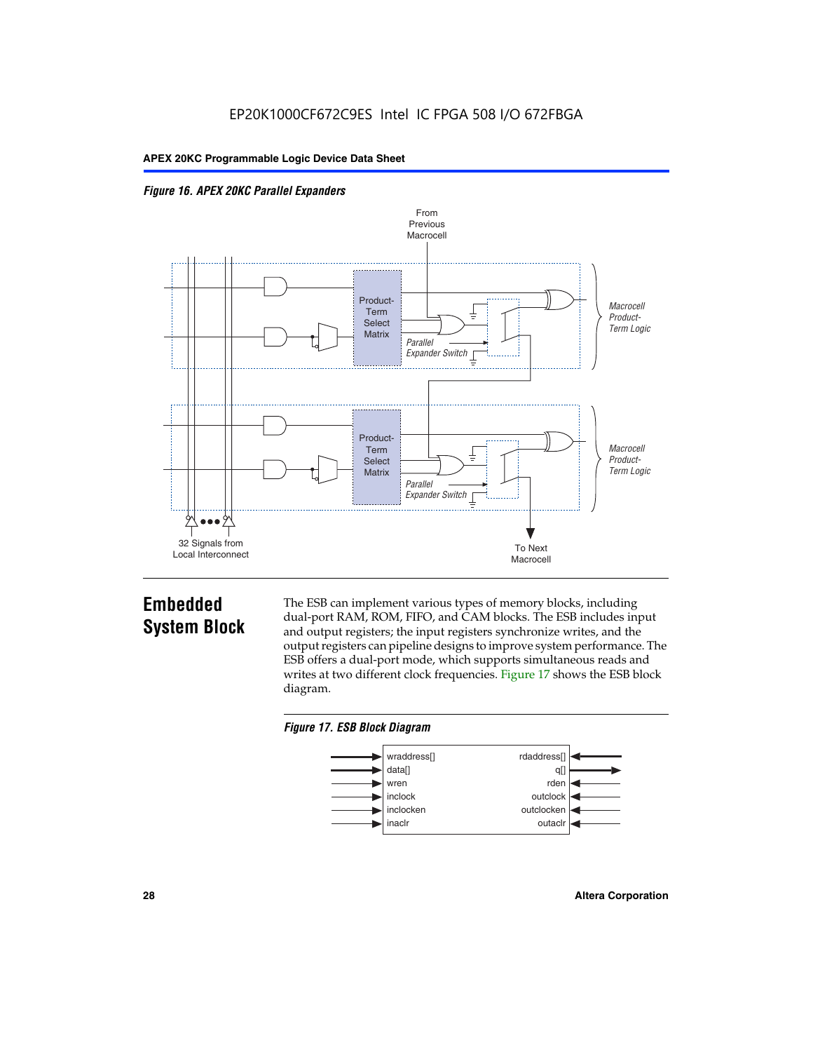*Figure 16. APEX 20KC Parallel Expanders*

From Previous Macrocell

Product-Term Select Matrix

Parallel Expander Switch

Macrocell Product-Term Logic

Product-Term Select Matrix

Parallel Expander Switch

Macrocell Product-Term Logic

32 Signals from Local Interconnect

To Next Macrocell

## Embedded System Block

The ESB can implement various types of memory blocks, including dual-port RAM, ROM, FIFO, and CAM blocks. The ESB includes input and output registers; the input registers synchronize writes, and the output registers can pipeline designs to improve system performance. The ESB offers a dual-port mode, which supports simultaneous reads and writes at two different clock frequencies. Figure 17 shows the ESB block diagram.

*Figure 17. ESB Block Diagram*

| Inputs | Outputs/Inputs |
| --- | --- |
| wraddress[] | rdaddress[] |
| data[] | q[] |
| wren | rden |
| inclock | outclock |
| inclocken | outclocken |
| inaclr | outaclr |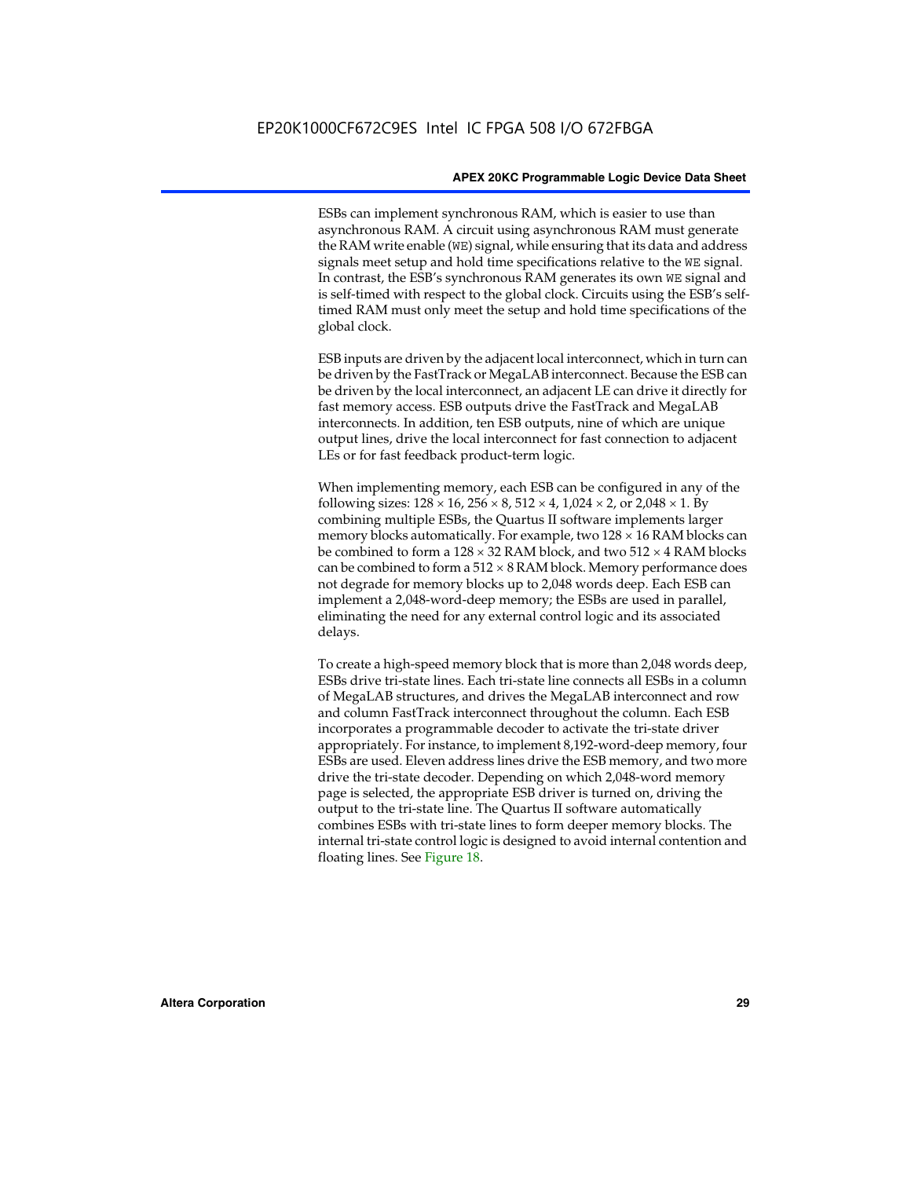ESBs can implement synchronous RAM, which is easier to use than asynchronous RAM. A circuit using asynchronous RAM must generate the RAM write enable (`WE`) signal, while ensuring that its data and address signals meet setup and hold time specifications relative to the `WE` signal. In contrast, the ESB's synchronous RAM generates its own `WE` signal and is self-timed with respect to the global clock. Circuits using the ESB's self-timed RAM must only meet the setup and hold time specifications of the global clock.

ESB inputs are driven by the adjacent local interconnect, which in turn can be driven by the FastTrack or MegaLAB interconnect. Because the ESB can be driven by the local interconnect, an adjacent LE can drive it directly for fast memory access. ESB outputs drive the FastTrack and MegaLAB interconnects. In addition, ten ESB outputs, nine of which are unique output lines, drive the local interconnect for fast connection to adjacent LEs or for fast feedback product-term logic.

When implementing memory, each ESB can be configured in any of the following sizes: 128 × 16, 256 × 8, 512 × 4, 1,024 × 2, or 2,048 × 1. By combining multiple ESBs, the Quartus II software implements larger memory blocks automatically. For example, two 128 × 16 RAM blocks can be combined to form a 128 × 32 RAM block, and two 512 × 4 RAM blocks can be combined to form a 512 × 8 RAM block. Memory performance does not degrade for memory blocks up to 2,048 words deep. Each ESB can implement a 2,048-word-deep memory; the ESBs are used in parallel, eliminating the need for any external control logic and its associated delays.

To create a high-speed memory block that is more than 2,048 words deep, ESBs drive tri-state lines. Each tri-state line connects all ESBs in a column of MegaLAB structures, and drives the MegaLAB interconnect and row and column FastTrack interconnect throughout the column. Each ESB incorporates a programmable decoder to activate the tri-state driver appropriately. For instance, to implement 8,192-word-deep memory, four ESBs are used. Eleven address lines drive the ESB memory, and two more drive the tri-state decoder. Depending on which 2,048-word memory page is selected, the appropriate ESB driver is turned on, driving the output to the tri-state line. The Quartus II software automatically combines ESBs with tri-state lines to form deeper memory blocks. The internal tri-state control logic is designed to avoid internal contention and floating lines. See Figure 18.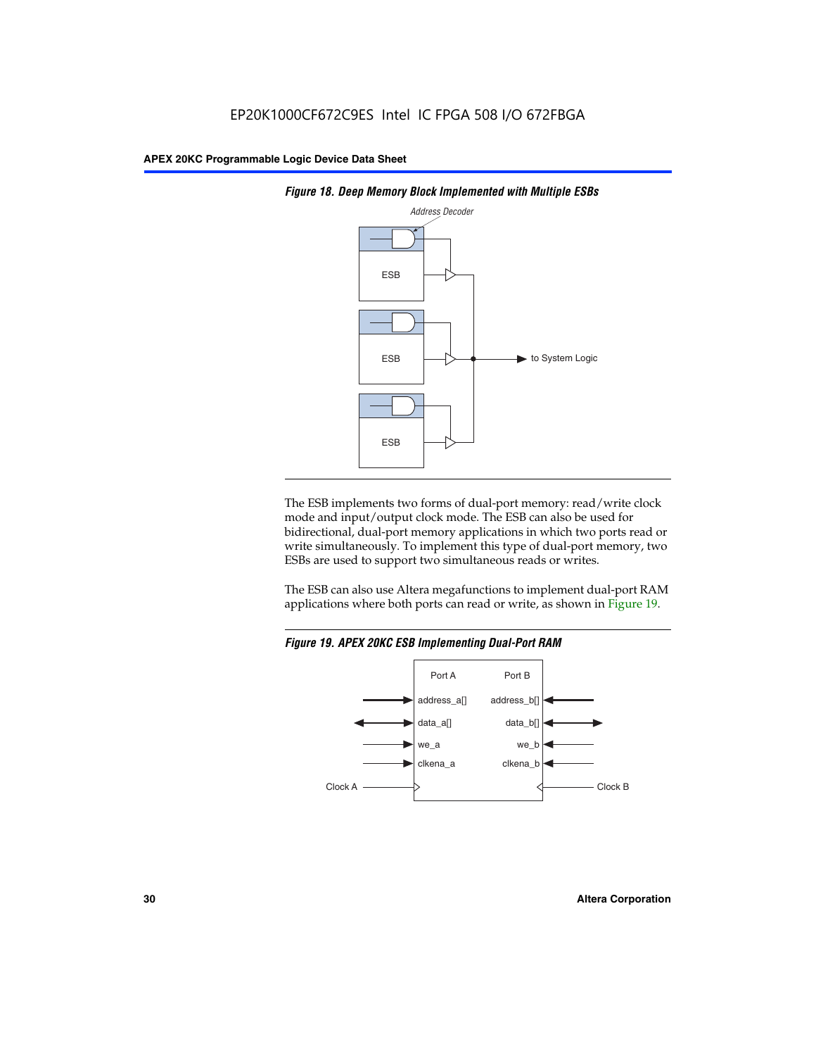**Figure 18. Deep Memory Block Implemented with Multiple ESBs**

The ESB implements two forms of dual-port memory: read/write clock mode and input/output clock mode. The ESB can also be used for bidirectional, dual-port memory applications in which two ports read or write simultaneously. To implement this type of dual-port memory, two ESBs are used to support two simultaneous reads or writes.

The ESB can also use Altera megafunctions to implement dual-port RAM applications where both ports can read or write, as shown in Figure 19.

**Figure 19. APEX 20KC ESB Implementing Dual-Port RAM**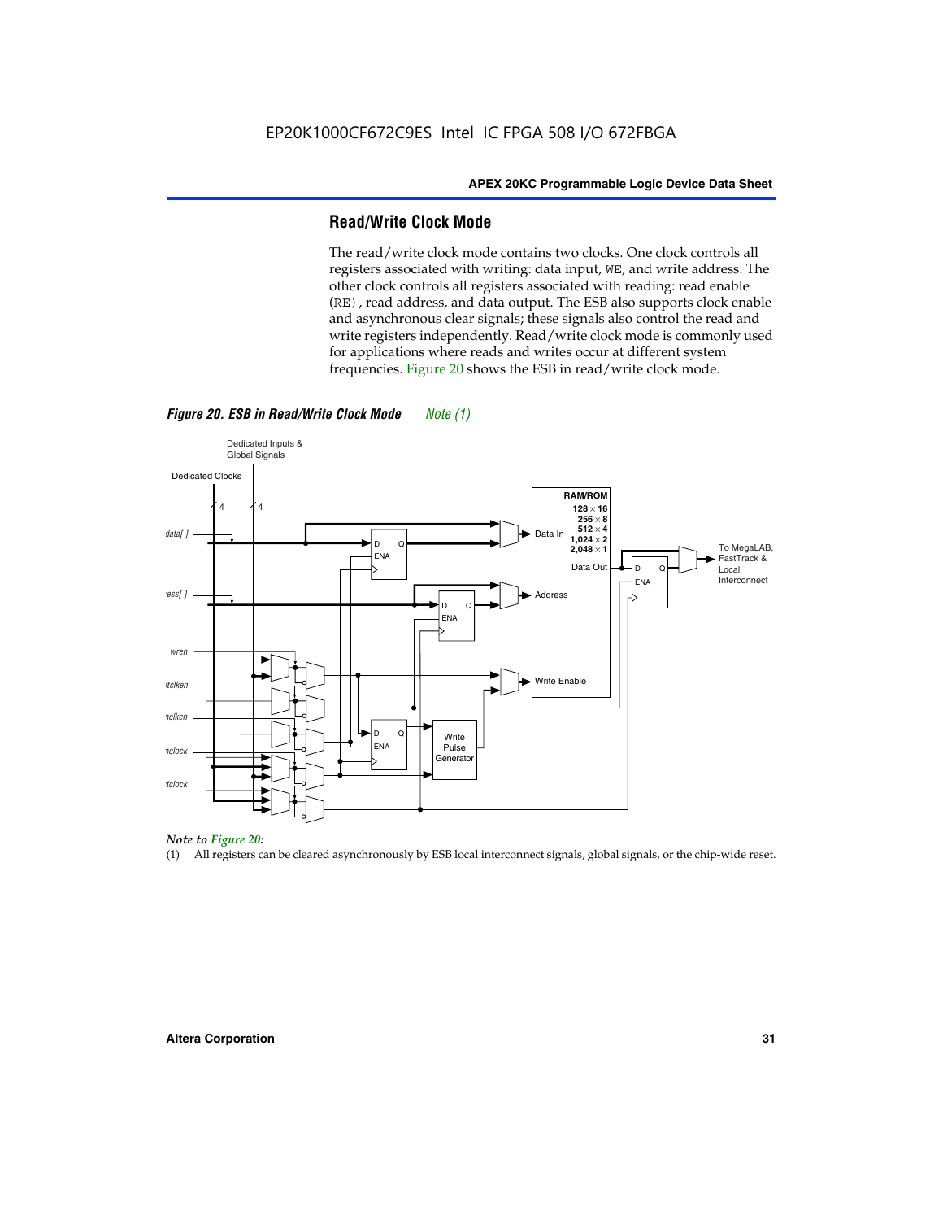## Read/Write Clock Mode

The read/write clock mode contains two clocks. One clock controls all registers associated with writing: data input, WE, and write address. The other clock controls all registers associated with reading: read enable (RE), read address, and data output. The ESB also supports clock enable and asynchronous clear signals; these signals also control the read and write registers independently. Read/write clock mode is commonly used for applications where reads and writes occur at different system frequencies. Figure 20 shows the ESB in read/write clock mode.

*Figure 20. ESB in Read/Write Clock Mode* Note (1)

*Note to Figure 20:*

(1) All registers can be cleared asynchronously by ESB local interconnect signals, global signals, or the chip-wide reset.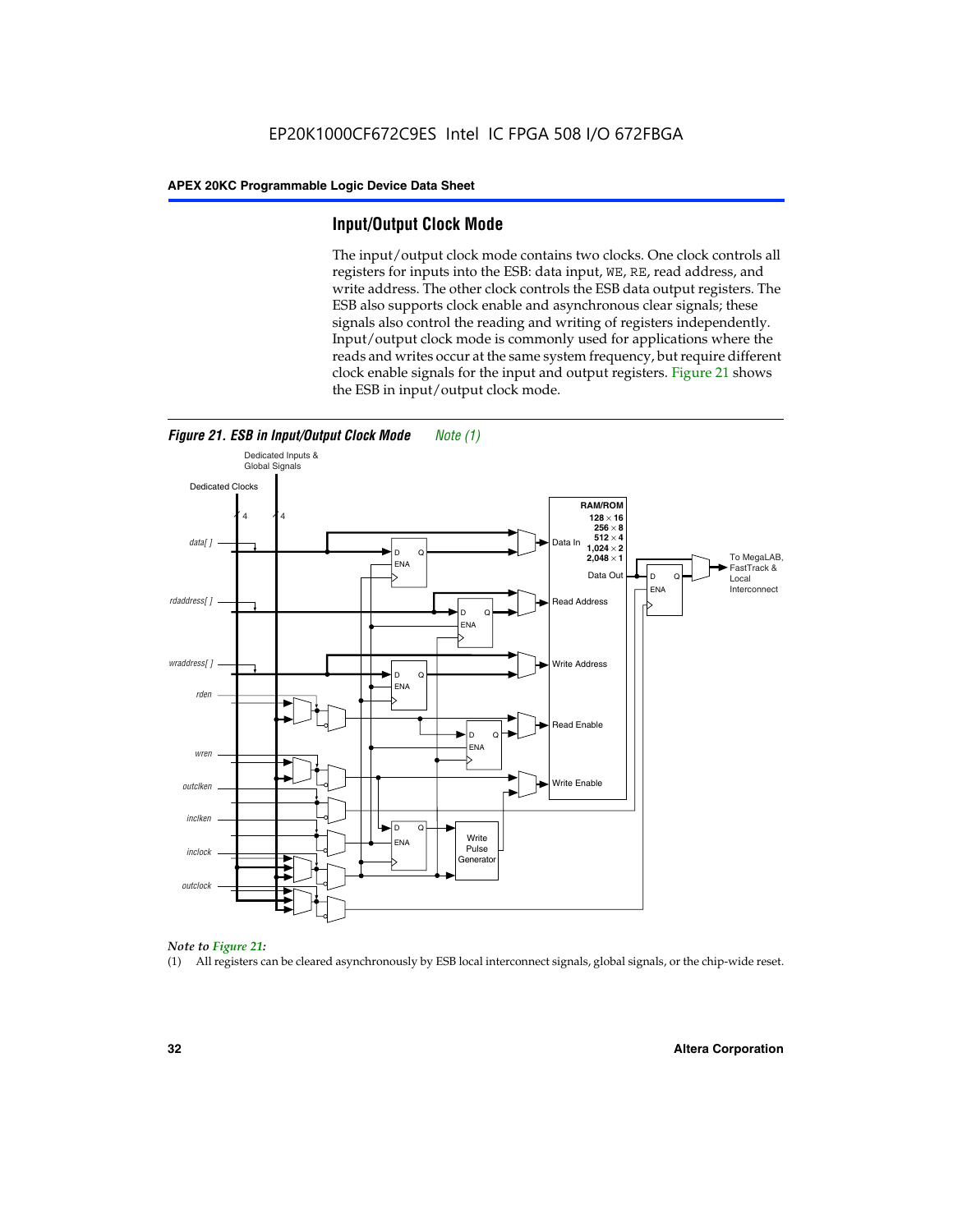## Input/Output Clock Mode

The input/output clock mode contains two clocks. One clock controls all registers for inputs into the ESB: data input, `WE`, `RE`, read address, and write address. The other clock controls the ESB data output registers. The ESB also supports clock enable and asynchronous clear signals; these signals also control the reading and writing of registers independently. Input/output clock mode is commonly used for applications where the reads and writes occur at the same system frequency, but require different clock enable signals for the input and output registers. Figure 21 shows the ESB in input/output clock mode.

***Figure 21. ESB in Input/Output Clock Mode*** *Note (1)*

*Note to Figure 21:*

(1) All registers can be cleared asynchronously by ESB local interconnect signals, global signals, or the chip-wide reset.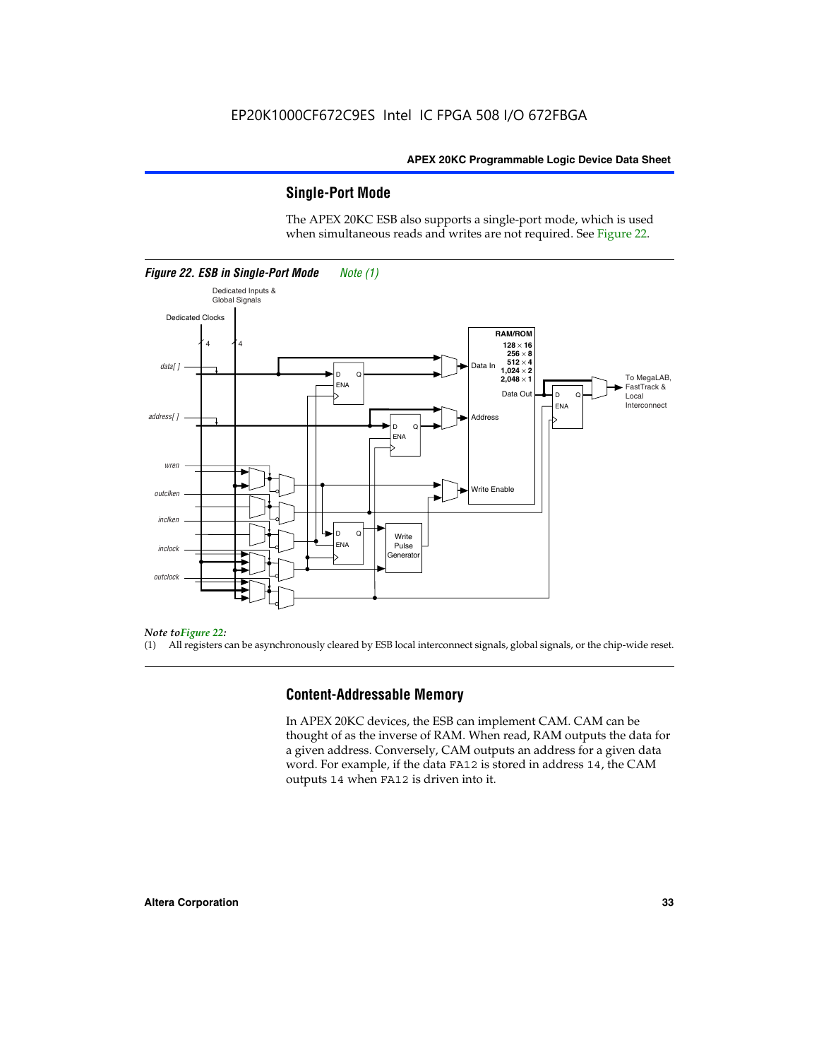## Single-Port Mode

The APEX 20KC ESB also supports a single-port mode, which is used when simultaneous reads and writes are not required. See Figure 22.

*Figure 22. ESB in Single-Port Mode* *Note (1)*

*Note to Figure 22:*

(1) All registers can be asynchronously cleared by ESB local interconnect signals, global signals, or the chip-wide reset.

## Content-Addressable Memory

In APEX 20KC devices, the ESB can implement CAM. CAM can be thought of as the inverse of RAM. When read, RAM outputs the data for a given address. Conversely, CAM outputs an address for a given data word. For example, if the data `FA12` is stored in address `14`, the CAM outputs `14` when `FA12` is driven into it.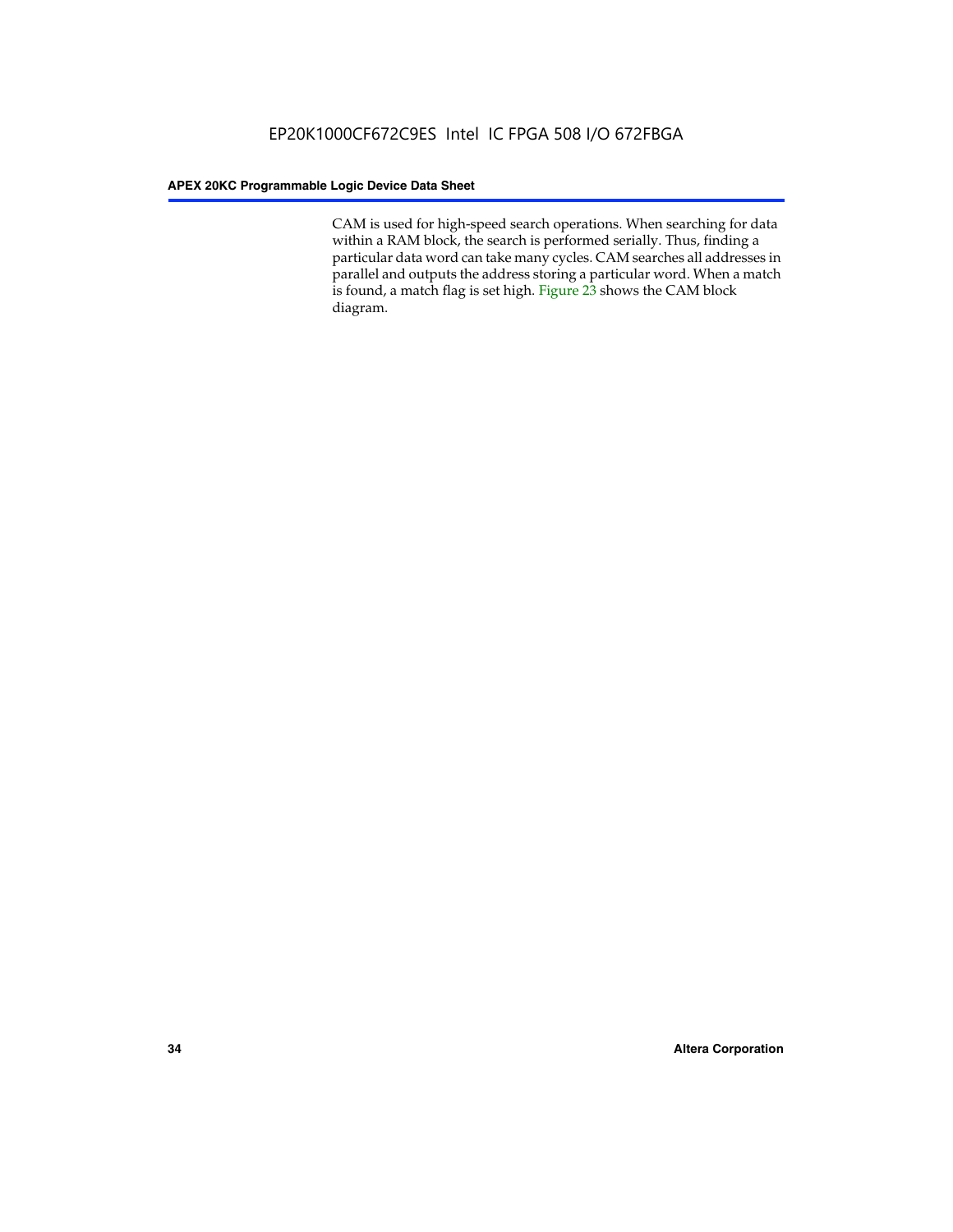CAM is used for high-speed search operations. When searching for data within a RAM block, the search is performed serially. Thus, finding a particular data word can take many cycles. CAM searches all addresses in parallel and outputs the address storing a particular word. When a match is found, a match flag is set high. Figure 23 shows the CAM block diagram.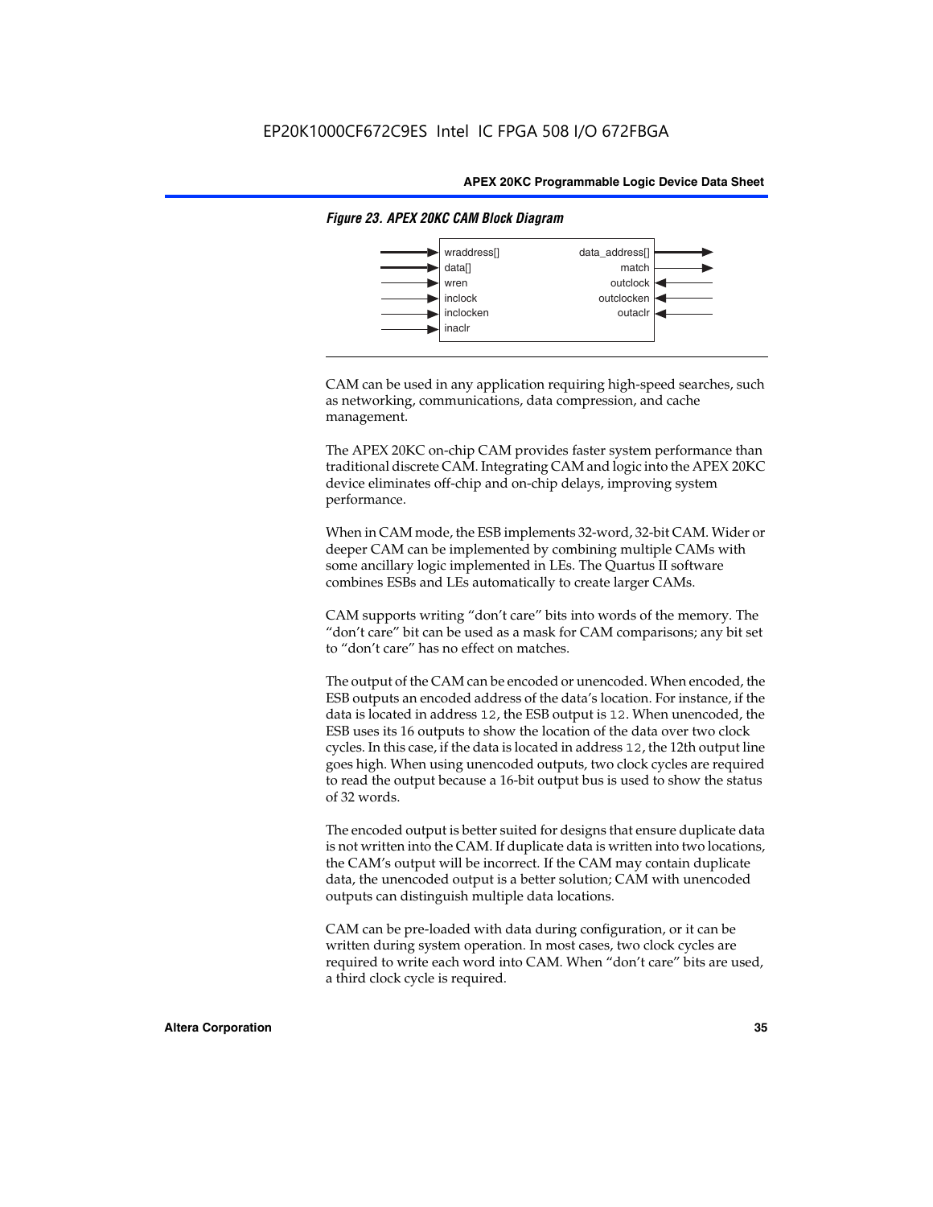*Figure 23. APEX 20KC CAM Block Diagram*

| Inputs | Outputs |
| --- | --- |
| wraddress[] | data_address[] |
| data[] | match |
| wren | outclock |
| inclock | outclocken |
| inclocken | outaclr |
| inaclr | |

CAM can be used in any application requiring high-speed searches, such as networking, communications, data compression, and cache management.

The APEX 20KC on-chip CAM provides faster system performance than traditional discrete CAM. Integrating CAM and logic into the APEX 20KC device eliminates off-chip and on-chip delays, improving system performance.

When in CAM mode, the ESB implements 32-word, 32-bit CAM. Wider or deeper CAM can be implemented by combining multiple CAMs with some ancillary logic implemented in LEs. The Quartus II software combines ESBs and LEs automatically to create larger CAMs.

CAM supports writing "don't care" bits into words of the memory. The "don't care" bit can be used as a mask for CAM comparisons; any bit set to "don't care" has no effect on matches.

The output of the CAM can be encoded or unencoded. When encoded, the ESB outputs an encoded address of the data's location. For instance, if the data is located in address `12`, the ESB output is `12`. When unencoded, the ESB uses its 16 outputs to show the location of the data over two clock cycles. In this case, if the data is located in address `12`, the 12th output line goes high. When using unencoded outputs, two clock cycles are required to read the output because a 16-bit output bus is used to show the status of 32 words.

The encoded output is better suited for designs that ensure duplicate data is not written into the CAM. If duplicate data is written into two locations, the CAM's output will be incorrect. If the CAM may contain duplicate data, the unencoded output is a better solution; CAM with unencoded outputs can distinguish multiple data locations.

CAM can be pre-loaded with data during configuration, or it can be written during system operation. In most cases, two clock cycles are required to write each word into CAM. When "don't care" bits are used, a third clock cycle is required.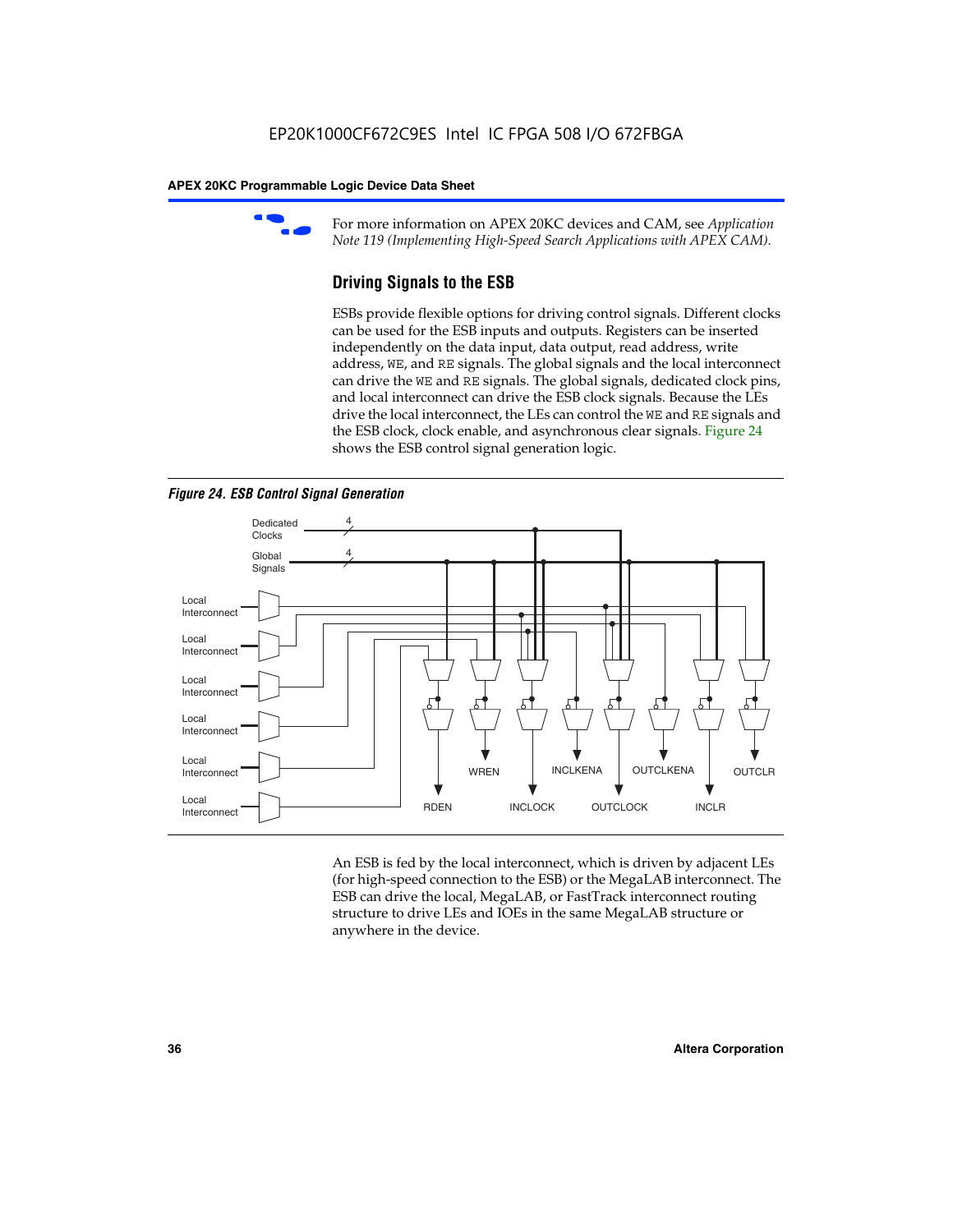For more information on APEX 20KC devices and CAM, see *Application Note 119 (Implementing High-Speed Search Applications with APEX CAM).*

## Driving Signals to the ESB

ESBs provide flexible options for driving control signals. Different clocks can be used for the ESB inputs and outputs. Registers can be inserted independently on the data input, data output, read address, write address, WE, and RE signals. The global signals and the local interconnect can drive the WE and RE signals. The global signals, dedicated clock pins, and local interconnect can drive the ESB clock signals. Because the LEs drive the local interconnect, the LEs can control the WE and RE signals and the ESB clock, clock enable, and asynchronous clear signals. Figure 24 shows the ESB control signal generation logic.

*Figure 24. ESB Control Signal Generation*

An ESB is fed by the local interconnect, which is driven by adjacent LEs (for high-speed connection to the ESB) or the MegaLAB interconnect. The ESB can drive the local, MegaLAB, or FastTrack interconnect routing structure to drive LEs and IOEs in the same MegaLAB structure or anywhere in the device.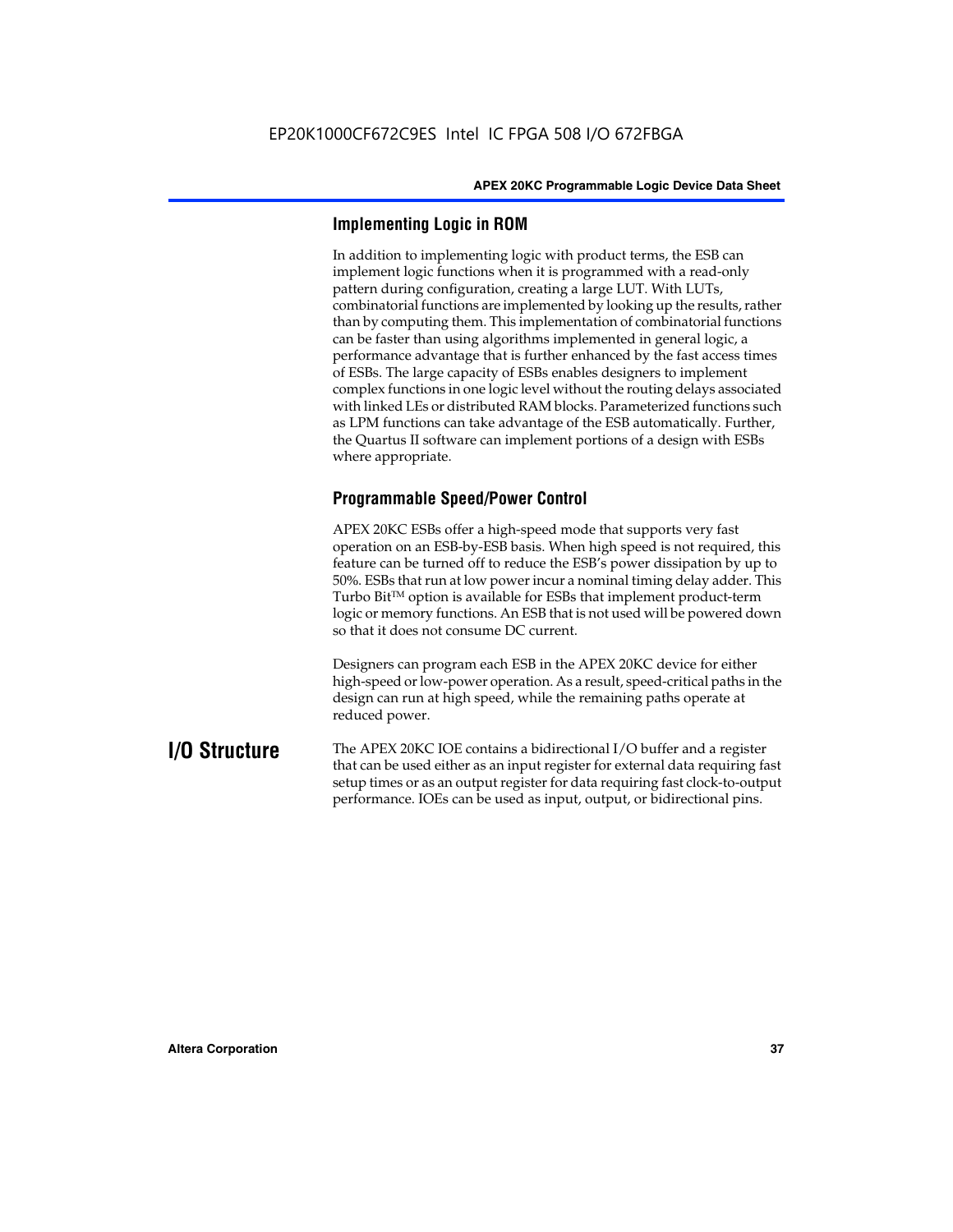### Implementing Logic in ROM

In addition to implementing logic with product terms, the ESB can implement logic functions when it is programmed with a read-only pattern during configuration, creating a large LUT. With LUTs, combinatorial functions are implemented by looking up the results, rather than by computing them. This implementation of combinatorial functions can be faster than using algorithms implemented in general logic, a performance advantage that is further enhanced by the fast access times of ESBs. The large capacity of ESBs enables designers to implement complex functions in one logic level without the routing delays associated with linked LEs or distributed RAM blocks. Parameterized functions such as LPM functions can take advantage of the ESB automatically. Further, the Quartus II software can implement portions of a design with ESBs where appropriate.

### Programmable Speed/Power Control

APEX 20KC ESBs offer a high-speed mode that supports very fast operation on an ESB-by-ESB basis. When high speed is not required, this feature can be turned off to reduce the ESB's power dissipation by up to 50%. ESBs that run at low power incur a nominal timing delay adder. This Turbo Bit™ option is available for ESBs that implement product-term logic or memory functions. An ESB that is not used will be powered down so that it does not consume DC current.

Designers can program each ESB in the APEX 20KC device for either high-speed or low-power operation. As a result, speed-critical paths in the design can run at high speed, while the remaining paths operate at reduced power.

## I/O Structure

The APEX 20KC IOE contains a bidirectional I/O buffer and a register that can be used either as an input register for external data requiring fast setup times or as an output register for data requiring fast clock-to-output performance. IOEs can be used as input, output, or bidirectional pins.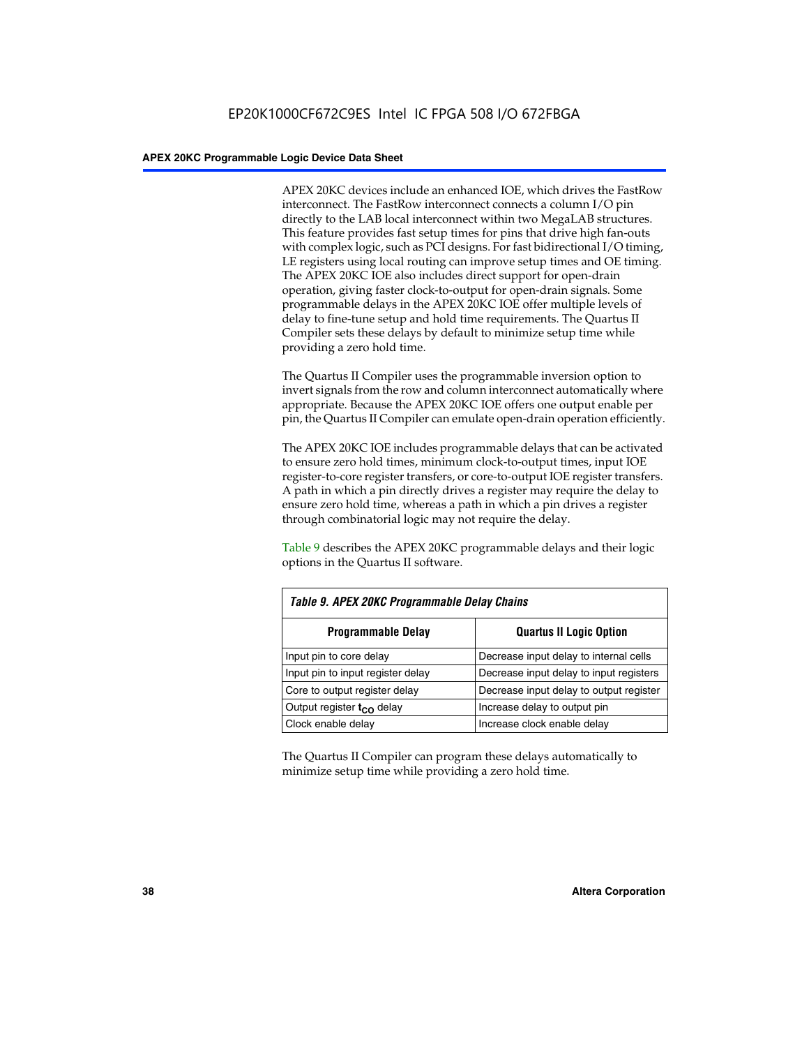APEX 20KC devices include an enhanced IOE, which drives the FastRow interconnect. The FastRow interconnect connects a column I/O pin directly to the LAB local interconnect within two MegaLAB structures. This feature provides fast setup times for pins that drive high fan-outs with complex logic, such as PCI designs. For fast bidirectional I/O timing, LE registers using local routing can improve setup times and OE timing. The APEX 20KC IOE also includes direct support for open-drain operation, giving faster clock-to-output for open-drain signals. Some programmable delays in the APEX 20KC IOE offer multiple levels of delay to fine-tune setup and hold time requirements. The Quartus II Compiler sets these delays by default to minimize setup time while providing a zero hold time.

The Quartus II Compiler uses the programmable inversion option to invert signals from the row and column interconnect automatically where appropriate. Because the APEX 20KC IOE offers one output enable per pin, the Quartus II Compiler can emulate open-drain operation efficiently.

The APEX 20KC IOE includes programmable delays that can be activated to ensure zero hold times, minimum clock-to-output times, input IOE register-to-core register transfers, or core-to-output IOE register transfers. A path in which a pin directly drives a register may require the delay to ensure zero hold time, whereas a path in which a pin drives a register through combinatorial logic may not require the delay.

Table 9 describes the APEX 20KC programmable delays and their logic options in the Quartus II software.

*Table 9. APEX 20KC Programmable Delay Chains*

| Programmable Delay | Quartus II Logic Option |
|---|---|
| Input pin to core delay | Decrease input delay to internal cells |
| Input pin to input register delay | Decrease input delay to input registers |
| Core to output register delay | Decrease input delay to output register |
| Output register $t_{CO}$ delay | Increase delay to output pin |
| Clock enable delay | Increase clock enable delay |

The Quartus II Compiler can program these delays automatically to minimize setup time while providing a zero hold time.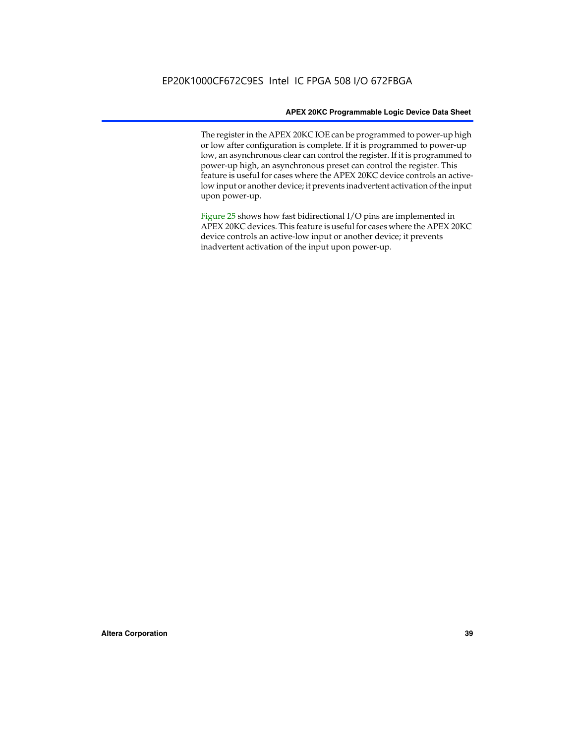The register in the APEX 20KC IOE can be programmed to power-up high or low after configuration is complete. If it is programmed to power-up low, an asynchronous clear can control the register. If it is programmed to power-up high, an asynchronous preset can control the register. This feature is useful for cases where the APEX 20KC device controls an active-low input or another device; it prevents inadvertent activation of the input upon power-up.

Figure 25 shows how fast bidirectional I/O pins are implemented in APEX 20KC devices. This feature is useful for cases where the APEX 20KC device controls an active-low input or another device; it prevents inadvertent activation of the input upon power-up.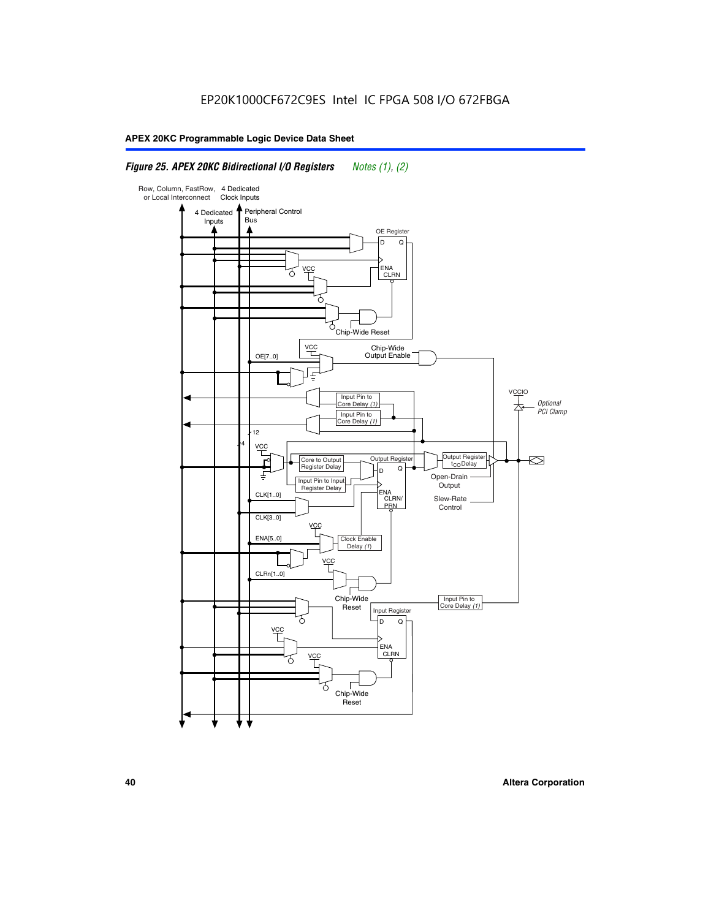# EP20K1000CF672C9ES Intel IC FPGA 508 I/O 672FBGA

**APEX 20KC Programmable Logic Device Data Sheet**

***Figure 25. APEX 20KC Bidirectional I/O Registers*** *Notes (1), (2)*

Row, Column, FastRow, or Local Interconnect

4 Dedicated Clock Inputs

4 Dedicated Inputs

Peripheral Control Bus

OE Register

D Q

ENA CLRN

VCC

Chip-Wide Reset

VCC

OE[7..0]

Chip-Wide Output Enable

Input Pin to Core Delay (1)

Input Pin to Core Delay (1)

VCCIO

*Optional PCI Clamp*

12

4

VCC

Core to Output Register Delay

Output Register

D Q

Output Register $t_{CO}$ Delay

Input Pin to Input Register Delay

Open-Drain Output

ENA CLRN/ PRN

CLK[1..0]

Slew-Rate Control

CLK[3..0]

VCC

ENA[5..0]

Clock Enable Delay (1)

VCC

CLRn[1..0]

Chip-Wide Reset

Input Pin to Core Delay (1)

Input Register

D Q

VCC

ENA CLRN

VCC

Chip-Wide Reset

Altera Corporation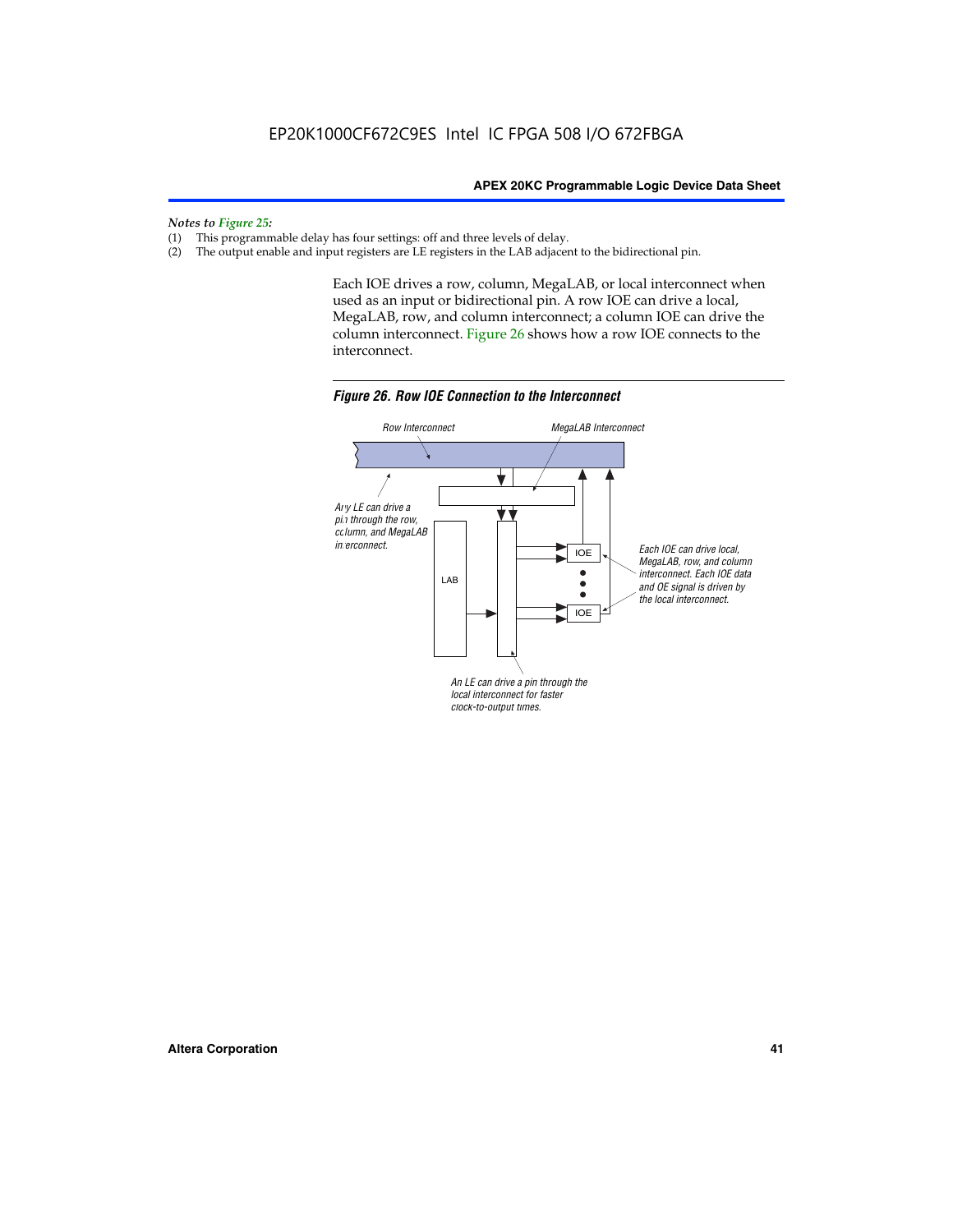*Notes to Figure 25:*

(1) This programmable delay has four settings: off and three levels of delay.
(2) The output enable and input registers are LE registers in the LAB adjacent to the bidirectional pin.

Each IOE drives a row, column, MegaLAB, or local interconnect when used as an input or bidirectional pin. A row IOE can drive a local, MegaLAB, row, and column interconnect; a column IOE can drive the column interconnect. Figure 26 shows how a row IOE connects to the interconnect.

*Figure 26. Row IOE Connection to the Interconnect*

Row Interconnect

MegaLAB Interconnect

Any LE can drive a pin through the row, column, and MegaLAB interconnect.

LAB

IOE

IOE

Each IOE can drive local, MegaLAB, row, and column interconnect. Each IOE data and OE signal is driven by the local interconnect.

An LE can drive a pin through the local interconnect for faster clock-to-output times.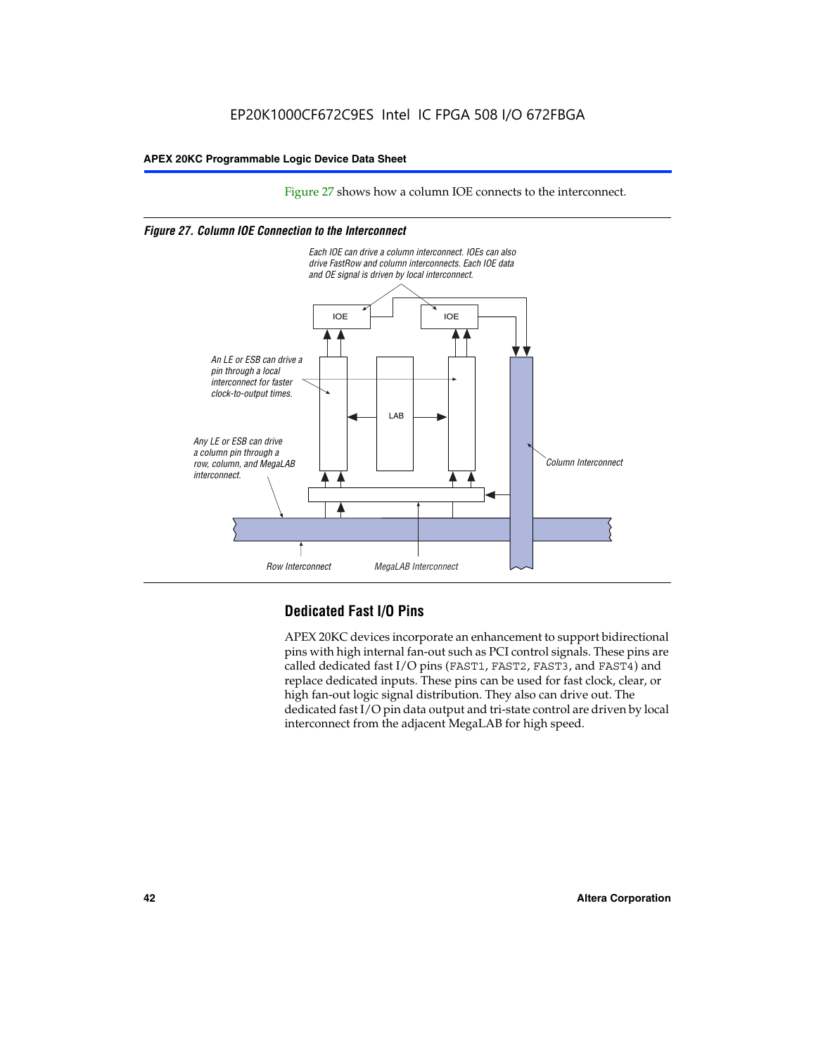Figure 27 shows how a column IOE connects to the interconnect.

*Figure 27. Column IOE Connection to the Interconnect*

*Each IOE can drive a column interconnect. IOEs can also drive FastRow and column interconnects. Each IOE data and OE signal is driven by local interconnect.*

*An LE or ESB can drive a pin through a local interconnect for faster clock-to-output times.*

*Any LE or ESB can drive a column pin through a row, column, and MegaLAB interconnect.*

*Column Interconnect*

*Row Interconnect*

*MegaLAB Interconnect*

## Dedicated Fast I/O Pins

APEX 20KC devices incorporate an enhancement to support bidirectional pins with high internal fan-out such as PCI control signals. These pins are called dedicated fast I/O pins (FAST1, FAST2, FAST3, and FAST4) and replace dedicated inputs. These pins can be used for fast clock, clear, or high fan-out logic signal distribution. They also can drive out. The dedicated fast I/O pin data output and tri-state control are driven by local interconnect from the adjacent MegaLAB for high speed.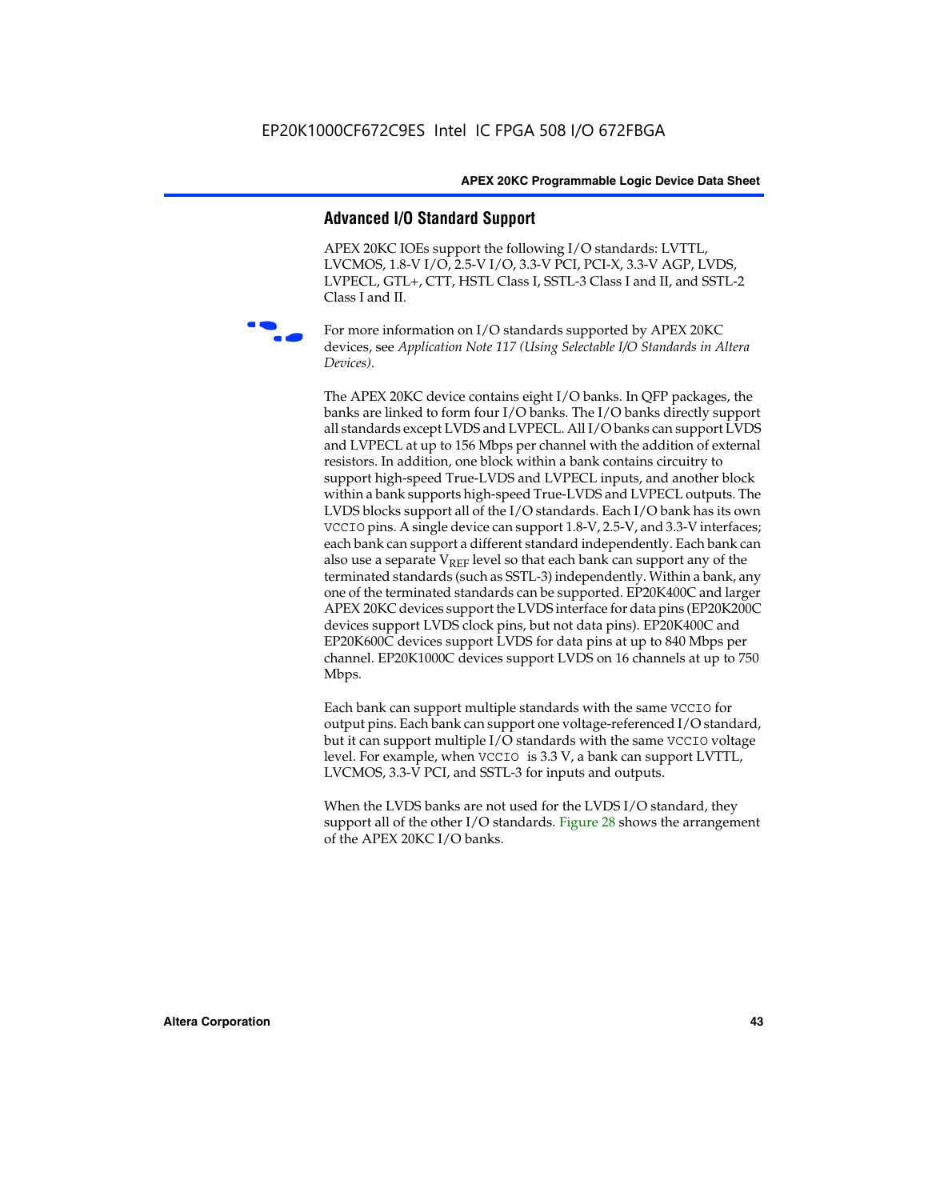## Advanced I/O Standard Support

APEX 20KC IOEs support the following I/O standards: LVTTL, LVCMOS, 1.8-V I/O, 2.5-V I/O, 3.3-V PCI, PCI-X, 3.3-V AGP, LVDS, LVPECL, GTL+, CTT, HSTL Class I, SSTL-3 Class I and II, and SSTL-2 Class I and II.

For more information on I/O standards supported by APEX 20KC devices, see *Application Note 117 (Using Selectable I/O Standards in Altera Devices)*.

The APEX 20KC device contains eight I/O banks. In QFP packages, the banks are linked to form four I/O banks. The I/O banks directly support all standards except LVDS and LVPECL. All I/O banks can support LVDS and LVPECL at up to 156 Mbps per channel with the addition of external resistors. In addition, one block within a bank contains circuitry to support high-speed True-LVDS and LVPECL inputs, and another block within a bank supports high-speed True-LVDS and LVPECL outputs. The LVDS blocks support all of the I/O standards. Each I/O bank has its own VCCIO pins. A single device can support 1.8-V, 2.5-V, and 3.3-V interfaces; each bank can support a different standard independently. Each bank can also use a separate $V_{REF}$ level so that each bank can support any of the terminated standards (such as SSTL-3) independently. Within a bank, any one of the terminated standards can be supported. EP20K400C and larger APEX 20KC devices support the LVDS interface for data pins (EP20K200C devices support LVDS clock pins, but not data pins). EP20K400C and EP20K600C devices support LVDS for data pins at up to 840 Mbps per channel. EP20K1000C devices support LVDS on 16 channels at up to 750 Mbps.

Each bank can support multiple standards with the same VCCIO for output pins. Each bank can support one voltage-referenced I/O standard, but it can support multiple I/O standards with the same VCCIO voltage level. For example, when VCCIO is 3.3 V, a bank can support LVTTL, LVCMOS, 3.3-V PCI, and SSTL-3 for inputs and outputs.

When the LVDS banks are not used for the LVDS I/O standard, they support all of the other I/O standards. Figure 28 shows the arrangement of the APEX 20KC I/O banks.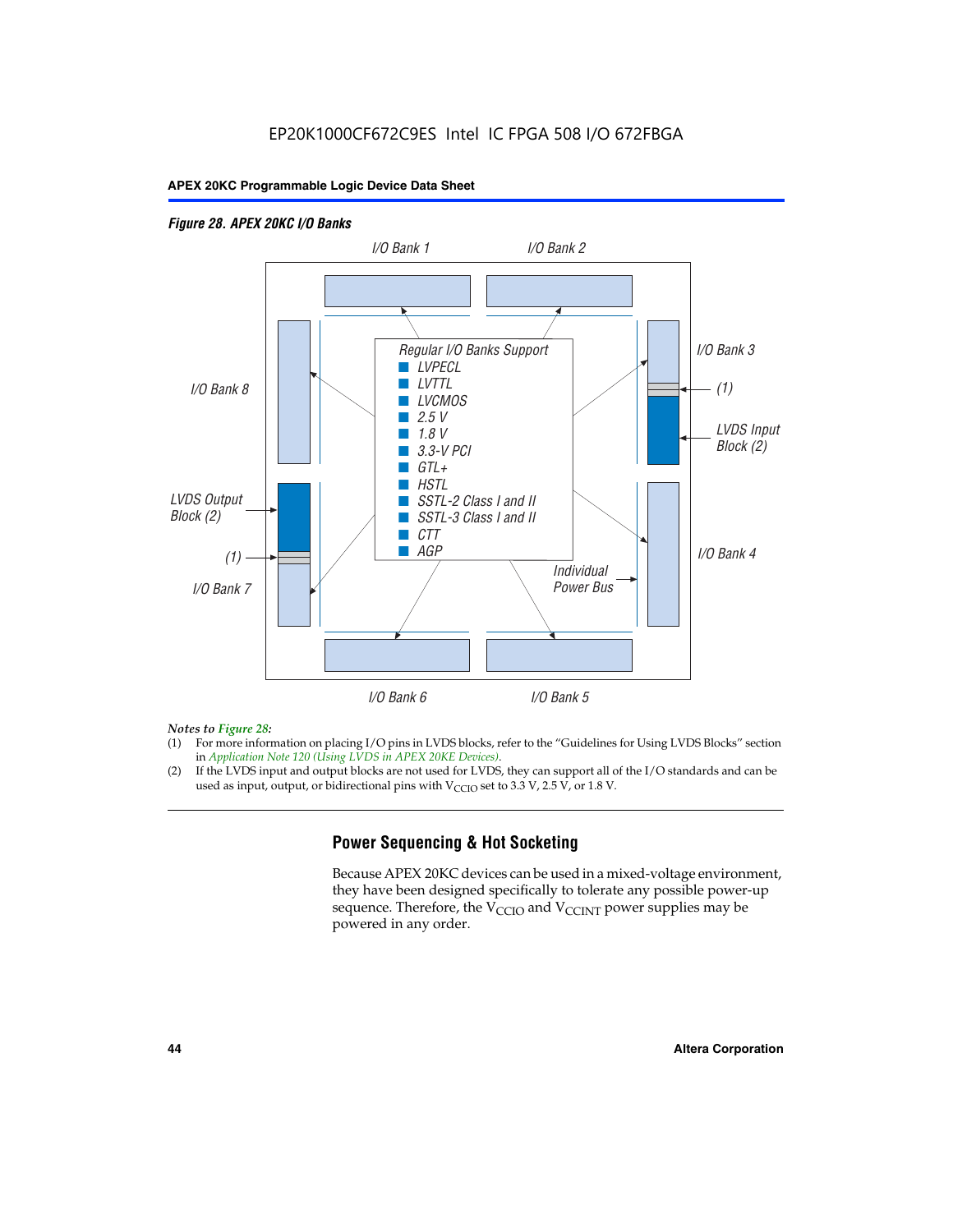*Figure 28. APEX 20KC I/O Banks*

I/O Bank 1 | I/O Bank 2 | I/O Bank 3 | I/O Bank 4 | I/O Bank 5 | I/O Bank 6 | I/O Bank 7 | I/O Bank 8

Regular I/O Banks Support
- LVPECL
- LVTTL
- LVCMOS
- 2.5 V
- 1.8 V
- 3.3-V PCI
- GTL+
- HSTL
- SSTL-2 Class I and II
- SSTL-3 Class I and II
- CTT
- AGP

LVDS Input Block (2) | LVDS Output Block (2) | (1) | Individual Power Bus

*Notes to Figure 28:*

(1) For more information on placing I/O pins in LVDS blocks, refer to the "Guidelines for Using LVDS Blocks" section in *Application Note 120 (Using LVDS in APEX 20KE Devices)*.

(2) If the LVDS input and output blocks are not used for LVDS, they can support all of the I/O standards and can be used as input, output, or bidirectional pins with $V_{CCIO}$ set to 3.3 V, 2.5 V, or 1.8 V.

## Power Sequencing & Hot Socketing

Because APEX 20KC devices can be used in a mixed-voltage environment, they have been designed specifically to tolerate any possible power-up sequence. Therefore, the $V_{CCIO}$ and $V_{CCINT}$ power supplies may be powered in any order.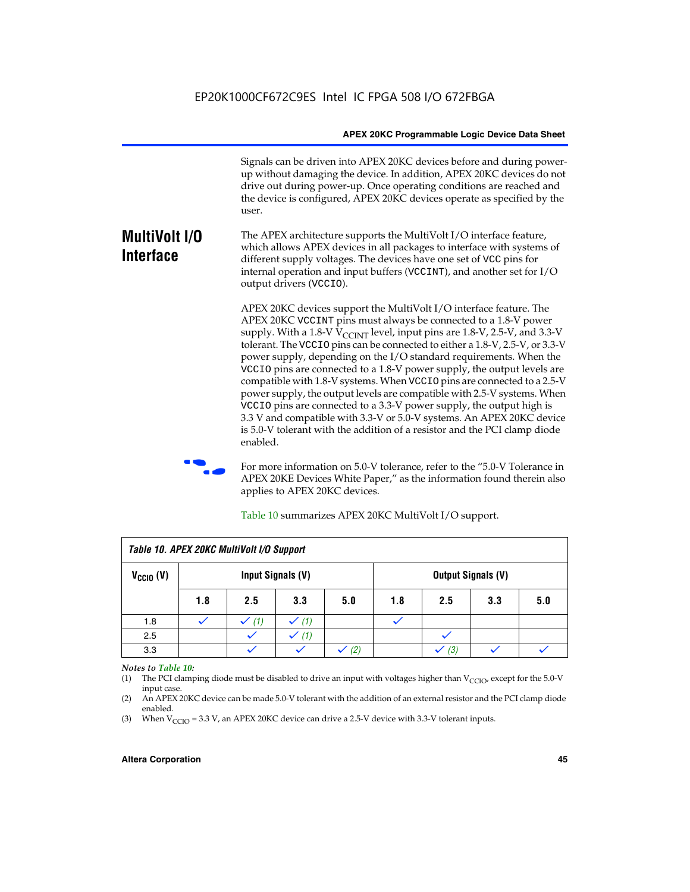Signals can be driven into APEX 20KC devices before and during power-up without damaging the device. In addition, APEX 20KC devices do not drive out during power-up. Once operating conditions are reached and the device is configured, APEX 20KC devices operate as specified by the user.

## MultiVolt I/O Interface

The APEX architecture supports the MultiVolt I/O interface feature, which allows APEX devices in all packages to interface with systems of different supply voltages. The devices have one set of VCC pins for internal operation and input buffers (VCCINT), and another set for I/O output drivers (VCCIO).

APEX 20KC devices support the MultiVolt I/O interface feature. The APEX 20KC VCCINT pins must always be connected to a 1.8-V power supply. With a 1.8-V $V_{CCINT}$ level, input pins are 1.8-V, 2.5-V, and 3.3-V tolerant. The VCCIO pins can be connected to either a 1.8-V, 2.5-V, or 3.3-V power supply, depending on the I/O standard requirements. When the VCCIO pins are connected to a 1.8-V power supply, the output levels are compatible with 1.8-V systems. When VCCIO pins are connected to a 2.5-V power supply, the output levels are compatible with 2.5-V systems. When VCCIO pins are connected to a 3.3-V power supply, the output high is 3.3 V and compatible with 3.3-V or 5.0-V systems. An APEX 20KC device is 5.0-V tolerant with the addition of a resistor and the PCI clamp diode enabled.

For more information on 5.0-V tolerance, refer to the "5.0-V Tolerance in APEX 20KE Devices White Paper," as the information found therein also applies to APEX 20KC devices.

Table 10 summarizes APEX 20KC MultiVolt I/O support.

**Table 10. APEX 20KC MultiVolt I/O Support**

| $V_{CCIO}$ (V) | Input Signals (V) | | | | Output Signals (V) | | | |
|---|---|---|---|---|---|---|---|---|
| | 1.8 | 2.5 | 3.3 | 5.0 | 1.8 | 2.5 | 3.3 | 5.0 |
| 1.8 | ✓ | ✓ (1) | ✓ (1) | | ✓ | | | |
| 2.5 | | ✓ | ✓ (1) | | | ✓ | | |
| 3.3 | | ✓ | ✓ | ✓ (2) | | ✓ (3) | ✓ | ✓ |

*Notes to Table 10:*

(1) The PCI clamping diode must be disabled to drive an input with voltages higher than $V_{CCIO}$, except for the 5.0-V input case.

(2) An APEX 20KC device can be made 5.0-V tolerant with the addition of an external resistor and the PCI clamp diode enabled.

(3) When $V_{CCIO}$ = 3.3 V, an APEX 20KC device can drive a 2.5-V device with 3.3-V tolerant inputs.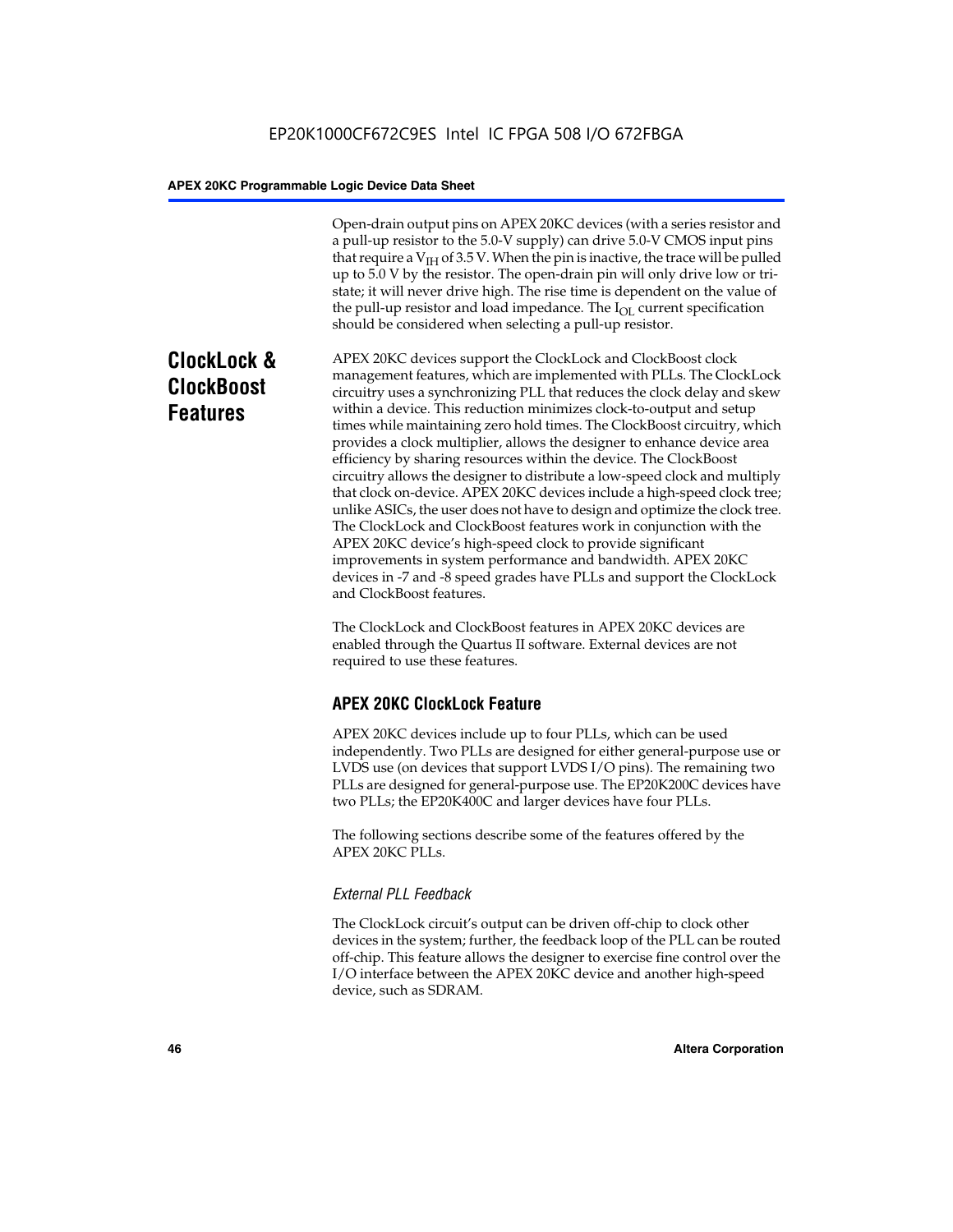Open-drain output pins on APEX 20KC devices (with a series resistor and a pull-up resistor to the 5.0-V supply) can drive 5.0-V CMOS input pins that require a $V_{IH}$ of 3.5 V. When the pin is inactive, the trace will be pulled up to 5.0 V by the resistor. The open-drain pin will only drive low or tri-state; it will never drive high. The rise time is dependent on the value of the pull-up resistor and load impedance. The $I_{OL}$ current specification should be considered when selecting a pull-up resistor.

## ClockLock & ClockBoost Features

APEX 20KC devices support the ClockLock and ClockBoost clock management features, which are implemented with PLLs. The ClockLock circuitry uses a synchronizing PLL that reduces the clock delay and skew within a device. This reduction minimizes clock-to-output and setup times while maintaining zero hold times. The ClockBoost circuitry, which provides a clock multiplier, allows the designer to enhance device area efficiency by sharing resources within the device. The ClockBoost circuitry allows the designer to distribute a low-speed clock and multiply that clock on-device. APEX 20KC devices include a high-speed clock tree; unlike ASICs, the user does not have to design and optimize the clock tree. The ClockLock and ClockBoost features work in conjunction with the APEX 20KC device's high-speed clock to provide significant improvements in system performance and bandwidth. APEX 20KC devices in -7 and -8 speed grades have PLLs and support the ClockLock and ClockBoost features.

The ClockLock and ClockBoost features in APEX 20KC devices are enabled through the Quartus II software. External devices are not required to use these features.

### APEX 20KC ClockLock Feature

APEX 20KC devices include up to four PLLs, which can be used independently. Two PLLs are designed for either general-purpose use or LVDS use (on devices that support LVDS I/O pins). The remaining two PLLs are designed for general-purpose use. The EP20K200C devices have two PLLs; the EP20K400C and larger devices have four PLLs.

The following sections describe some of the features offered by the APEX 20KC PLLs.

#### *External PLL Feedback*

The ClockLock circuit's output can be driven off-chip to clock other devices in the system; further, the feedback loop of the PLL can be routed off-chip. This feature allows the designer to exercise fine control over the I/O interface between the APEX 20KC device and another high-speed device, such as SDRAM.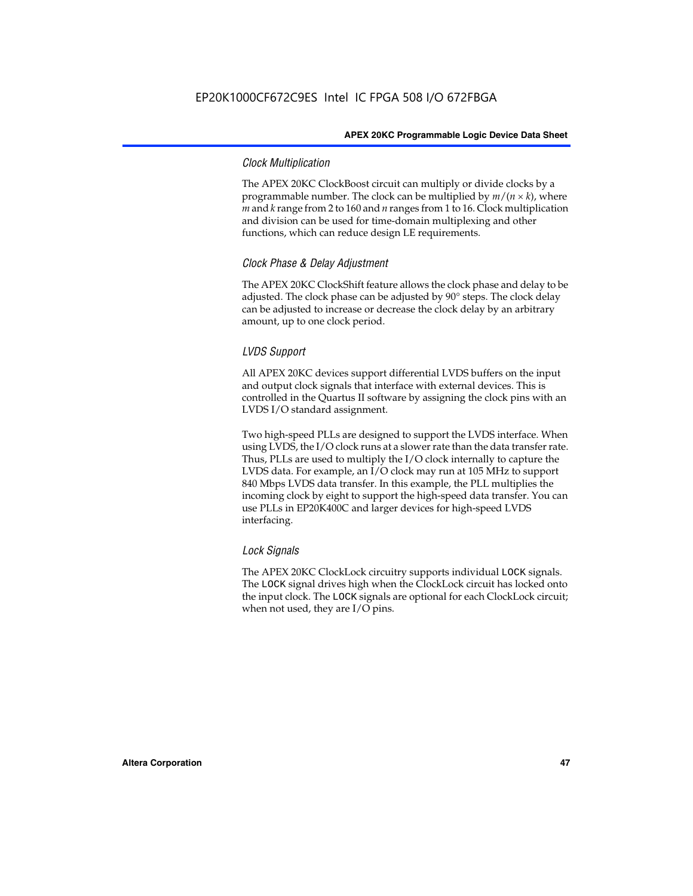#### Clock Multiplication

The APEX 20KC ClockBoost circuit can multiply or divide clocks by a programmable number. The clock can be multiplied by $m/(n \times k)$, where $m$ and $k$ range from 2 to 160 and $n$ ranges from 1 to 16. Clock multiplication and division can be used for time-domain multiplexing and other functions, which can reduce design LE requirements.

#### Clock Phase & Delay Adjustment

The APEX 20KC ClockShift feature allows the clock phase and delay to be adjusted. The clock phase can be adjusted by 90° steps. The clock delay can be adjusted to increase or decrease the clock delay by an arbitrary amount, up to one clock period.

#### LVDS Support

All APEX 20KC devices support differential LVDS buffers on the input and output clock signals that interface with external devices. This is controlled in the Quartus II software by assigning the clock pins with an LVDS I/O standard assignment.

Two high-speed PLLs are designed to support the LVDS interface. When using LVDS, the I/O clock runs at a slower rate than the data transfer rate. Thus, PLLs are used to multiply the I/O clock internally to capture the LVDS data. For example, an I/O clock may run at 105 MHz to support 840 Mbps LVDS data transfer. In this example, the PLL multiplies the incoming clock by eight to support the high-speed data transfer. You can use PLLs in EP20K400C and larger devices for high-speed LVDS interfacing.

#### Lock Signals

The APEX 20KC ClockLock circuitry supports individual `LOCK` signals. The `LOCK` signal drives high when the ClockLock circuit has locked onto the input clock. The `LOCK` signals are optional for each ClockLock circuit; when not used, they are I/O pins.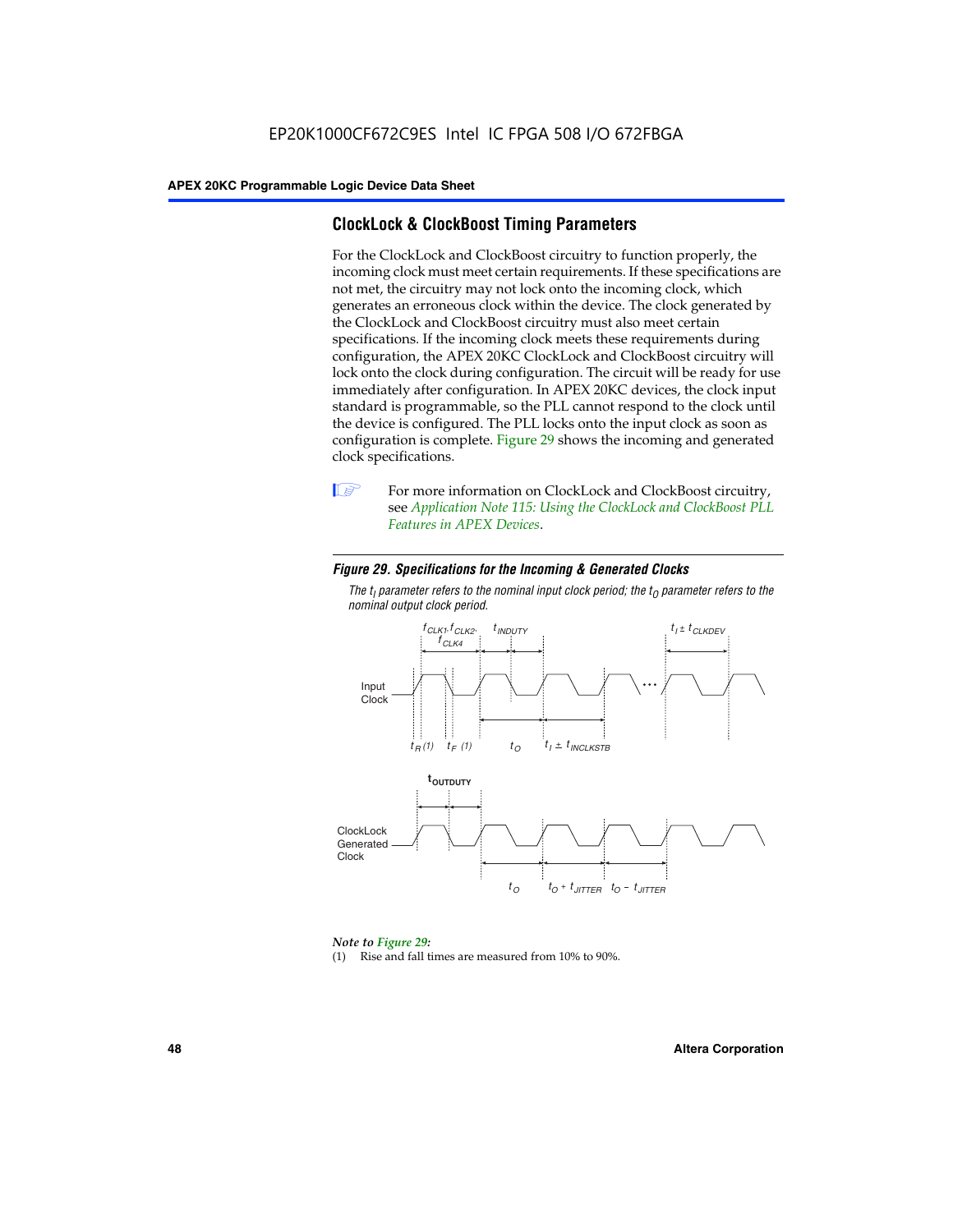## ClockLock & ClockBoost Timing Parameters

For the ClockLock and ClockBoost circuitry to function properly, the incoming clock must meet certain requirements. If these specifications are not met, the circuitry may not lock onto the incoming clock, which generates an erroneous clock within the device. The clock generated by the ClockLock and ClockBoost circuitry must also meet certain specifications. If the incoming clock meets these requirements during configuration, the APEX 20KC ClockLock and ClockBoost circuitry will lock onto the clock during configuration. The circuit will be ready for use immediately after configuration. In APEX 20KC devices, the clock input standard is programmable, so the PLL cannot respond to the clock until the device is configured. The PLL locks onto the input clock as soon as configuration is complete. Figure 29 shows the incoming and generated clock specifications.

For more information on ClockLock and ClockBoost circuitry, see *Application Note 115: Using the ClockLock and ClockBoost PLL Features in APEX Devices*.

***Figure 29. Specifications for the Incoming & Generated Clocks***

*The $t_I$ parameter refers to the nominal input clock period; the $t_O$ parameter refers to the nominal output clock period.*

*Note to Figure 29:*

(1) Rise and fall times are measured from 10% to 90%.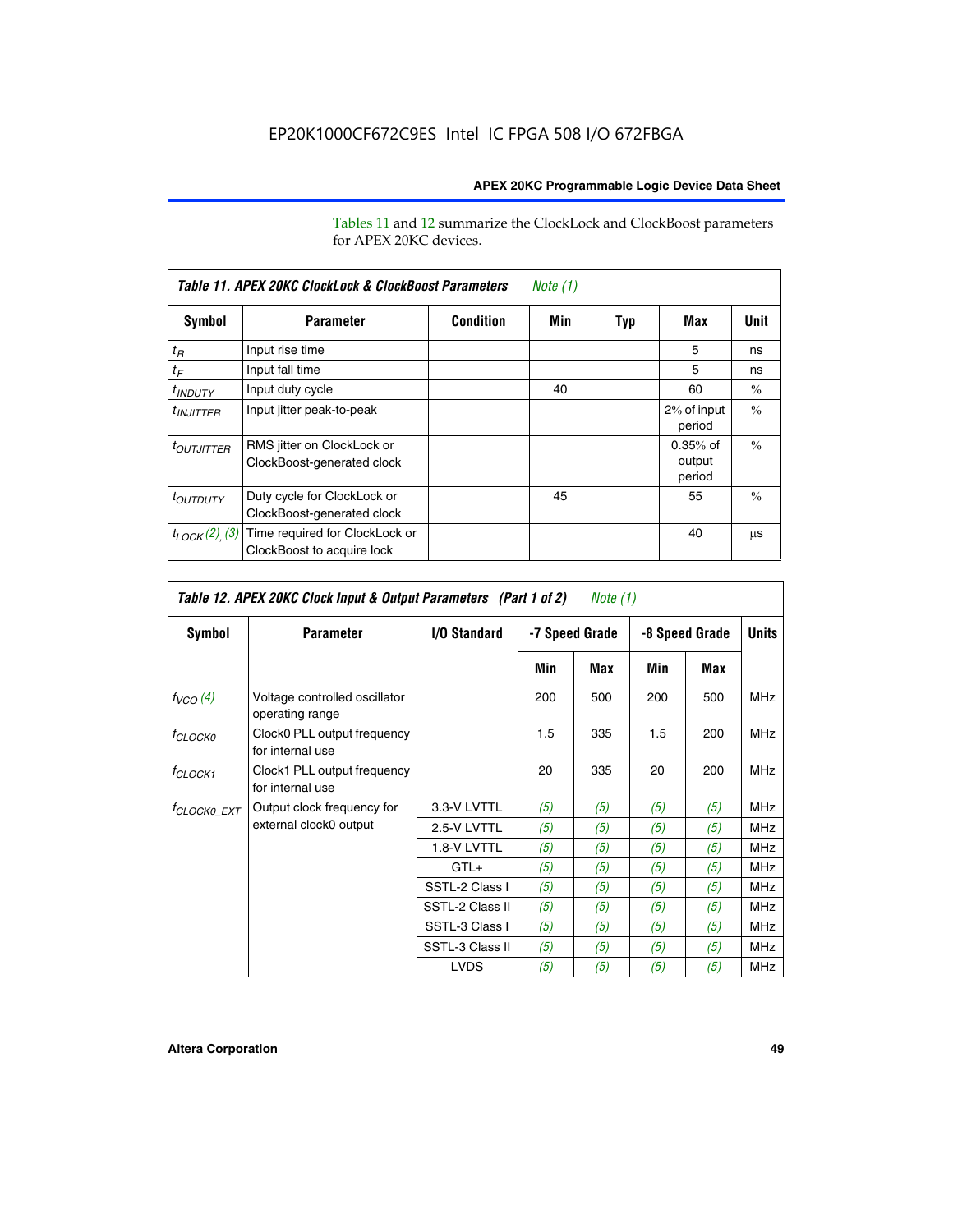Tables 11 and 12 summarize the ClockLock and ClockBoost parameters for APEX 20KC devices.

| Table 11. APEX 20KC ClockLock & ClockBoost Parameters *Note (1)* | | | | | | |
|---|---|---|---|---|---|---|
| **Symbol** | **Parameter** | **Condition** | **Min** | **Typ** | **Max** | **Unit** |
| $t_R$ | Input rise time | | | | 5 | ns |
| $t_F$ | Input fall time | | | | 5 | ns |
| $t_{INDUTY}$ | Input duty cycle | | 40 | | 60 | % |
| $t_{INJITTER}$ | Input jitter peak-to-peak | | | | 2% of input period | % |
| $t_{OUTJITTER}$ | RMS jitter on ClockLock or ClockBoost-generated clock | | | | 0.35% of output period | % |
| $t_{OUTDUTY}$ | Duty cycle for ClockLock or ClockBoost-generated clock | | 45 | | 55 | % |
| $t_{LOCK}$ *(2)*, *(3)* | Time required for ClockLock or ClockBoost to acquire lock | | | | 40 | µs |

| Table 12. APEX 20KC Clock Input & Output Parameters (Part 1 of 2) *Note (1)* | | | | | | | |
|---|---|---|---|---|---|---|---|
| **Symbol** | **Parameter** | **I/O Standard** | **-7 Speed Grade** | | **-8 Speed Grade** | | **Units** |
| | | | **Min** | **Max** | **Min** | **Max** | |
| $f_{VCO}$ *(4)* | Voltage controlled oscillator operating range | | 200 | 500 | 200 | 500 | MHz |
| $f_{CLOCK0}$ | Clock0 PLL output frequency for internal use | | 1.5 | 335 | 1.5 | 200 | MHz |
| $f_{CLOCK1}$ | Clock1 PLL output frequency for internal use | | 20 | 335 | 20 | 200 | MHz |
| $f_{CLOCK0\_EXT}$ | Output clock frequency for external clock0 output | 3.3-V LVTTL | *(5)* | *(5)* | *(5)* | *(5)* | MHz |
| | | 2.5-V LVTTL | *(5)* | *(5)* | *(5)* | *(5)* | MHz |
| | | 1.8-V LVTTL | *(5)* | *(5)* | *(5)* | *(5)* | MHz |
| | | GTL+ | *(5)* | *(5)* | *(5)* | *(5)* | MHz |
| | | SSTL-2 Class I | *(5)* | *(5)* | *(5)* | *(5)* | MHz |
| | | SSTL-2 Class II | *(5)* | *(5)* | *(5)* | *(5)* | MHz |
| | | SSTL-3 Class I | *(5)* | *(5)* | *(5)* | *(5)* | MHz |
| | | SSTL-3 Class II | *(5)* | *(5)* | *(5)* | *(5)* | MHz |
| | | LVDS | *(5)* | *(5)* | *(5)* | *(5)* | MHz |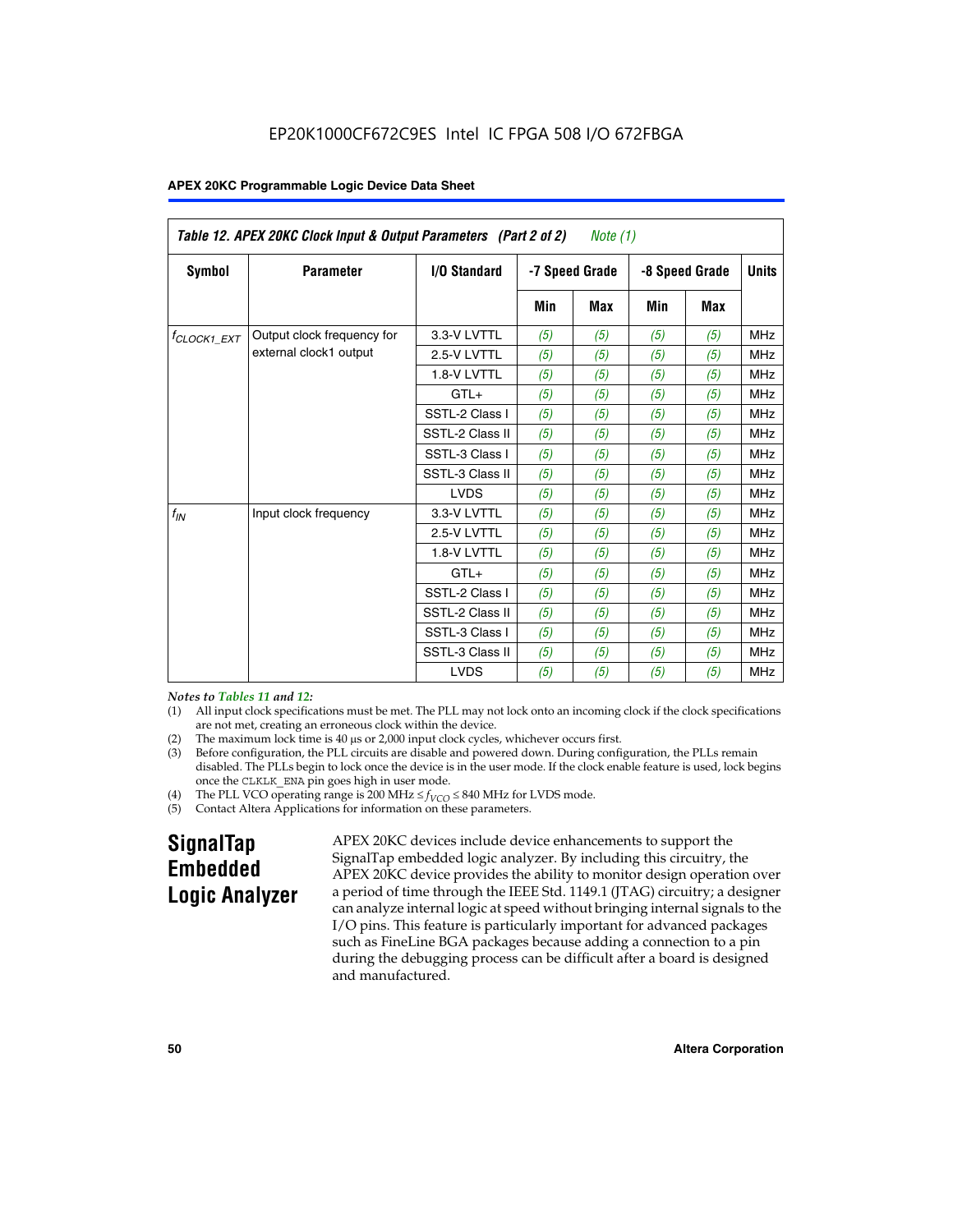EP20K1000CF672C9ES Intel IC FPGA 508 I/O 672FBGA

**Table 12. APEX 20KC Clock Input & Output Parameters (Part 2 of 2)** *Note (1)*

| Symbol | Parameter | I/O Standard | -7 Speed Grade | | -8 Speed Grade | | Units |
|---|---|---|---|---|---|---|---|
| | | | Min | Max | Min | Max | |
| $f_{CLOCK1\_EXT}$ | Output clock frequency for external clock1 output | 3.3-V LVTTL | (5) | (5) | (5) | (5) | MHz |
| | | 2.5-V LVTTL | (5) | (5) | (5) | (5) | MHz |
| | | 1.8-V LVTTL | (5) | (5) | (5) | (5) | MHz |
| | | GTL+ | (5) | (5) | (5) | (5) | MHz |
| | | SSTL-2 Class I | (5) | (5) | (5) | (5) | MHz |
| | | SSTL-2 Class II | (5) | (5) | (5) | (5) | MHz |
| | | SSTL-3 Class I | (5) | (5) | (5) | (5) | MHz |
| | | SSTL-3 Class II | (5) | (5) | (5) | (5) | MHz |
| | | LVDS | (5) | (5) | (5) | (5) | MHz |
| $f_{IN}$ | Input clock frequency | 3.3-V LVTTL | (5) | (5) | (5) | (5) | MHz |
| | | 2.5-V LVTTL | (5) | (5) | (5) | (5) | MHz |
| | | 1.8-V LVTTL | (5) | (5) | (5) | (5) | MHz |
| | | GTL+ | (5) | (5) | (5) | (5) | MHz |
| | | SSTL-2 Class I | (5) | (5) | (5) | (5) | MHz |
| | | SSTL-2 Class II | (5) | (5) | (5) | (5) | MHz |
| | | SSTL-3 Class I | (5) | (5) | (5) | (5) | MHz |
| | | SSTL-3 Class II | (5) | (5) | (5) | (5) | MHz |
| | | LVDS | (5) | (5) | (5) | (5) | MHz |

*Notes to Tables 11 and 12:*

(1) All input clock specifications must be met. The PLL may not lock onto an incoming clock if the clock specifications are not met, creating an erroneous clock within the device.
(2) The maximum lock time is 40 µs or 2,000 input clock cycles, whichever occurs first.
(3) Before configuration, the PLL circuits are disable and powered down. During configuration, the PLLs remain disabled. The PLLs begin to lock once the device is in the user mode. If the clock enable feature is used, lock begins once the CLKLK_ENA pin goes high in user mode.
(4) The PLL VCO operating range is 200 MHz $\leq f_{VCO} \leq$ 840 MHz for LVDS mode.
(5) Contact Altera Applications for information on these parameters.

## SignalTap Embedded Logic Analyzer

APEX 20KC devices include device enhancements to support the SignalTap embedded logic analyzer. By including this circuitry, the APEX 20KC device provides the ability to monitor design operation over a period of time through the IEEE Std. 1149.1 (JTAG) circuitry; a designer can analyze internal logic at speed without bringing internal signals to the I/O pins. This feature is particularly important for advanced packages such as FineLine BGA packages because adding a connection to a pin during the debugging process can be difficult after a board is designed and manufactured.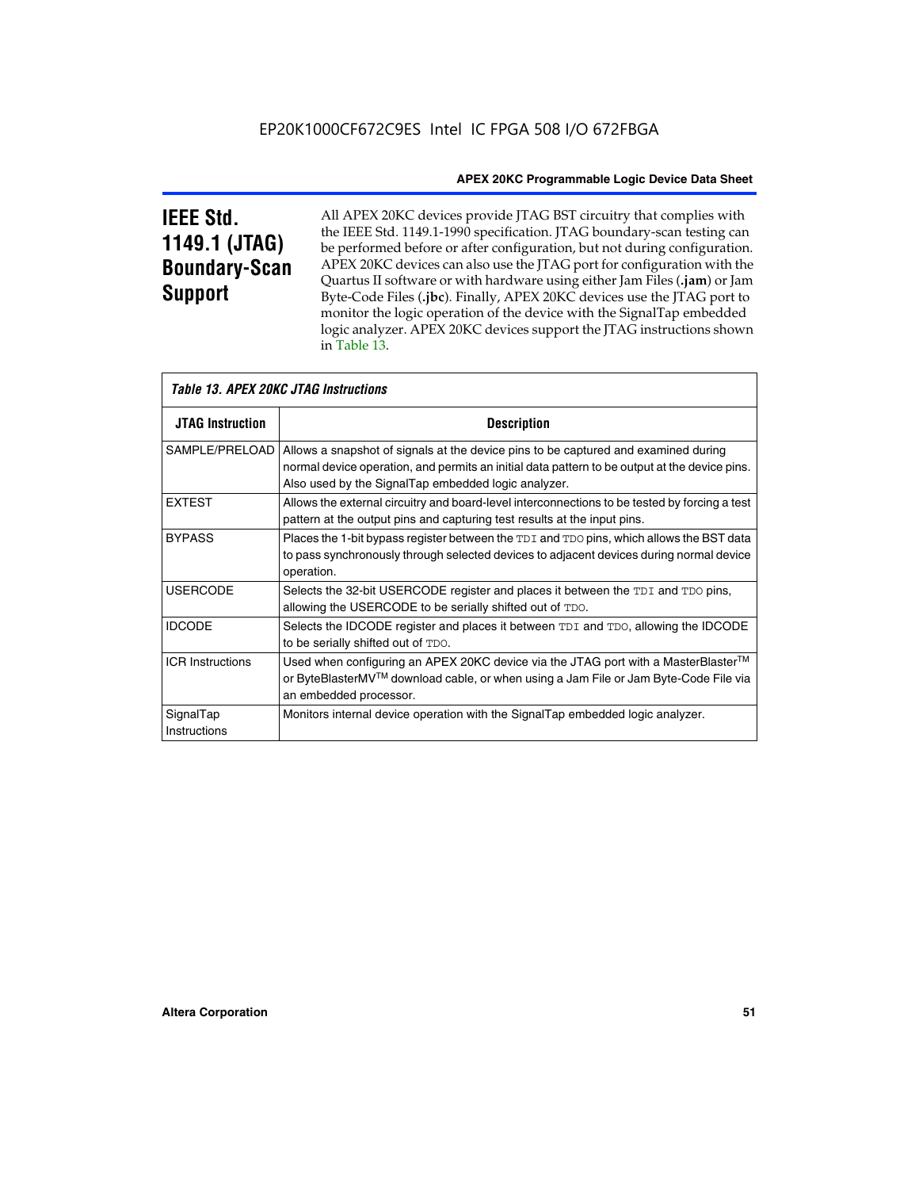## IEEE Std. 1149.1 (JTAG) Boundary-Scan Support

All APEX 20KC devices provide JTAG BST circuitry that complies with the IEEE Std. 1149.1-1990 specification. JTAG boundary-scan testing can be performed before or after configuration, but not during configuration. APEX 20KC devices can also use the JTAG port for configuration with the Quartus II software or with hardware using either Jam Files (**.jam**) or Jam Byte-Code Files (**.jbc**). Finally, APEX 20KC devices use the JTAG port to monitor the logic operation of the device with the SignalTap embedded logic analyzer. APEX 20KC devices support the JTAG instructions shown in Table 13.

*Table 13. APEX 20KC JTAG Instructions*

| JTAG Instruction | Description |
|---|---|
| SAMPLE/PRELOAD | Allows a snapshot of signals at the device pins to be captured and examined during normal device operation, and permits an initial data pattern to be output at the device pins. Also used by the SignalTap embedded logic analyzer. |
| EXTEST | Allows the external circuitry and board-level interconnections to be tested by forcing a test pattern at the output pins and capturing test results at the input pins. |
| BYPASS | Places the 1-bit bypass register between the `TDI` and `TDO` pins, which allows the BST data to pass synchronously through selected devices to adjacent devices during normal device operation. |
| USERCODE | Selects the 32-bit USERCODE register and places it between the `TDI` and `TDO` pins, allowing the USERCODE to be serially shifted out of `TDO`. |
| IDCODE | Selects the IDCODE register and places it between `TDI` and `TDO`, allowing the IDCODE to be serially shifted out of `TDO`. |
| ICR Instructions | Used when configuring an APEX 20KC device via the JTAG port with a MasterBlaster™ or ByteBlasterMV™ download cable, or when using a Jam File or Jam Byte-Code File via an embedded processor. |
| SignalTap Instructions | Monitors internal device operation with the SignalTap embedded logic analyzer. |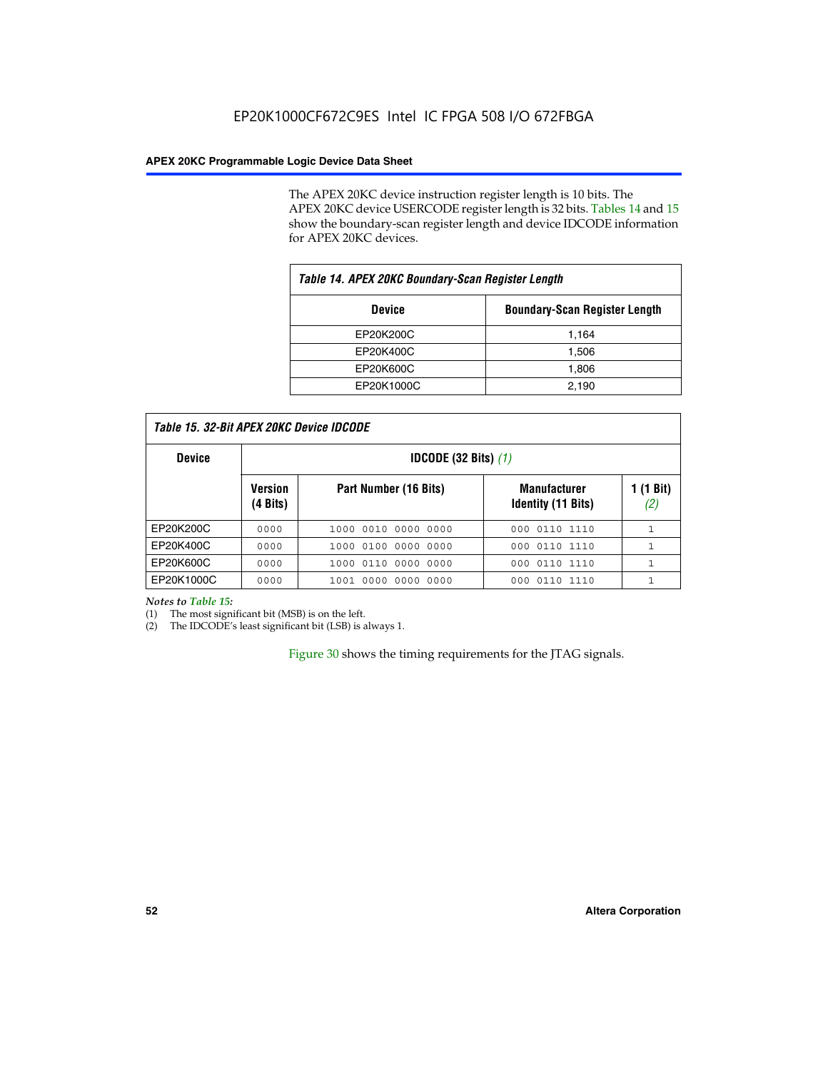The APEX 20KC device instruction register length is 10 bits. The APEX 20KC device USERCODE register length is 32 bits. Tables 14 and 15 show the boundary-scan register length and device IDCODE information for APEX 20KC devices.

**Table 14. APEX 20KC Boundary-Scan Register Length**

| Device | Boundary-Scan Register Length |
|---|---|
| EP20K200C | 1,164 |
| EP20K400C | 1,506 |
| EP20K600C | 1,806 |
| EP20K1000C | 2,190 |

**Table 15. 32-Bit APEX 20KC Device IDCODE**

| Device | IDCODE (32 Bits) *(1)* | | | |
|---|---|---|---|---|
| | Version (4 Bits) | Part Number (16 Bits) | Manufacturer Identity (11 Bits) | 1 (1 Bit) *(2)* |
| EP20K200C | 0000 | 1000 0010 0000 0000 | 000 0110 1110 | 1 |
| EP20K400C | 0000 | 1000 0100 0000 0000 | 000 0110 1110 | 1 |
| EP20K600C | 0000 | 1000 0110 0000 0000 | 000 0110 1110 | 1 |
| EP20K1000C | 0000 | 1001 0000 0000 0000 | 000 0110 1110 | 1 |

*Notes to Table 15:*

(1) The most significant bit (MSB) is on the left.

(2) The IDCODE's least significant bit (LSB) is always 1.

Figure 30 shows the timing requirements for the JTAG signals.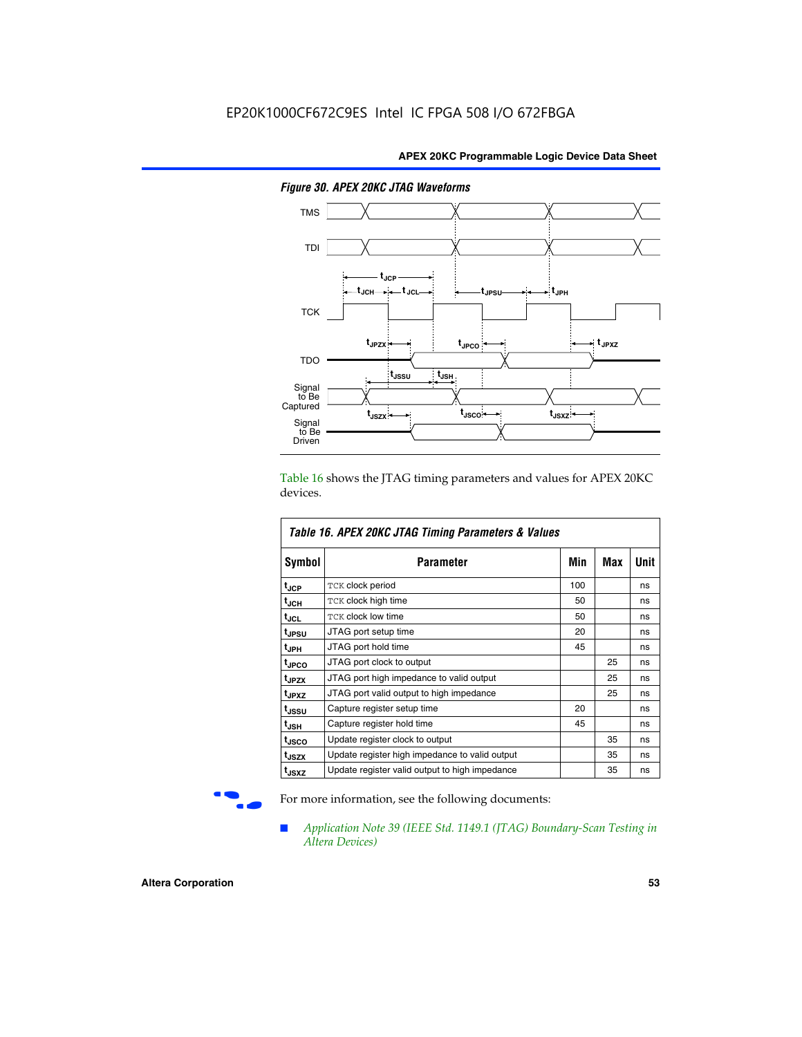EP20K1000CF672C9ES Intel IC FPGA 508 I/O 672FBGA

*Figure 30. APEX 20KC JTAG Waveforms*

Table 16 shows the JTAG timing parameters and values for APEX 20KC devices.

*Table 16. APEX 20KC JTAG Timing Parameters & Values*

| Symbol | Parameter | Min | Max | Unit |
|---|---|---|---|---|
| $t_{JCP}$ | TCK clock period | 100 | | ns |
| $t_{JCH}$ | TCK clock high time | 50 | | ns |
| $t_{JCL}$ | TCK clock low time | 50 | | ns |
| $t_{JPSU}$ | JTAG port setup time | 20 | | ns |
| $t_{JPH}$ | JTAG port hold time | 45 | | ns |
| $t_{JPCO}$ | JTAG port clock to output | | 25 | ns |
| $t_{JPZX}$ | JTAG port high impedance to valid output | | 25 | ns |
| $t_{JPXZ}$ | JTAG port valid output to high impedance | | 25 | ns |
| $t_{JSSU}$ | Capture register setup time | 20 | | ns |
| $t_{JSH}$ | Capture register hold time | 45 | | ns |
| $t_{JSCO}$ | Update register clock to output | | 35 | ns |
| $t_{JSZX}$ | Update register high impedance to valid output | | 35 | ns |
| $t_{JSXZ}$ | Update register valid output to high impedance | | 35 | ns |

For more information, see the following documents:

- *Application Note 39 (IEEE Std. 1149.1 (JTAG) Boundary-Scan Testing in Altera Devices)*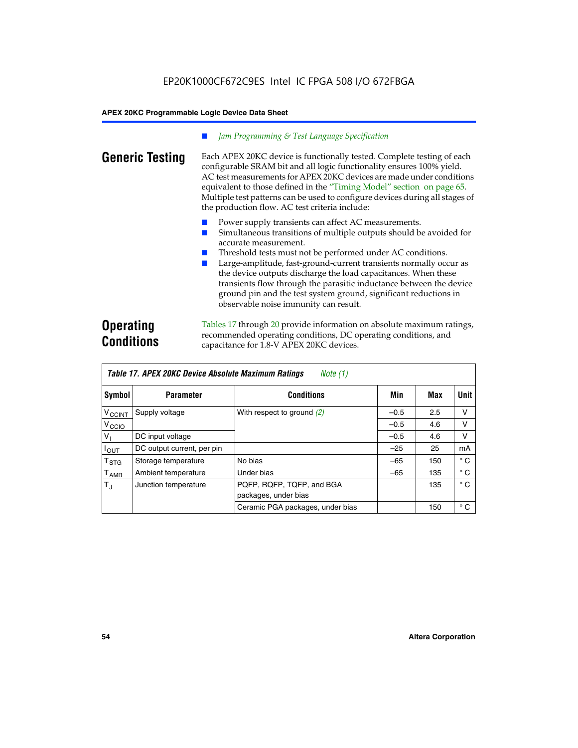- *Jam Programming & Test Language Specification*

## Generic Testing

Each APEX 20KC device is functionally tested. Complete testing of each configurable SRAM bit and all logic functionality ensures 100% yield. AC test measurements for APEX 20KC devices are made under conditions equivalent to those defined in the "Timing Model" section on page 65. Multiple test patterns can be used to configure devices during all stages of the production flow. AC test criteria include:

- Power supply transients can affect AC measurements.
- Simultaneous transitions of multiple outputs should be avoided for accurate measurement.
- Threshold tests must not be performed under AC conditions.
- Large-amplitude, fast-ground-current transients normally occur as the device outputs discharge the load capacitances. When these transients flow through the parasitic inductance between the device ground pin and the test system ground, significant reductions in observable noise immunity can result.

## Operating Conditions

Tables 17 through 20 provide information on absolute maximum ratings, recommended operating conditions, DC operating conditions, and capacitance for 1.8-V APEX 20KC devices.

**Table 17. APEX 20KC Device Absolute Maximum Ratings** *Note (1)*

| Symbol | Parameter | Conditions | Min | Max | Unit |
|---|---|---|---|---|---|
| $V_{CCINT}$ | Supply voltage | With respect to ground (2) | –0.5 | 2.5 | V |
| $V_{CCIO}$ | | | –0.5 | 4.6 | V |
| $V_I$ | DC input voltage | | –0.5 | 4.6 | V |
| $I_{OUT}$ | DC output current, per pin | | –25 | 25 | mA |
| $T_{STG}$ | Storage temperature | No bias | –65 | 150 | ° C |
| $T_{AMB}$ | Ambient temperature | Under bias | –65 | 135 | ° C |
| $T_J$ | Junction temperature | PQFP, RQFP, TQFP, and BGA packages, under bias | | 135 | ° C |
| | | Ceramic PGA packages, under bias | | 150 | ° C |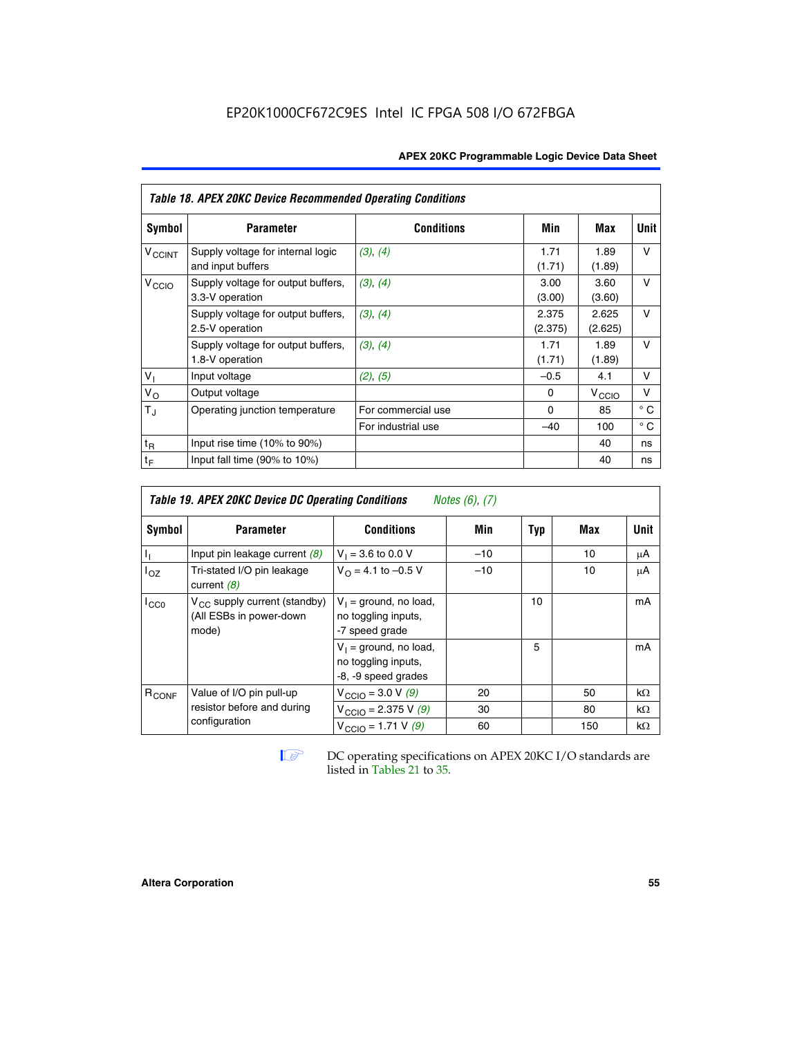EP20K1000CF672C9ES Intel IC FPGA 508 I/O 672FBGA

| Table 18. APEX 20KC Device Recommended Operating Conditions | | | | | |
|---|---|---|---|---|---|
| **Symbol** | **Parameter** | **Conditions** | **Min** | **Max** | **Unit** |
| $V_{CCINT}$ | Supply voltage for internal logic and input buffers | *(3)*, *(4)* | 1.71 (1.71) | 1.89 (1.89) | V |
| $V_{CCIO}$ | Supply voltage for output buffers, 3.3-V operation | *(3)*, *(4)* | 3.00 (3.00) | 3.60 (3.60) | V |
| | Supply voltage for output buffers, 2.5-V operation | *(3)*, *(4)* | 2.375 (2.375) | 2.625 (2.625) | V |
| | Supply voltage for output buffers, 1.8-V operation | *(3)*, *(4)* | 1.71 (1.71) | 1.89 (1.89) | V |
| $V_I$ | Input voltage | *(2)*, *(5)* | –0.5 | 4.1 | V |
| $V_O$ | Output voltage | | 0 | $V_{CCIO}$ | V |
| $T_J$ | Operating junction temperature | For commercial use | 0 | 85 | ° C |
| | | For industrial use | –40 | 100 | ° C |
| $t_R$ | Input rise time (10% to 90%) | | | 40 | ns |
| $t_F$ | Input fall time (90% to 10%) | | | 40 | ns |

| Table 19. APEX 20KC Device DC Operating Conditions *Notes (6), (7)* | | | | | | |
|---|---|---|---|---|---|---|
| **Symbol** | **Parameter** | **Conditions** | **Min** | **Typ** | **Max** | **Unit** |
| $I_I$ | Input pin leakage current *(8)* | $V_I$ = 3.6 to 0.0 V | –10 | | 10 | μA |
| $I_{OZ}$ | Tri-stated I/O pin leakage current *(8)* | $V_O$ = 4.1 to –0.5 V | –10 | | 10 | μA |
| $I_{CC0}$ | $V_{CC}$ supply current (standby) (All ESBs in power-down mode) | $V_I$ = ground, no load, no toggling inputs, -7 speed grade | | 10 | | mA |
| | | $V_I$ = ground, no load, no toggling inputs, -8, -9 speed grades | | 5 | | mA |
| $R_{CONF}$ | Value of I/O pin pull-up resistor before and during configuration | $V_{CCIO}$ = 3.0 V *(9)* | 20 | | 50 | kΩ |
| | | $V_{CCIO}$ = 2.375 V *(9)* | 30 | | 80 | kΩ |
| | | $V_{CCIO}$ = 1.71 V *(9)* | 60 | | 150 | kΩ |

DC operating specifications on APEX 20KC I/O standards are listed in Tables 21 to 35.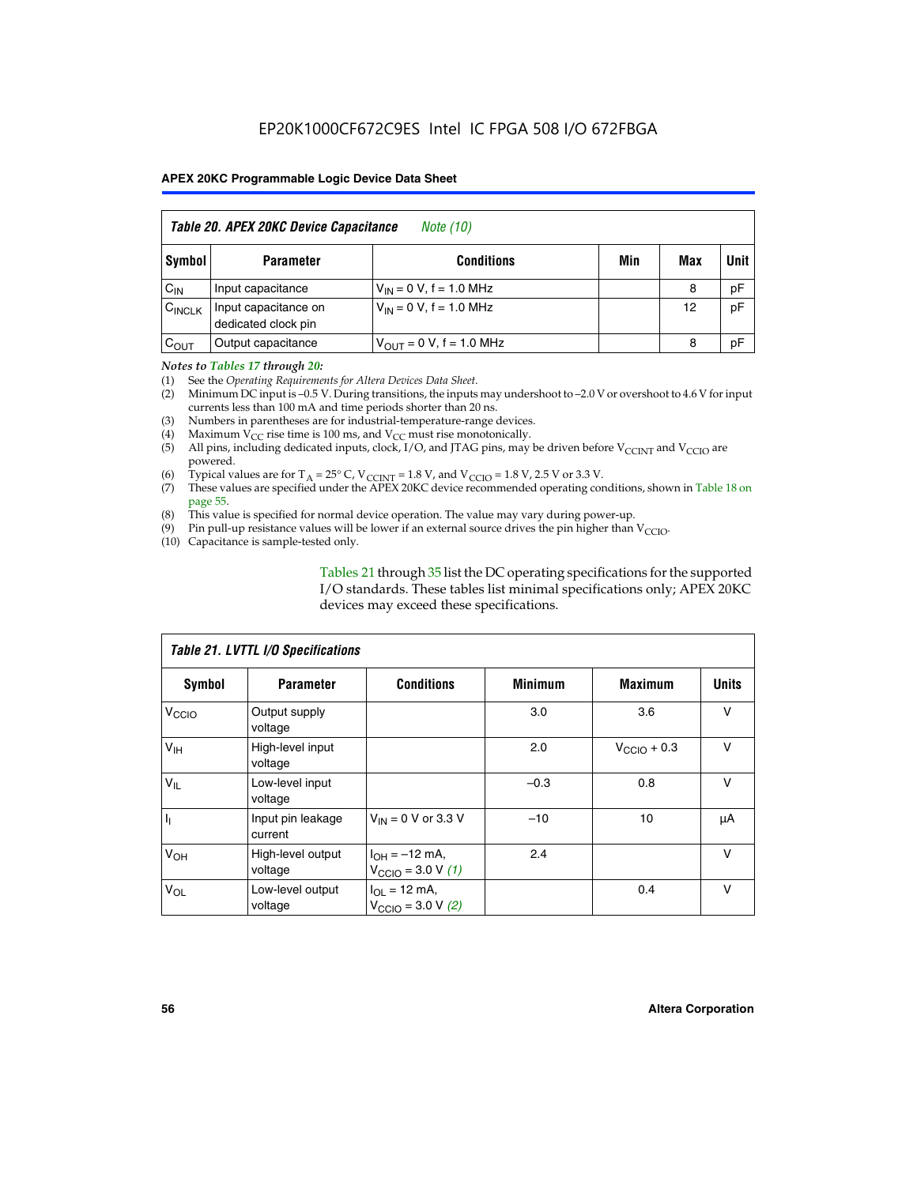## Table 20. APEX 20KC Device Capacitance *Note (10)*

| Symbol | Parameter | Conditions | Min | Max | Unit |
|---|---|---|---|---|---|
| $C_{IN}$ | Input capacitance | $V_{IN}$ = 0 V, f = 1.0 MHz | | 8 | pF |
| $C_{INCLK}$ | Input capacitance on dedicated clock pin | $V_{IN}$ = 0 V, f = 1.0 MHz | | 12 | pF |
| $C_{OUT}$ | Output capacitance | $V_{OUT}$ = 0 V, f = 1.0 MHz | | 8 | pF |

*Notes to Tables 17 through 20:*

(1) See the *Operating Requirements for Altera Devices Data Sheet*.
(2) Minimum DC input is –0.5 V. During transitions, the inputs may undershoot to –2.0 V or overshoot to 4.6 V for input currents less than 100 mA and time periods shorter than 20 ns.
(3) Numbers in parentheses are for industrial-temperature-range devices.
(4) Maximum $V_{CC}$ rise time is 100 ms, and $V_{CC}$ must rise monotonically.
(5) All pins, including dedicated inputs, clock, I/O, and JTAG pins, may be driven before $V_{CCINT}$ and $V_{CCIO}$ are powered.
(6) Typical values are for $T_A$ = 25° C, $V_{CCINT}$ = 1.8 V, and $V_{CCIO}$ = 1.8 V, 2.5 V or 3.3 V.
(7) These values are specified under the APEX 20KC device recommended operating conditions, shown in Table 18 on page 55.
(8) This value is specified for normal device operation. The value may vary during power-up.
(9) Pin pull-up resistance values will be lower if an external source drives the pin higher than $V_{CCIO}$.
(10) Capacitance is sample-tested only.

Tables 21 through 35 list the DC operating specifications for the supported I/O standards. These tables list minimal specifications only; APEX 20KC devices may exceed these specifications.

## Table 21. LVTTL I/O Specifications

| Symbol | Parameter | Conditions | Minimum | Maximum | Units |
|---|---|---|---|---|---|
| $V_{CCIO}$ | Output supply voltage | | 3.0 | 3.6 | V |
| $V_{IH}$ | High-level input voltage | | 2.0 | $V_{CCIO}$ + 0.3 | V |
| $V_{IL}$ | Low-level input voltage | | –0.3 | 0.8 | V |
| $I_I$ | Input pin leakage current | $V_{IN}$ = 0 V or 3.3 V | –10 | 10 | µA |
| $V_{OH}$ | High-level output voltage | $I_{OH}$ = –12 mA, $V_{CCIO}$ = 3.0 V *(1)* | 2.4 | | V |
| $V_{OL}$ | Low-level output voltage | $I_{OL}$ = 12 mA, $V_{CCIO}$ = 3.0 V *(2)* | | 0.4 | V |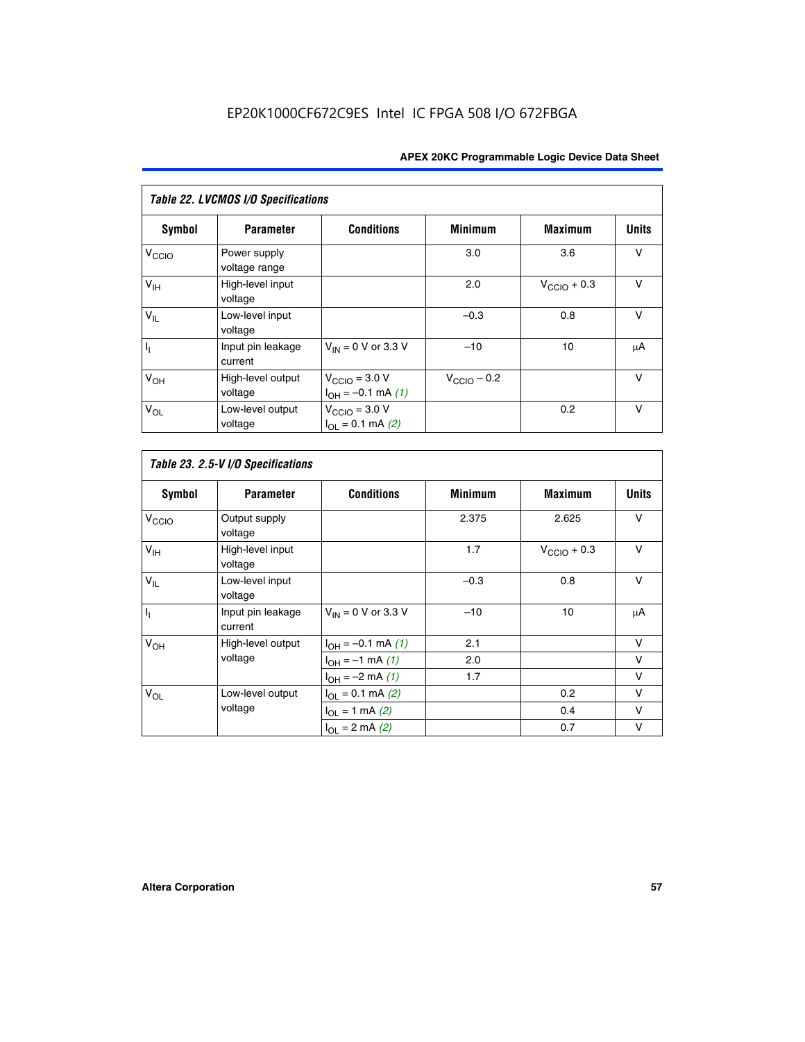EP20K1000CF672C9ES Intel IC FPGA 508 I/O 672FBGA

| *Table 22. LVCMOS I/O Specifications* | | | | | |
|---|---|---|---|---|---|
| **Symbol** | **Parameter** | **Conditions** | **Minimum** | **Maximum** | **Units** |
| $V_{CCIO}$ | Power supply voltage range | | 3.0 | 3.6 | V |
| $V_{IH}$ | High-level input voltage | | 2.0 | $V_{CCIO}$ + 0.3 | V |
| $V_{IL}$ | Low-level input voltage | | –0.3 | 0.8 | V |
| $I_I$ | Input pin leakage current | $V_{IN}$ = 0 V or 3.3 V | –10 | 10 | μA |
| $V_{OH}$ | High-level output voltage | $V_{CCIO}$ = 3.0 V $I_{OH}$ = –0.1 mA *(1)* | $V_{CCIO}$ – 0.2 | | V |
| $V_{OL}$ | Low-level output voltage | $V_{CCIO}$ = 3.0 V $I_{OL}$ = 0.1 mA *(2)* | | 0.2 | V |

| *Table 23. 2.5-V I/O Specifications* | | | | | |
|---|---|---|---|---|---|
| **Symbol** | **Parameter** | **Conditions** | **Minimum** | **Maximum** | **Units** |
| $V_{CCIO}$ | Output supply voltage | | 2.375 | 2.625 | V |
| $V_{IH}$ | High-level input voltage | | 1.7 | $V_{CCIO}$ + 0.3 | V |
| $V_{IL}$ | Low-level input voltage | | –0.3 | 0.8 | V |
| $I_I$ | Input pin leakage current | $V_{IN}$ = 0 V or 3.3 V | –10 | 10 | μA |
| $V_{OH}$ | High-level output voltage | $I_{OH}$ = –0.1 mA *(1)* | 2.1 | | V |
| | | $I_{OH}$ = –1 mA *(1)* | 2.0 | | V |
| | | $I_{OH}$ = –2 mA *(1)* | 1.7 | | V |
| $V_{OL}$ | Low-level output voltage | $I_{OL}$ = 0.1 mA *(2)* | | 0.2 | V |
| | | $I_{OL}$ = 1 mA *(2)* | | 0.4 | V |
| | | $I_{OL}$ = 2 mA *(2)* | | 0.7 | V |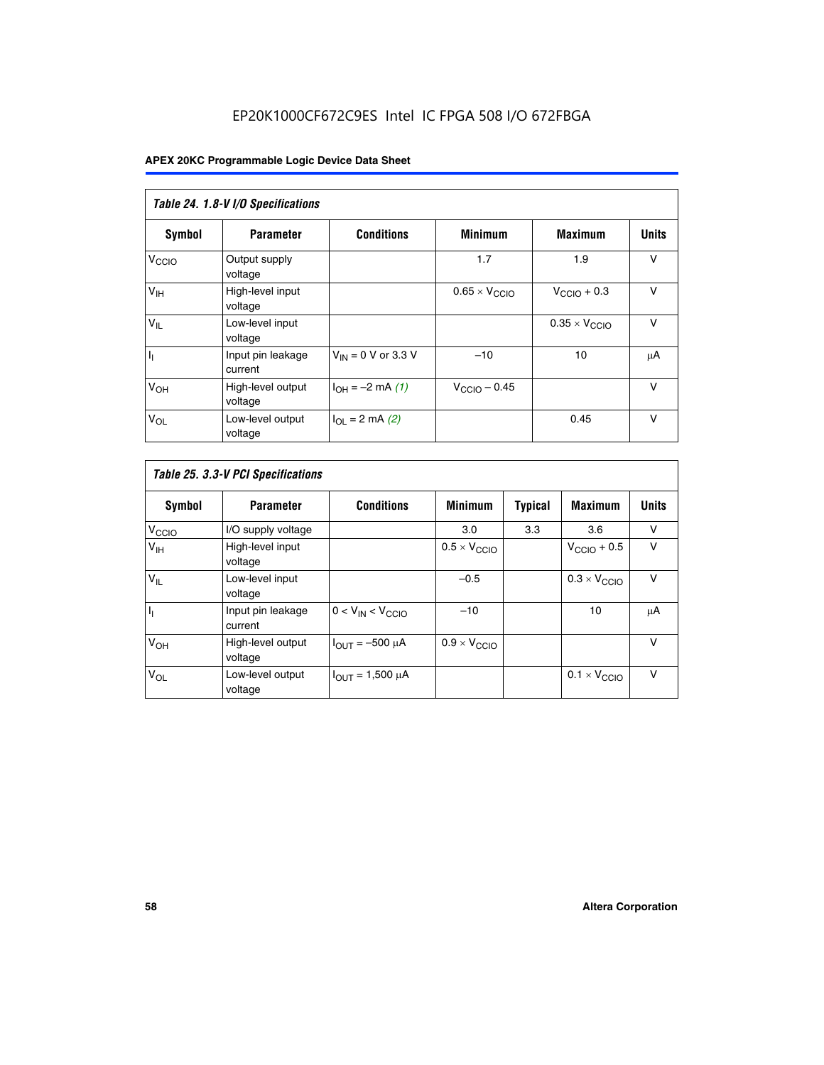EP20K1000CF672C9ES Intel IC FPGA 508 I/O 672FBGA

**APEX 20KC Programmable Logic Device Data Sheet**

| *Table 24. 1.8-V I/O Specifications* | | | | | |
|---|---|---|---|---|---|
| **Symbol** | **Parameter** | **Conditions** | **Minimum** | **Maximum** | **Units** |
| $V_{CCIO}$ | Output supply voltage | | 1.7 | 1.9 | V |
| $V_{IH}$ | High-level input voltage | | $0.65 \times V_{CCIO}$ | $V_{CCIO} + 0.3$ | V |
| $V_{IL}$ | Low-level input voltage | | | $0.35 \times V_{CCIO}$ | V |
| $I_I$ | Input pin leakage current | $V_{IN}$ = 0 V or 3.3 V | –10 | 10 | μA |
| $V_{OH}$ | High-level output voltage | $I_{OH}$ = –2 mA *(1)* | $V_{CCIO} - 0.45$ | | V |
| $V_{OL}$ | Low-level output voltage | $I_{OL}$ = 2 mA *(2)* | | 0.45 | V |

| *Table 25. 3.3-V PCI Specifications* | | | | | | |
|---|---|---|---|---|---|---|
| **Symbol** | **Parameter** | **Conditions** | **Minimum** | **Typical** | **Maximum** | **Units** |
| $V_{CCIO}$ | I/O supply voltage | | 3.0 | 3.3 | 3.6 | V |
| $V_{IH}$ | High-level input voltage | | $0.5 \times V_{CCIO}$ | | $V_{CCIO} + 0.5$ | V |
| $V_{IL}$ | Low-level input voltage | | –0.5 | | $0.3 \times V_{CCIO}$ | V |
| $I_I$ | Input pin leakage current | $0 < V_{IN} < V_{CCIO}$ | –10 | | 10 | μA |
| $V_{OH}$ | High-level output voltage | $I_{OUT}$ = –500 μA | $0.9 \times V_{CCIO}$ | | | V |
| $V_{OL}$ | Low-level output voltage | $I_{OUT}$ = 1,500 μA | | | $0.1 \times V_{CCIO}$ | V |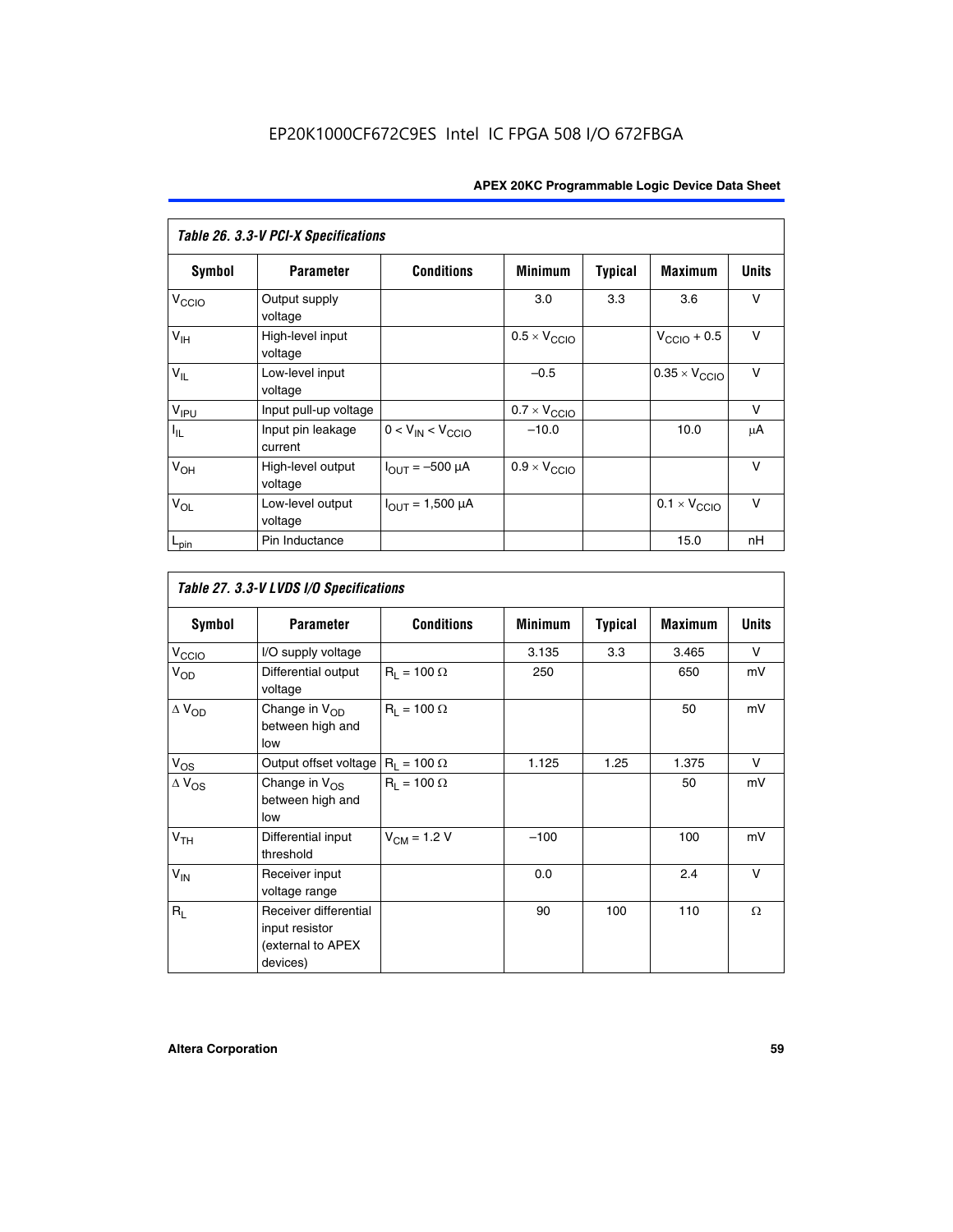*Table 26. 3.3-V PCI-X Specifications*

| Symbol | Parameter | Conditions | Minimum | Typical | Maximum | Units |
|---|---|---|---|---|---|---|
| $V_{CCIO}$ | Output supply voltage | | 3.0 | 3.3 | 3.6 | V |
| $V_{IH}$ | High-level input voltage | | $0.5 \times V_{CCIO}$ | | $V_{CCIO} + 0.5$ | V |
| $V_{IL}$ | Low-level input voltage | | –0.5 | | $0.35 \times V_{CCIO}$ | V |
| $V_{IPU}$ | Input pull-up voltage | | $0.7 \times V_{CCIO}$ | | | V |
| $I_{IL}$ | Input pin leakage current | $0 < V_{IN} < V_{CCIO}$ | –10.0 | | 10.0 | μA |
| $V_{OH}$ | High-level output voltage | $I_{OUT} = -500$ μA | $0.9 \times V_{CCIO}$ | | | V |
| $V_{OL}$ | Low-level output voltage | $I_{OUT} = 1{,}500$ μA | | | $0.1 \times V_{CCIO}$ | V |
| $L_{pin}$ | Pin Inductance | | | | 15.0 | nH |

*Table 27. 3.3-V LVDS I/O Specifications*

| Symbol | Parameter | Conditions | Minimum | Typical | Maximum | Units |
|---|---|---|---|---|---|---|
| $V_{CCIO}$ | I/O supply voltage | | 3.135 | 3.3 | 3.465 | V |
| $V_{OD}$ | Differential output voltage | $R_L = 100\ \Omega$ | 250 | | 650 | mV |
| $\Delta V_{OD}$ | Change in $V_{OD}$ between high and low | $R_L = 100\ \Omega$ | | | 50 | mV |
| $V_{OS}$ | Output offset voltage | $R_L = 100\ \Omega$ | 1.125 | 1.25 | 1.375 | V |
| $\Delta V_{OS}$ | Change in $V_{OS}$ between high and low | $R_L = 100\ \Omega$ | | | 50 | mV |
| $V_{TH}$ | Differential input threshold | $V_{CM} = 1.2$ V | –100 | | 100 | mV |
| $V_{IN}$ | Receiver input voltage range | | 0.0 | | 2.4 | V |
| $R_L$ | Receiver differential input resistor (external to APEX devices) | | 90 | 100 | 110 | Ω |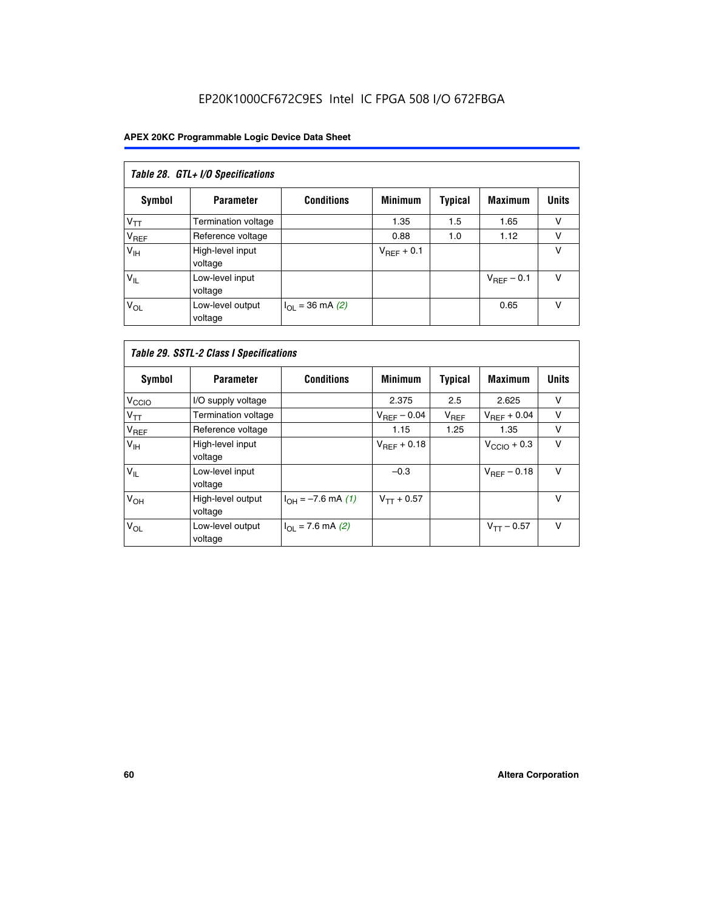EP20K1000CF672C9ES Intel IC FPGA 508 I/O 672FBGA

| Table 28. GTL+ I/O Specifications | | | | | | |
|---|---|---|---|---|---|---|
| **Symbol** | **Parameter** | **Conditions** | **Minimum** | **Typical** | **Maximum** | **Units** |
| $V_{TT}$ | Termination voltage | | 1.35 | 1.5 | 1.65 | V |
| $V_{REF}$ | Reference voltage | | 0.88 | 1.0 | 1.12 | V |
| $V_{IH}$ | High-level input voltage | | $V_{REF} + 0.1$ | | | V |
| $V_{IL}$ | Low-level input voltage | | | | $V_{REF} - 0.1$ | V |
| $V_{OL}$ | Low-level output voltage | $I_{OL} = 36$ mA *(2)* | | | 0.65 | V |

| Table 29. SSTL-2 Class I Specifications | | | | | | |
|---|---|---|---|---|---|---|
| **Symbol** | **Parameter** | **Conditions** | **Minimum** | **Typical** | **Maximum** | **Units** |
| $V_{CCIO}$ | I/O supply voltage | | 2.375 | 2.5 | 2.625 | V |
| $V_{TT}$ | Termination voltage | | $V_{REF} - 0.04$ | $V_{REF}$ | $V_{REF} + 0.04$ | V |
| $V_{REF}$ | Reference voltage | | 1.15 | 1.25 | 1.35 | V |
| $V_{IH}$ | High-level input voltage | | $V_{REF} + 0.18$ | | $V_{CCIO} + 0.3$ | V |
| $V_{IL}$ | Low-level input voltage | | –0.3 | | $V_{REF} - 0.18$ | V |
| $V_{OH}$ | High-level output voltage | $I_{OH} = -7.6$ mA *(1)* | $V_{TT} + 0.57$ | | | V |
| $V_{OL}$ | Low-level output voltage | $I_{OL} = 7.6$ mA *(2)* | | | $V_{TT} - 0.57$ | V |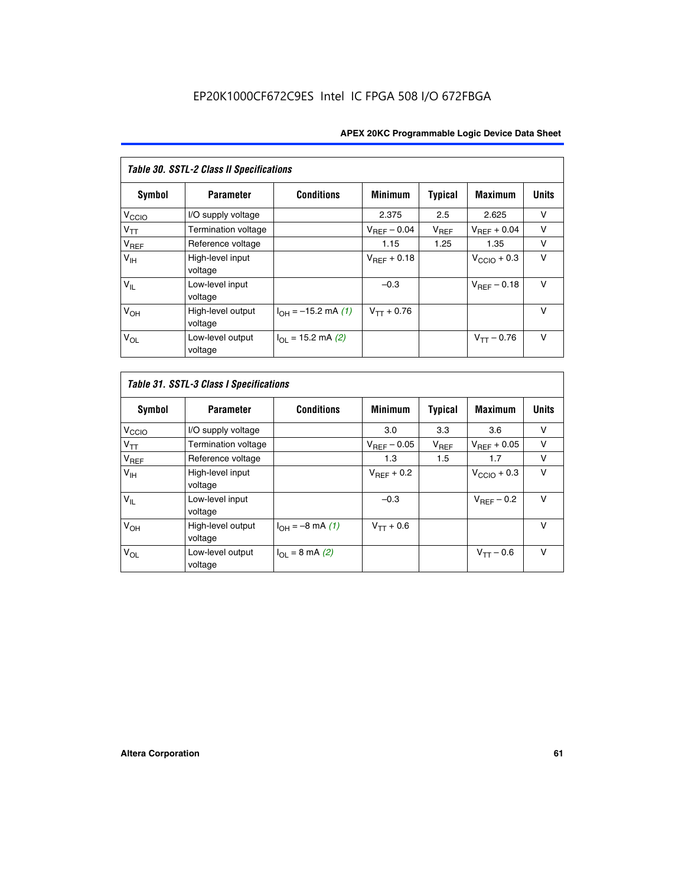| *Table 30. SSTL-2 Class II Specifications* | | | | | | |
|---|---|---|---|---|---|---|
| **Symbol** | **Parameter** | **Conditions** | **Minimum** | **Typical** | **Maximum** | **Units** |
| $V_{CCIO}$ | I/O supply voltage | | 2.375 | 2.5 | 2.625 | V |
| $V_{TT}$ | Termination voltage | | $V_{REF} - 0.04$ | $V_{REF}$ | $V_{REF} + 0.04$ | V |
| $V_{REF}$ | Reference voltage | | 1.15 | 1.25 | 1.35 | V |
| $V_{IH}$ | High-level input voltage | | $V_{REF} + 0.18$ | | $V_{CCIO} + 0.3$ | V |
| $V_{IL}$ | Low-level input voltage | | –0.3 | | $V_{REF} - 0.18$ | V |
| $V_{OH}$ | High-level output voltage | $I_{OH} = -15.2$ mA *(1)* | $V_{TT} + 0.76$ | | | V |
| $V_{OL}$ | Low-level output voltage | $I_{OL} = 15.2$ mA *(2)* | | | $V_{TT} - 0.76$ | V |

| *Table 31. SSTL-3 Class I Specifications* | | | | | | |
|---|---|---|---|---|---|---|
| **Symbol** | **Parameter** | **Conditions** | **Minimum** | **Typical** | **Maximum** | **Units** |
| $V_{CCIO}$ | I/O supply voltage | | 3.0 | 3.3 | 3.6 | V |
| $V_{TT}$ | Termination voltage | | $V_{REF} - 0.05$ | $V_{REF}$ | $V_{REF} + 0.05$ | V |
| $V_{REF}$ | Reference voltage | | 1.3 | 1.5 | 1.7 | V |
| $V_{IH}$ | High-level input voltage | | $V_{REF} + 0.2$ | | $V_{CCIO} + 0.3$ | V |
| $V_{IL}$ | Low-level input voltage | | –0.3 | | $V_{REF} - 0.2$ | V |
| $V_{OH}$ | High-level output voltage | $I_{OH} = -8$ mA *(1)* | $V_{TT} + 0.6$ | | | V |
| $V_{OL}$ | Low-level output voltage | $I_{OL} = 8$ mA *(2)* | | | $V_{TT} - 0.6$ | V |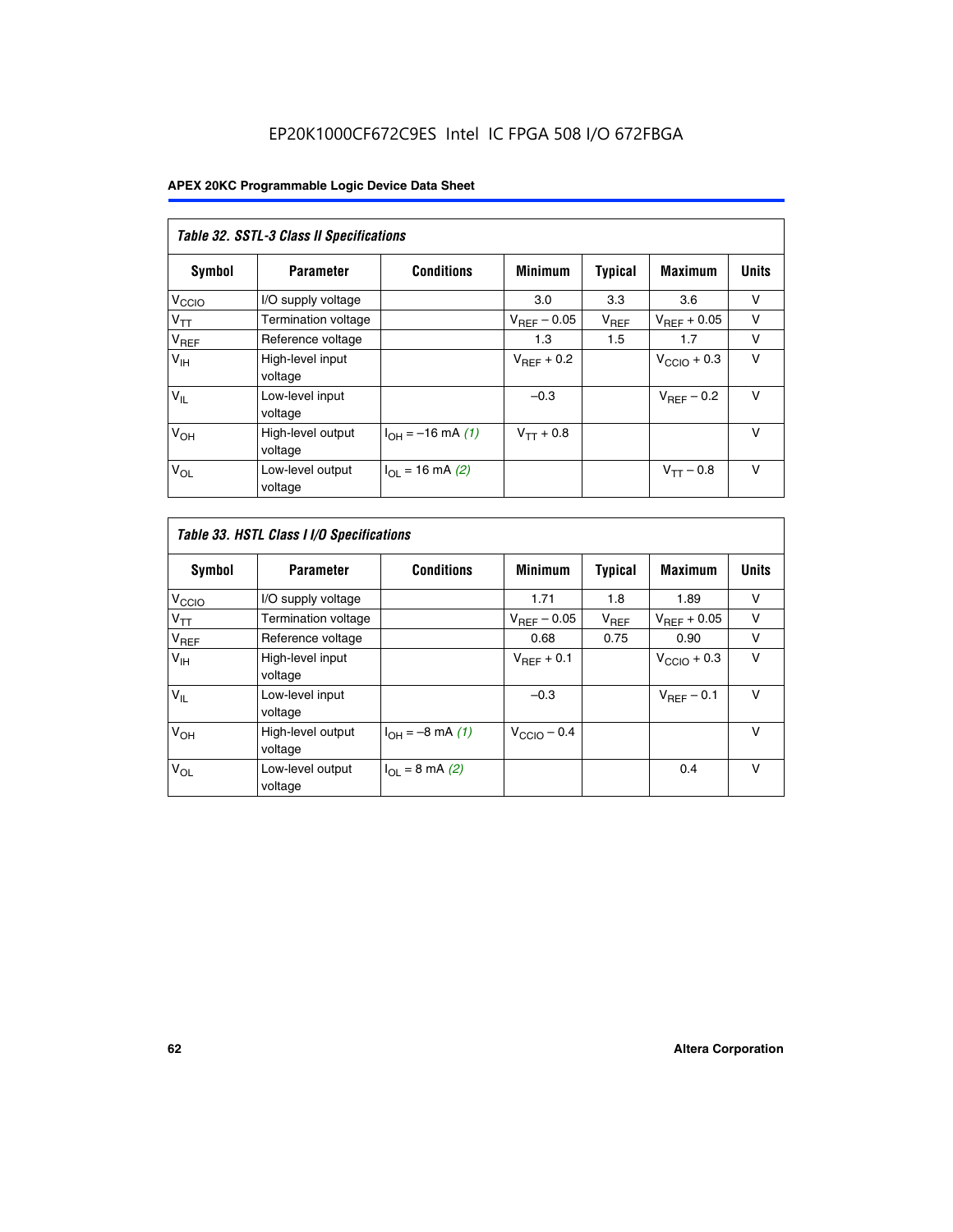EP20K1000CF672C9ES Intel IC FPGA 508 I/O 672FBGA

**APEX 20KC Programmable Logic Device Data Sheet**

| *Table 32. SSTL-3 Class II Specifications* | | | | | | |
|---|---|---|---|---|---|---|
| **Symbol** | **Parameter** | **Conditions** | **Minimum** | **Typical** | **Maximum** | **Units** |
| $V_{CCIO}$ | I/O supply voltage | | 3.0 | 3.3 | 3.6 | V |
| $V_{TT}$ | Termination voltage | | $V_{REF} - 0.05$ | $V_{REF}$ | $V_{REF} + 0.05$ | V |
| $V_{REF}$ | Reference voltage | | 1.3 | 1.5 | 1.7 | V |
| $V_{IH}$ | High-level input voltage | | $V_{REF} + 0.2$ | | $V_{CCIO} + 0.3$ | V |
| $V_{IL}$ | Low-level input voltage | | –0.3 | | $V_{REF} - 0.2$ | V |
| $V_{OH}$ | High-level output voltage | $I_{OH} = -16$ mA *(1)* | $V_{TT} + 0.8$ | | | V |
| $V_{OL}$ | Low-level output voltage | $I_{OL} = 16$ mA *(2)* | | | $V_{TT} - 0.8$ | V |

| *Table 33. HSTL Class I I/O Specifications* | | | | | | |
|---|---|---|---|---|---|---|
| **Symbol** | **Parameter** | **Conditions** | **Minimum** | **Typical** | **Maximum** | **Units** |
| $V_{CCIO}$ | I/O supply voltage | | 1.71 | 1.8 | 1.89 | V |
| $V_{TT}$ | Termination voltage | | $V_{REF} - 0.05$ | $V_{REF}$ | $V_{REF} + 0.05$ | V |
| $V_{REF}$ | Reference voltage | | 0.68 | 0.75 | 0.90 | V |
| $V_{IH}$ | High-level input voltage | | $V_{REF} + 0.1$ | | $V_{CCIO} + 0.3$ | V |
| $V_{IL}$ | Low-level input voltage | | –0.3 | | $V_{REF} - 0.1$ | V |
| $V_{OH}$ | High-level output voltage | $I_{OH} = -8$ mA *(1)* | $V_{CCIO} - 0.4$ | | | V |
| $V_{OL}$ | Low-level output voltage | $I_{OL} = 8$ mA *(2)* | | | 0.4 | V |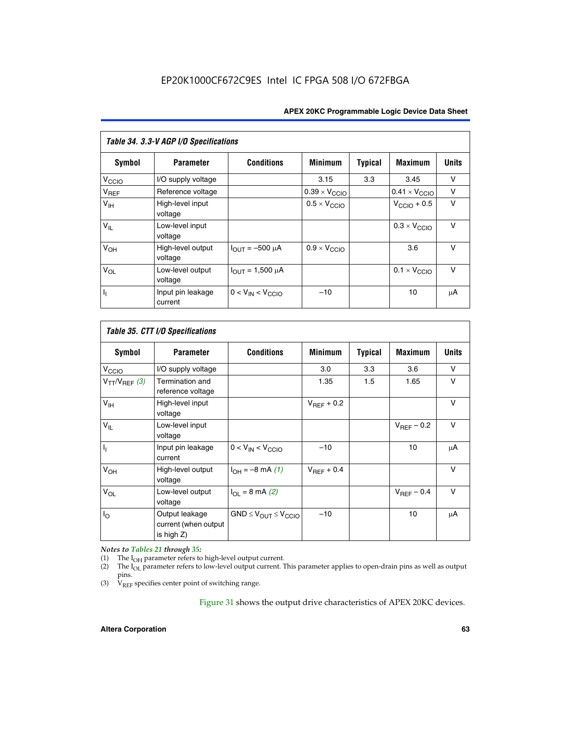**Table 34. 3.3-V AGP I/O Specifications**

| Symbol | Parameter | Conditions | Minimum | Typical | Maximum | Units |
|---|---|---|---|---|---|---|
| $V_{CCIO}$ | I/O supply voltage | | 3.15 | 3.3 | 3.45 | V |
| $V_{REF}$ | Reference voltage | | $0.39 \times V_{CCIO}$ | | $0.41 \times V_{CCIO}$ | V |
| $V_{IH}$ | High-level input voltage | | $0.5 \times V_{CCIO}$ | | $V_{CCIO} + 0.5$ | V |
| $V_{IL}$ | Low-level input voltage | | | | $0.3 \times V_{CCIO}$ | V |
| $V_{OH}$ | High-level output voltage | $I_{OUT} = -500$ μA | $0.9 \times V_{CCIO}$ | | 3.6 | V |
| $V_{OL}$ | Low-level output voltage | $I_{OUT} = 1,500$ μA | | | $0.1 \times V_{CCIO}$ | V |
| $I_I$ | Input pin leakage current | $0 < V_{IN} < V_{CCIO}$ | –10 | | 10 | μA |

**Table 35. CTT I/O Specifications**

| Symbol | Parameter | Conditions | Minimum | Typical | Maximum | Units |
|---|---|---|---|---|---|---|
| $V_{CCIO}$ | I/O supply voltage | | 3.0 | 3.3 | 3.6 | V |
| $V_{TT}/V_{REF}$ *(3)* | Termination and reference voltage | | 1.35 | 1.5 | 1.65 | V |
| $V_{IH}$ | High-level input voltage | | $V_{REF} + 0.2$ | | | V |
| $V_{IL}$ | Low-level input voltage | | | | $V_{REF} - 0.2$ | V |
| $I_I$ | Input pin leakage current | $0 < V_{IN} < V_{CCIO}$ | –10 | | 10 | μA |
| $V_{OH}$ | High-level output voltage | $I_{OH} = -8$ mA *(1)* | $V_{REF} + 0.4$ | | | V |
| $V_{OL}$ | Low-level output voltage | $I_{OL} = 8$ mA *(2)* | | | $V_{REF} - 0.4$ | V |
| $I_O$ | Output leakage current (when output is high Z) | $GND \leq V_{OUT} \leq V_{CCIO}$ | –10 | | 10 | μA |

*Notes to Tables 21 through 35:*

(1) The $I_{OH}$ parameter refers to high-level output current.

(2) The $I_{OL}$ parameter refers to low-level output current. This parameter applies to open-drain pins as well as output pins.

(3) $V_{REF}$ specifies center point of switching range.

Figure 31 shows the output drive characteristics of APEX 20KC devices.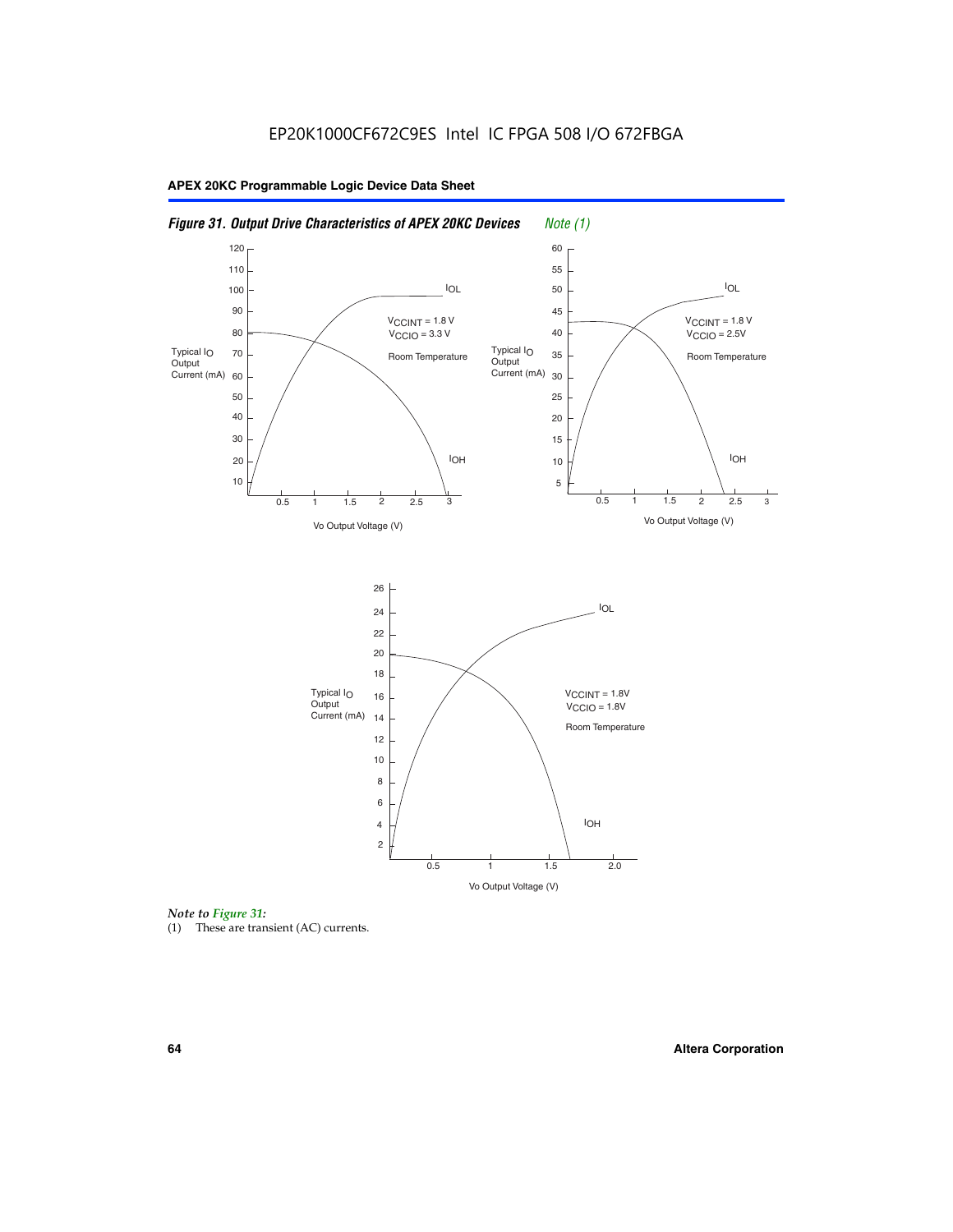*Figure 31. Output Drive Characteristics of APEX 20KC Devices* *Note (1)*

*Note to Figure 31:*

(1) These are transient (AC) currents.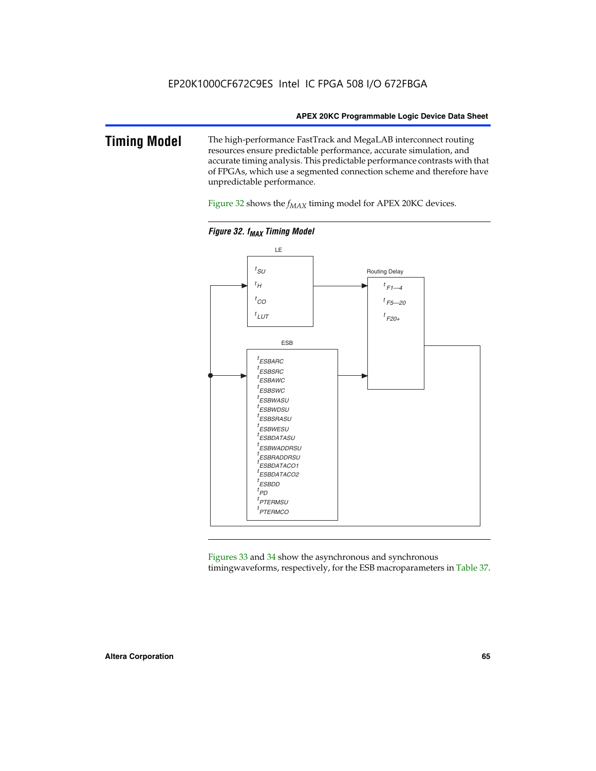## Timing Model

The high-performance FastTrack and MegaLAB interconnect routing resources ensure predictable performance, accurate simulation, and accurate timing analysis. This predictable performance contrasts with that of FPGAs, which use a segmented connection scheme and therefore have unpredictable performance.

Figure 32 shows the $f_{MAX}$ timing model for APEX 20KC devices.

*Figure 32. $f_{MAX}$ Timing Model*

LE

$t_{SU}$

$t_{H}$

$t_{CO}$

$t_{LUT}$

Routing Delay

$t_{F1-4}$

$t_{F5-20}$

$t_{F20+}$

ESB

$t_{ESBARC}$

$t_{ESBSRC}$

$t_{ESBAWC}$

$t_{ESBSWC}$

$t_{ESBWASU}$

$t_{ESBWDSU}$

$t_{ESBSRASU}$

$t_{ESBWESU}$

$t_{ESBDATASU}$

$t_{ESBWADDRSU}$

$t_{ESBRADDRSU}$

$t_{ESBDATACO1}$

$t_{ESBDATACO2}$

$t_{ESBDD}$

$t_{PD}$

$t_{PTERMSU}$

$t_{PTERMCO}$

Figures 33 and 34 show the asynchronous and synchronous timingwaveforms, respectively, for the ESB macroparameters in Table 37.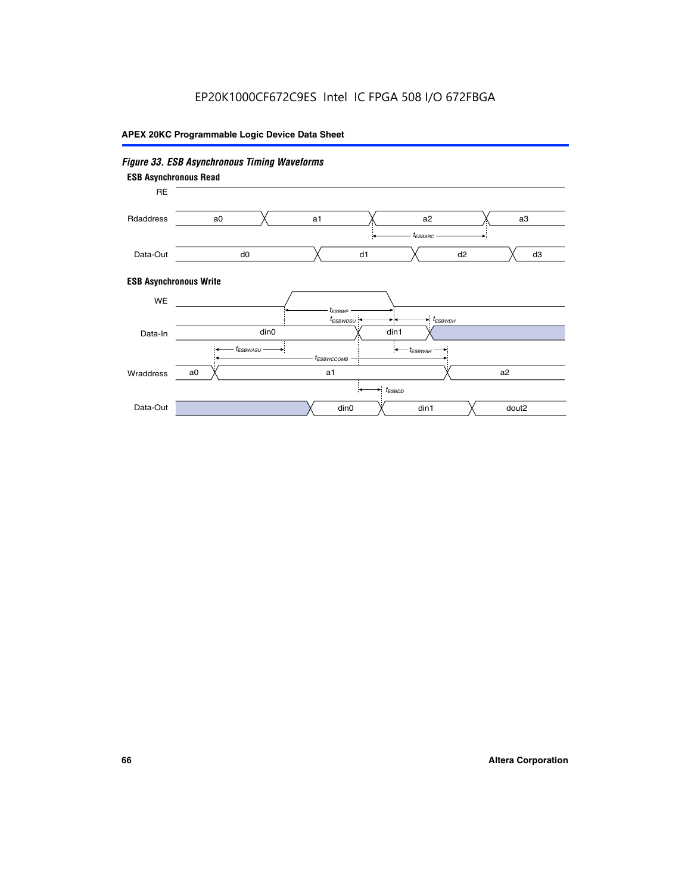*Figure 33. ESB Asynchronous Timing Waveforms*

**ESB Asynchronous Read**

RE

Rdaddress: a0, a1, a2, a3

$t_{ESBARC}$

Data-Out: d0, d1, d2, d3

**ESB Asynchronous Write**

WE

$t_{ESBWP}$

$t_{ESBWDSU}$ $t_{ESBWDH}$

Data-In: din0, din1

$t_{ESBWASU}$ $t_{ESBWAH}$

$t_{ESBWCCOMB}$

Wraddress: a0, a1, a2

$t_{ESBDD}$

Data-Out: din0, din1, dout2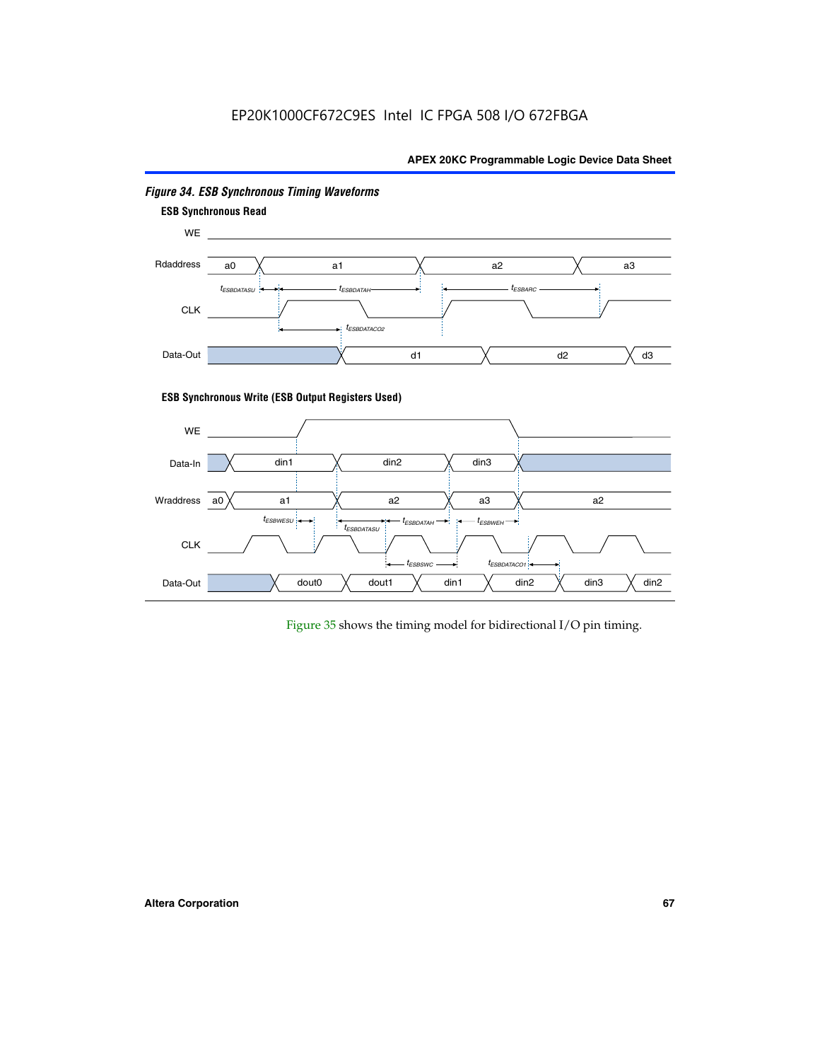*Figure 34. ESB Synchronous Timing Waveforms*

**ESB Synchronous Read**

WE

Rdaddress: a0, a1, a2, a3

$t_{ESBDATASU}$, $t_{ESBDATAH}$, $t_{ESBARC}$

CLK

$t_{ESBDATACO2}$

Data-Out: d1, d2, d3

**ESB Synchronous Write (ESB Output Registers Used)**

WE

Data-In: din1, din2, din3

Wraddress: a0, a1, a2, a3, a2

$t_{ESBWESU}$, $t_{ESBDATASU}$, $t_{ESBDATAH}$, $t_{ESBWEH}$

CLK

$t_{ESBWC}$, $t_{ESBDATACO1}$

Data-Out: dout0, dout1, din1, din2, din3, din2

Figure 35 shows the timing model for bidirectional I/O pin timing.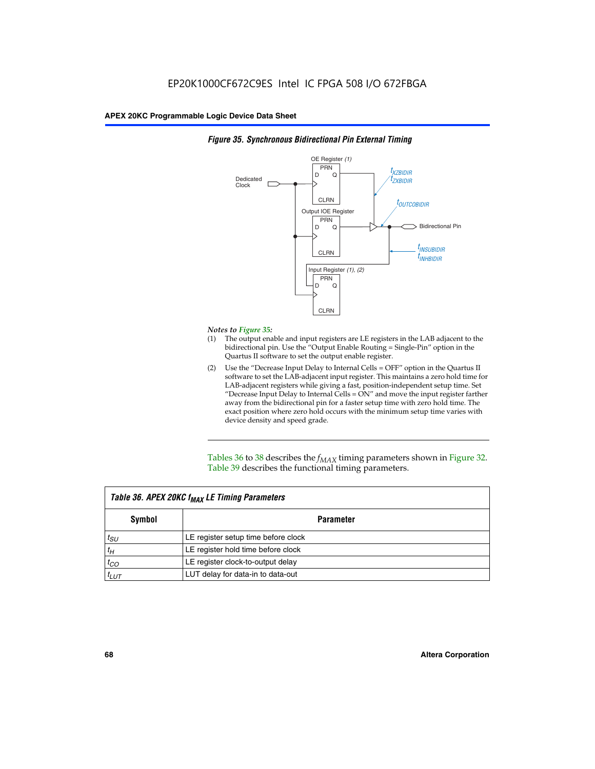*Figure 35. Synchronous Bidirectional Pin External Timing*

*Notes to Figure 35:*

(1) The output enable and input registers are LE registers in the LAB adjacent to the bidirectional pin. Use the "Output Enable Routing = Single-Pin" option in the Quartus II software to set the output enable register.

(2) Use the "Decrease Input Delay to Internal Cells = OFF" option in the Quartus II software to set the LAB-adjacent input register. This maintains a zero hold time for LAB-adjacent registers while giving a fast, position-independent setup time. Set "Decrease Input Delay to Internal Cells = ON" and move the input register farther away from the bidirectional pin for a faster setup time with zero hold time. The exact position where zero hold occurs with the minimum setup time varies with device density and speed grade.

Tables 36 to 38 describes the $f_{MAX}$ timing parameters shown in Figure 32. Table 39 describes the functional timing parameters.

| Table 36. APEX 20KC $f_{MAX}$ LE Timing Parameters | |
|---|---|
| **Symbol** | **Parameter** |
| $t_{SU}$ | LE register setup time before clock |
| $t_H$ | LE register hold time before clock |
| $t_{CO}$ | LE register clock-to-output delay |
| $t_{LUT}$ | LUT delay for data-in to data-out |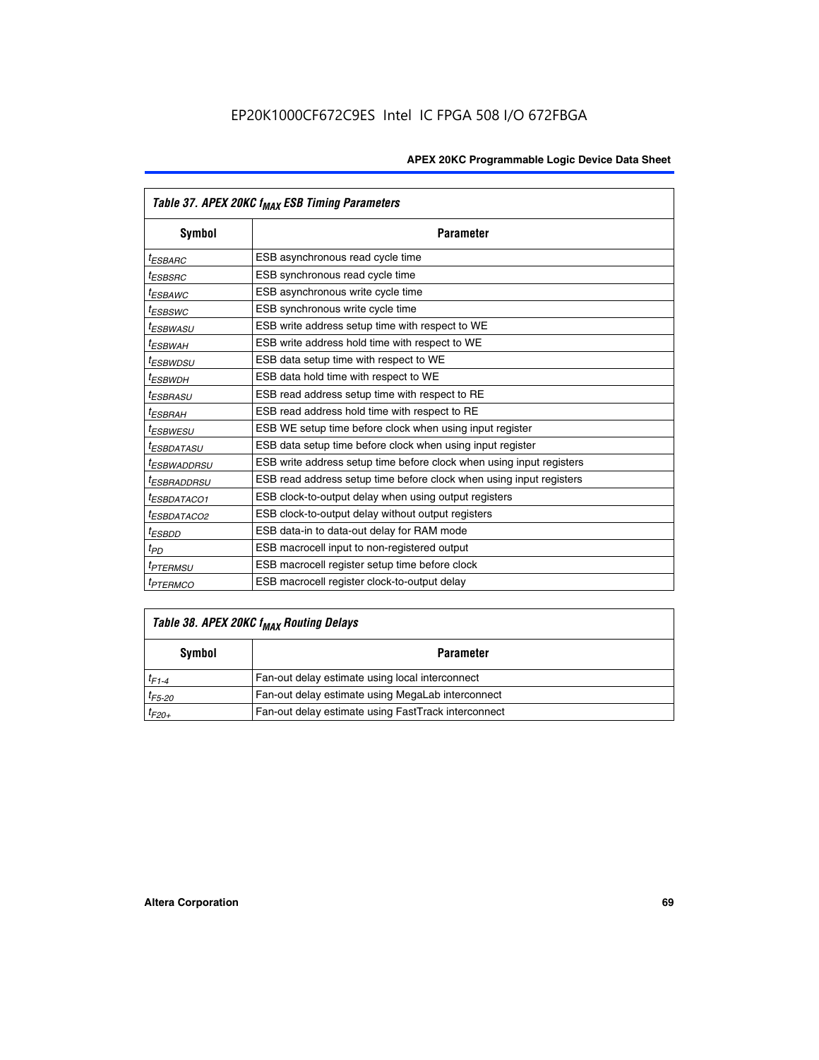| Table 37. APEX 20KC $f_{MAX}$ ESB Timing Parameters | |
|---|---|
| **Symbol** | **Parameter** |
| $t_{ESBARC}$ | ESB asynchronous read cycle time |
| $t_{ESBSRC}$ | ESB synchronous read cycle time |
| $t_{ESBAWC}$ | ESB asynchronous write cycle time |
| $t_{ESBSWC}$ | ESB synchronous write cycle time |
| $t_{ESBWASU}$ | ESB write address setup time with respect to WE |
| $t_{ESBWAH}$ | ESB write address hold time with respect to WE |
| $t_{ESBWDSU}$ | ESB data setup time with respect to WE |
| $t_{ESBWDH}$ | ESB data hold time with respect to WE |
| $t_{ESBRASU}$ | ESB read address setup time with respect to RE |
| $t_{ESBRAH}$ | ESB read address hold time with respect to RE |
| $t_{ESBWESU}$ | ESB WE setup time before clock when using input register |
| $t_{ESBDATASU}$ | ESB data setup time before clock when using input register |
| $t_{ESBWADDRSU}$ | ESB write address setup time before clock when using input registers |
| $t_{ESBRADDRSU}$ | ESB read address setup time before clock when using input registers |
| $t_{ESBDATACO1}$ | ESB clock-to-output delay when using output registers |
| $t_{ESBDATACO2}$ | ESB clock-to-output delay without output registers |
| $t_{ESBDD}$ | ESB data-in to data-out delay for RAM mode |
| $t_{PD}$ | ESB macrocell input to non-registered output |
| $t_{PTERMSU}$ | ESB macrocell register setup time before clock |
| $t_{PTERMCO}$ | ESB macrocell register clock-to-output delay |

| Table 38. APEX 20KC $f_{MAX}$ Routing Delays | |
|---|---|
| **Symbol** | **Parameter** |
| $t_{F1-4}$ | Fan-out delay estimate using local interconnect |
| $t_{F5-20}$ | Fan-out delay estimate using MegaLab interconnect |
| $t_{F20+}$ | Fan-out delay estimate using FastTrack interconnect |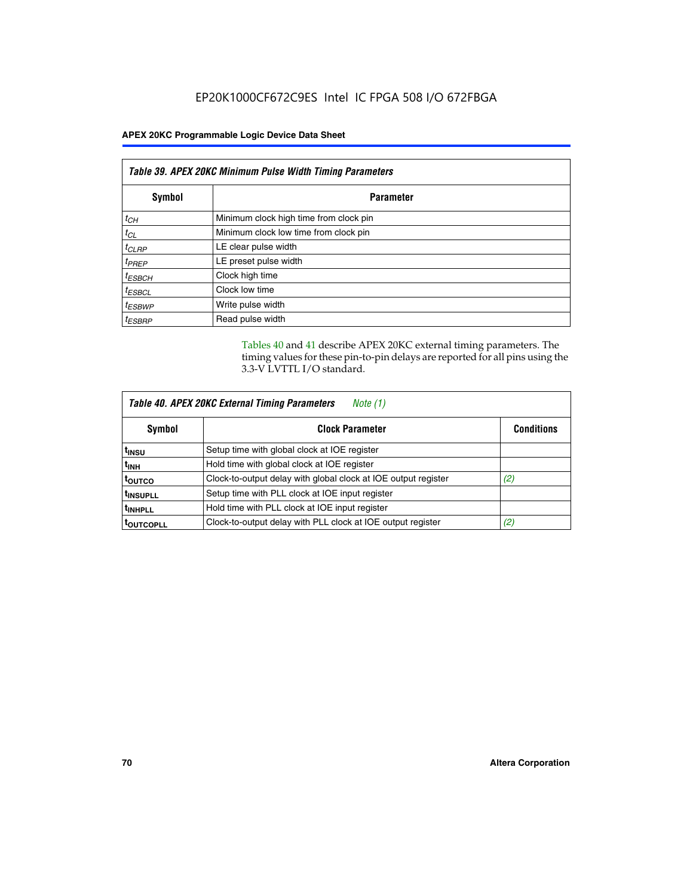**Table 39. APEX 20KC Minimum Pulse Width Timing Parameters**

| Symbol | Parameter |
|---|---|
| $t_{CH}$ | Minimum clock high time from clock pin |
| $t_{CL}$ | Minimum clock low time from clock pin |
| $t_{CLRP}$ | LE clear pulse width |
| $t_{PREP}$ | LE preset pulse width |
| $t_{ESBCH}$ | Clock high time |
| $t_{ESBCL}$ | Clock low time |
| $t_{ESBWP}$ | Write pulse width |
| $t_{ESBRP}$ | Read pulse width |

Tables 40 and 41 describe APEX 20KC external timing parameters. The timing values for these pin-to-pin delays are reported for all pins using the 3.3-V LVTTL I/O standard.

**Table 40. APEX 20KC External Timing Parameters** *Note (1)*

| Symbol | Clock Parameter | Conditions |
|---|---|---|
| $t_{INSU}$ | Setup time with global clock at IOE register | |
| $t_{INH}$ | Hold time with global clock at IOE register | |
| $t_{OUTCO}$ | Clock-to-output delay with global clock at IOE output register | *(2)* |
| $t_{INSUPLL}$ | Setup time with PLL clock at IOE input register | |
| $t_{INHPLL}$ | Hold time with PLL clock at IOE input register | |
| $t_{OUTCOPLL}$ | Clock-to-output delay with PLL clock at IOE output register | *(2)* |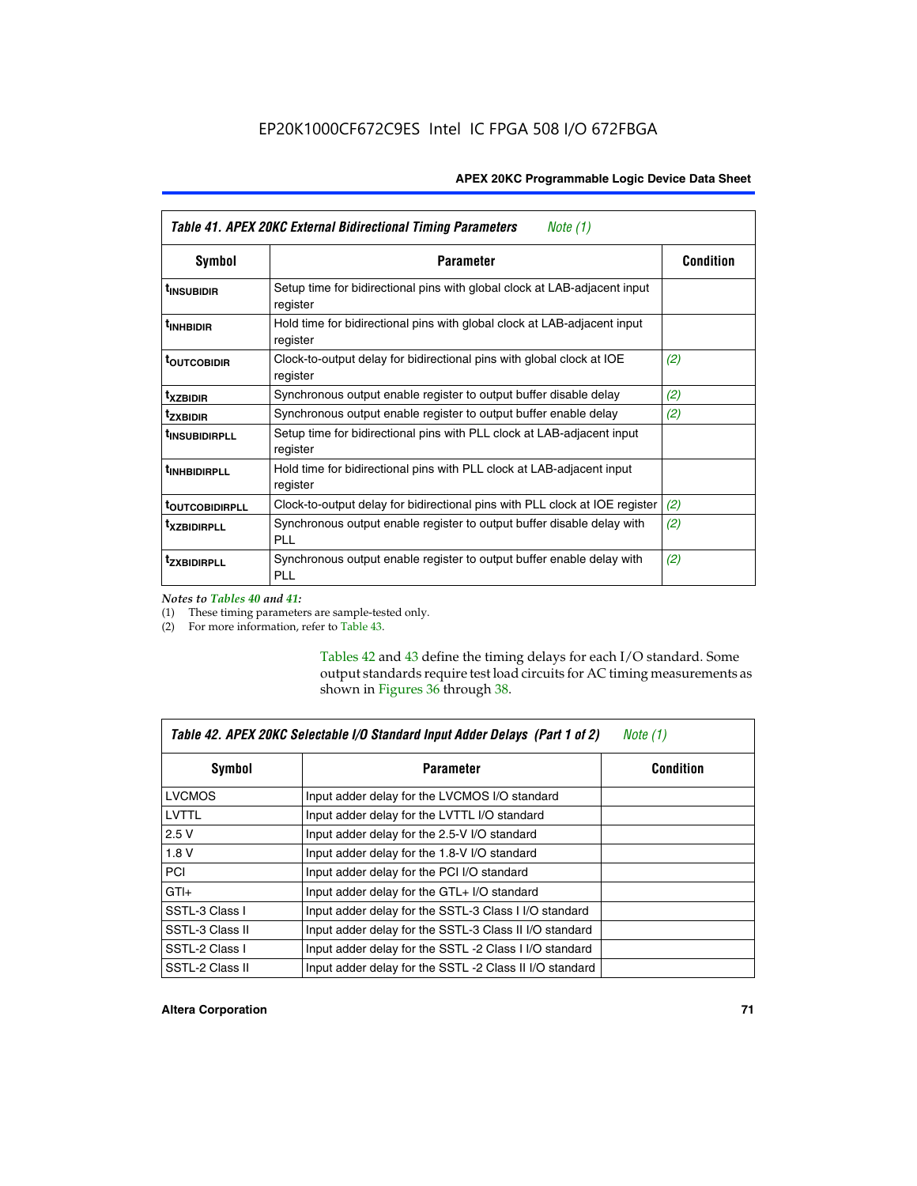**Table 41. APEX 20KC External Bidirectional Timing Parameters** *Note (1)*

| Symbol | Parameter | Condition |
|---|---|---|
| $t_{INSUBIDIR}$ | Setup time for bidirectional pins with global clock at LAB-adjacent input register | |
| $t_{INHBIDIR}$ | Hold time for bidirectional pins with global clock at LAB-adjacent input register | |
| $t_{OUTCOBIDIR}$ | Clock-to-output delay for bidirectional pins with global clock at IOE register | (2) |
| $t_{XZBIDIR}$ | Synchronous output enable register to output buffer disable delay | (2) |
| $t_{ZXBIDIR}$ | Synchronous output enable register to output buffer enable delay | (2) |
| $t_{INSUBIDIRPLL}$ | Setup time for bidirectional pins with PLL clock at LAB-adjacent input register | |
| $t_{INHBIDIRPLL}$ | Hold time for bidirectional pins with PLL clock at LAB-adjacent input register | |
| $t_{OUTCOBIDIRPLL}$ | Clock-to-output delay for bidirectional pins with PLL clock at IOE register | (2) |
| $t_{XZBIDIRPLL}$ | Synchronous output enable register to output buffer disable delay with PLL | (2) |
| $t_{ZXBIDIRPLL}$ | Synchronous output enable register to output buffer enable delay with PLL | (2) |

*Notes to Tables 40 and 41:*

(1) These timing parameters are sample-tested only.

(2) For more information, refer to Table 43.

Tables 42 and 43 define the timing delays for each I/O standard. Some output standards require test load circuits for AC timing measurements as shown in Figures 36 through 38.

**Table 42. APEX 20KC Selectable I/O Standard Input Adder Delays (Part 1 of 2)** *Note (1)*

| Symbol | Parameter | Condition |
|---|---|---|
| LVCMOS | Input adder delay for the LVCMOS I/O standard | |
| LVTTL | Input adder delay for the LVTTL I/O standard | |
| 2.5 V | Input adder delay for the 2.5-V I/O standard | |
| 1.8 V | Input adder delay for the 1.8-V I/O standard | |
| PCI | Input adder delay for the PCI I/O standard | |
| GTI+ | Input adder delay for the GTL+ I/O standard | |
| SSTL-3 Class I | Input adder delay for the SSTL-3 Class I I/O standard | |
| SSTL-3 Class II | Input adder delay for the SSTL-3 Class II I/O standard | |
| SSTL-2 Class I | Input adder delay for the SSTL -2 Class I I/O standard | |
| SSTL-2 Class II | Input adder delay for the SSTL -2 Class II I/O standard | |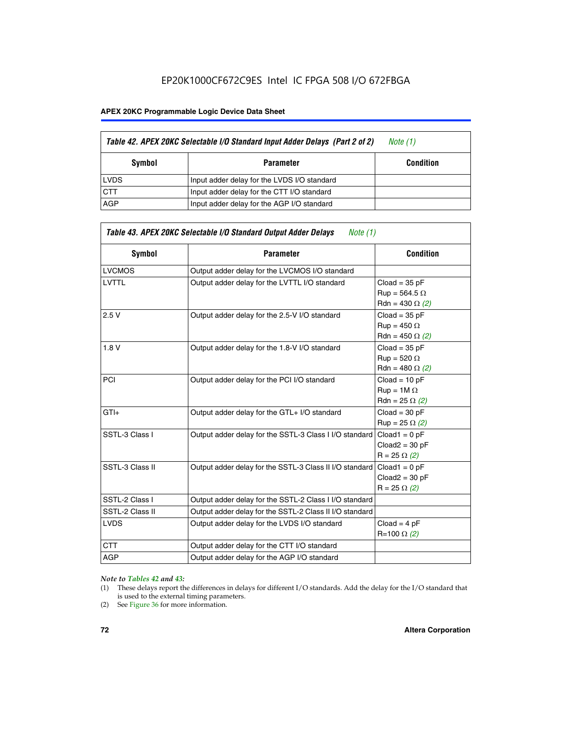**Table 42. APEX 20KC Selectable I/O Standard Input Adder Delays (Part 2 of 2)** *Note (1)*

| Symbol | Parameter | Condition |
|---|---|---|
| LVDS | Input adder delay for the LVDS I/O standard | |
| CTT | Input adder delay for the CTT I/O standard | |
| AGP | Input adder delay for the AGP I/O standard | |

**Table 43. APEX 20KC Selectable I/O Standard Output Adder Delays** *Note (1)*

| Symbol | Parameter | Condition |
|---|---|---|
| LVCMOS | Output adder delay for the LVCMOS I/O standard | |
| LVTTL | Output adder delay for the LVTTL I/O standard | Cload = 35 pF<br>Rup = 564.5 Ω<br>Rdn = 430 Ω *(2)* |
| 2.5 V | Output adder delay for the 2.5-V I/O standard | Cload = 35 pF<br>Rup = 450 Ω<br>Rdn = 450 Ω *(2)* |
| 1.8 V | Output adder delay for the 1.8-V I/O standard | Cload = 35 pF<br>Rup = 520 Ω<br>Rdn = 480 Ω *(2)* |
| PCI | Output adder delay for the PCI I/O standard | Cload = 10 pF<br>Rup = 1M Ω<br>Rdn = 25 Ω *(2)* |
| GTl+ | Output adder delay for the GTL+ I/O standard | Cload = 30 pF<br>Rup = 25 Ω *(2)* |
| SSTL-3 Class I | Output adder delay for the SSTL-3 Class I I/O standard | Cload1 = 0 pF<br>Cload2 = 30 pF<br>R = 25 Ω *(2)* |
| SSTL-3 Class II | Output adder delay for the SSTL-3 Class II I/O standard | Cload1 = 0 pF<br>Cload2 = 30 pF<br>R = 25 Ω *(2)* |
| SSTL-2 Class I | Output adder delay for the SSTL-2 Class I I/O standard | |
| SSTL-2 Class II | Output adder delay for the SSTL-2 Class II I/O standard | |
| LVDS | Output adder delay for the LVDS I/O standard | Cload = 4 pF<br>R=100 Ω *(2)* |
| CTT | Output adder delay for the CTT I/O standard | |
| AGP | Output adder delay for the AGP I/O standard | |

*Note to Tables 42 and 43:*

(1) These delays report the differences in delays for different I/O standards. Add the delay for the I/O standard that is used to the external timing parameters.

(2) See Figure 36 for more information.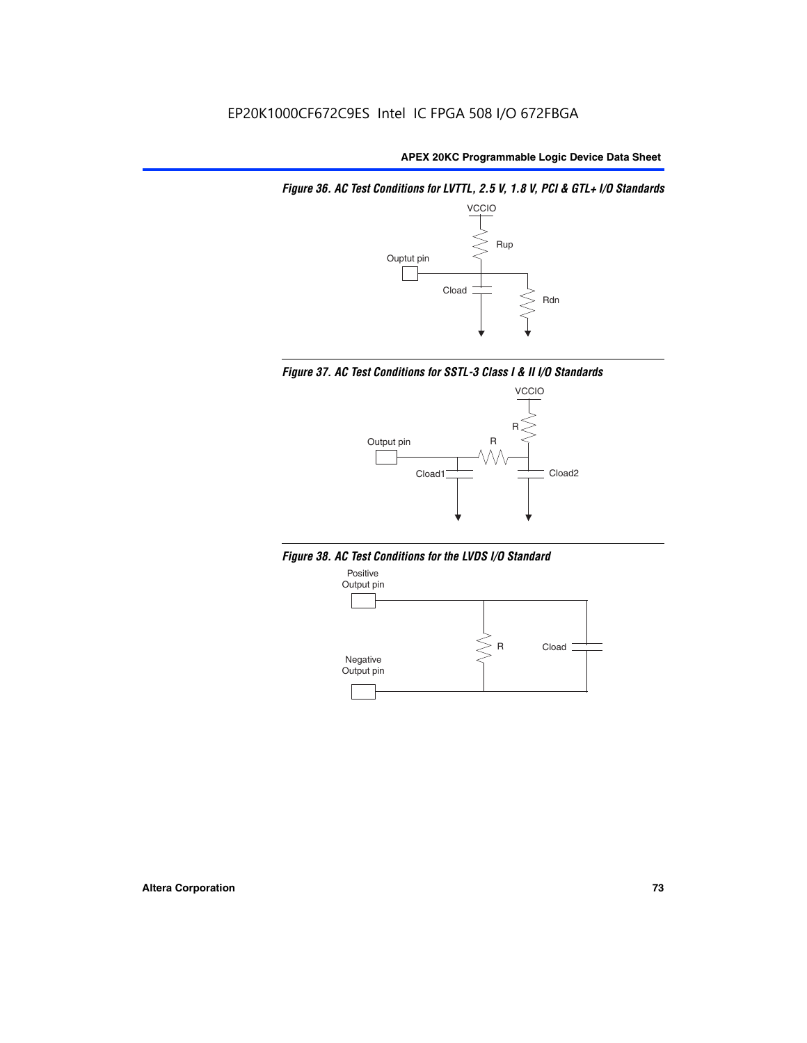*Figure 36. AC Test Conditions for LVTTL, 2.5 V, 1.8 V, PCI & GTL+ I/O Standards*

VCCIO

Rup

Ouptut pin

Cload

Rdn

*Figure 37. AC Test Conditions for SSTL-3 Class I & II I/O Standards*

VCCIO

R

Output pin

R

Cload1

Cload2

*Figure 38. AC Test Conditions for the LVDS I/O Standard*

Positive Output pin

R

Cload

Negative Output pin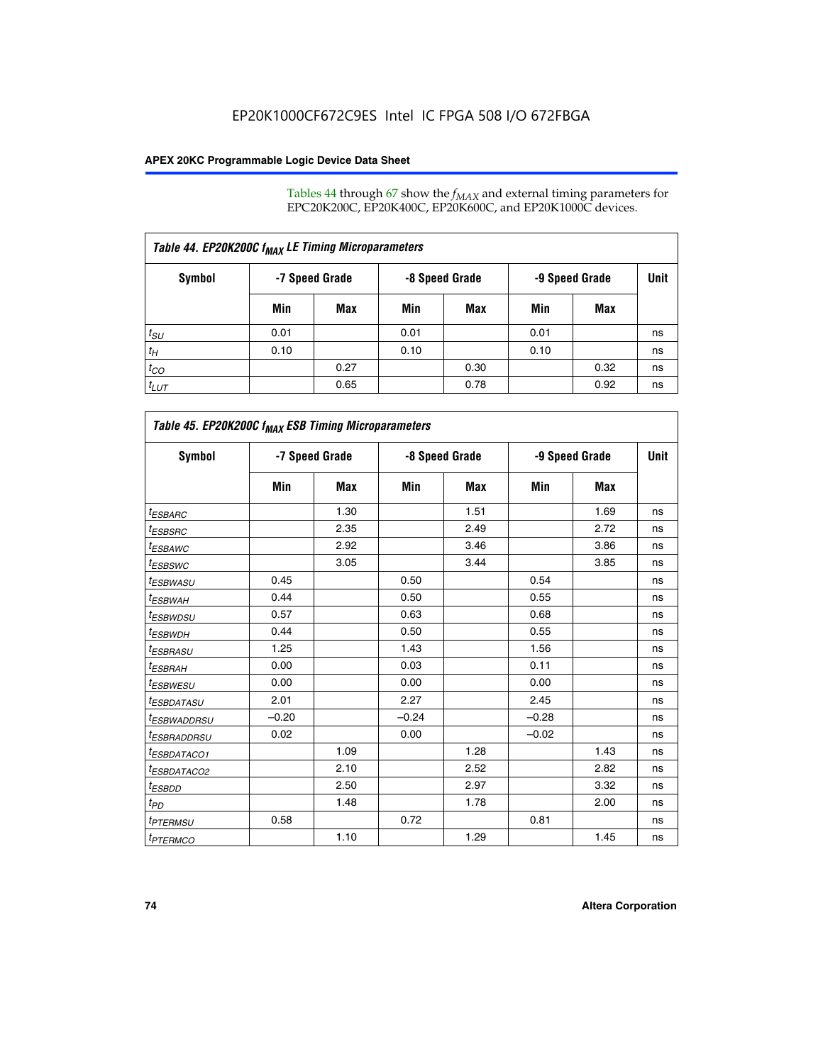Tables 44 through 67 show the $f_{MAX}$ and external timing parameters for EPC20K200C, EP20K400C, EP20K600C, and EP20K1000C devices.

| Table 44. EP20K200C $f_{MAX}$ LE Timing Microparameters | | | | | | | |
|---|---|---|---|---|---|---|---|
| Symbol | -7 Speed Grade | | -8 Speed Grade | | -9 Speed Grade | | Unit |
| | Min | Max | Min | Max | Min | Max | |
| $t_{SU}$ | 0.01 | | 0.01 | | 0.01 | | ns |
| $t_H$ | 0.10 | | 0.10 | | 0.10 | | ns |
| $t_{CO}$ | | 0.27 | | 0.30 | | 0.32 | ns |
| $t_{LUT}$ | | 0.65 | | 0.78 | | 0.92 | ns |

| Table 45. EP20K200C $f_{MAX}$ ESB Timing Microparameters | | | | | | | |
|---|---|---|---|---|---|---|---|
| Symbol | -7 Speed Grade | | -8 Speed Grade | | -9 Speed Grade | | Unit |
| | Min | Max | Min | Max | Min | Max | |
| $t_{ESBARC}$ | | 1.30 | | 1.51 | | 1.69 | ns |
| $t_{ESBSRC}$ | | 2.35 | | 2.49 | | 2.72 | ns |
| $t_{ESBAWC}$ | | 2.92 | | 3.46 | | 3.86 | ns |
| $t_{ESBSWC}$ | | 3.05 | | 3.44 | | 3.85 | ns |
| $t_{ESBWASU}$ | 0.45 | | 0.50 | | 0.54 | | ns |
| $t_{ESBWAH}$ | 0.44 | | 0.50 | | 0.55 | | ns |
| $t_{ESBWDSU}$ | 0.57 | | 0.63 | | 0.68 | | ns |
| $t_{ESBWDH}$ | 0.44 | | 0.50 | | 0.55 | | ns |
| $t_{ESBRASU}$ | 1.25 | | 1.43 | | 1.56 | | ns |
| $t_{ESBRAH}$ | 0.00 | | 0.03 | | 0.11 | | ns |
| $t_{ESBWESU}$ | 0.00 | | 0.00 | | 0.00 | | ns |
| $t_{ESBDATASU}$ | 2.01 | | 2.27 | | 2.45 | | ns |
| $t_{ESBWADDRSU}$ | −0.20 | | −0.24 | | −0.28 | | ns |
| $t_{ESBRADDRSU}$ | 0.02 | | 0.00 | | −0.02 | | ns |
| $t_{ESBDATACO1}$ | | 1.09 | | 1.28 | | 1.43 | ns |
| $t_{ESBDATACO2}$ | | 2.10 | | 2.52 | | 2.82 | ns |
| $t_{ESBDD}$ | | 2.50 | | 2.97 | | 3.32 | ns |
| $t_{PD}$ | | 1.48 | | 1.78 | | 2.00 | ns |
| $t_{PTERMSU}$ | 0.58 | | 0.72 | | 0.81 | | ns |
| $t_{PTERMCO}$ | | 1.10 | | 1.29 | | 1.45 | ns |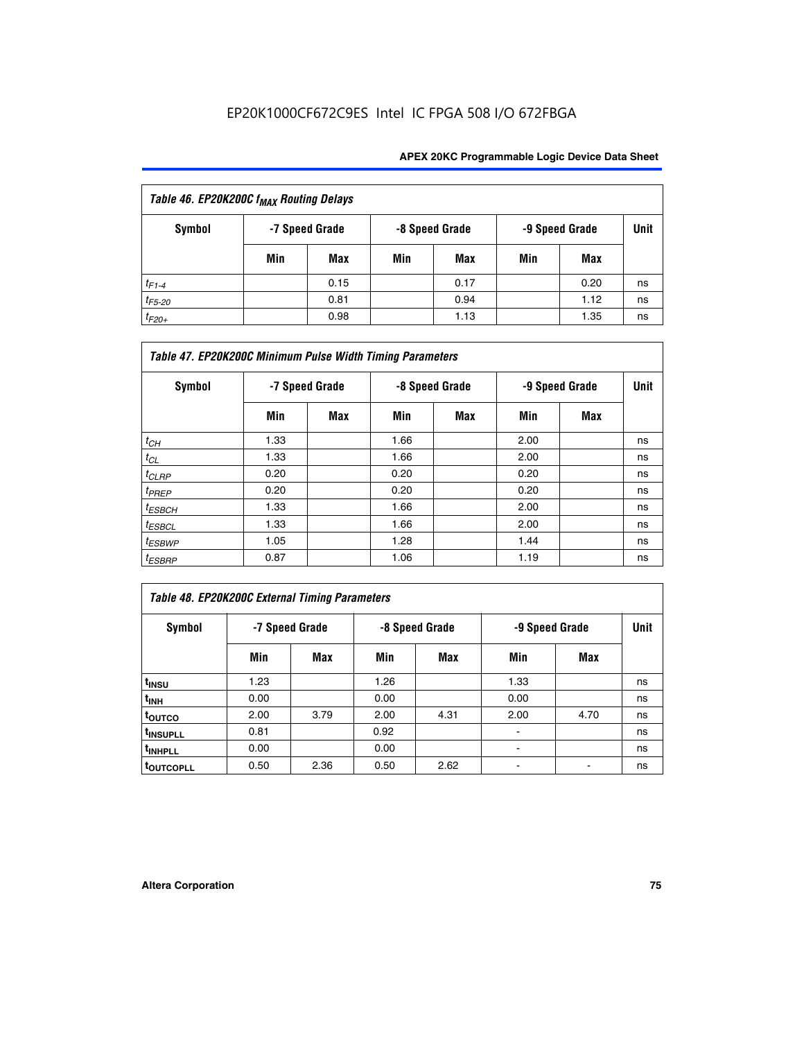EP20K1000CF672C9ES Intel IC FPGA 508 I/O 672FBGA

| Table 46. EP20K200C $f_{MAX}$ Routing Delays | | | | | | | |
|---|---|---|---|---|---|---|---|
| Symbol | -7 Speed Grade | | -8 Speed Grade | | -9 Speed Grade | | Unit |
| | Min | Max | Min | Max | Min | Max | |
| $t_{F1-4}$ | | 0.15 | | 0.17 | | 0.20 | ns |
| $t_{F5-20}$ | | 0.81 | | 0.94 | | 1.12 | ns |
| $t_{F20+}$ | | 0.98 | | 1.13 | | 1.35 | ns |

| Table 47. EP20K200C Minimum Pulse Width Timing Parameters | | | | | | | |
|---|---|---|---|---|---|---|---|
| Symbol | -7 Speed Grade | | -8 Speed Grade | | -9 Speed Grade | | Unit |
| | Min | Max | Min | Max | Min | Max | |
| $t_{CH}$ | 1.33 | | 1.66 | | 2.00 | | ns |
| $t_{CL}$ | 1.33 | | 1.66 | | 2.00 | | ns |
| $t_{CLRP}$ | 0.20 | | 0.20 | | 0.20 | | ns |
| $t_{PREP}$ | 0.20 | | 0.20 | | 0.20 | | ns |
| $t_{ESBCH}$ | 1.33 | | 1.66 | | 2.00 | | ns |
| $t_{ESBCL}$ | 1.33 | | 1.66 | | 2.00 | | ns |
| $t_{ESBWP}$ | 1.05 | | 1.28 | | 1.44 | | ns |
| $t_{ESBRP}$ | 0.87 | | 1.06 | | 1.19 | | ns |

| Table 48. EP20K200C External Timing Parameters | | | | | | | |
|---|---|---|---|---|---|---|---|
| Symbol | -7 Speed Grade | | -8 Speed Grade | | -9 Speed Grade | | Unit |
| | Min | Max | Min | Max | Min | Max | |
| $t_{INSU}$ | 1.23 | | 1.26 | | 1.33 | | ns |
| $t_{INH}$ | 0.00 | | 0.00 | | 0.00 | | ns |
| $t_{OUTCO}$ | 2.00 | 3.79 | 2.00 | 4.31 | 2.00 | 4.70 | ns |
| $t_{INSUPLL}$ | 0.81 | | 0.92 | | - | | ns |
| $t_{INHPLL}$ | 0.00 | | 0.00 | | - | | ns |
| $t_{OUTCOPLL}$ | 0.50 | 2.36 | 0.50 | 2.62 | - | - | ns |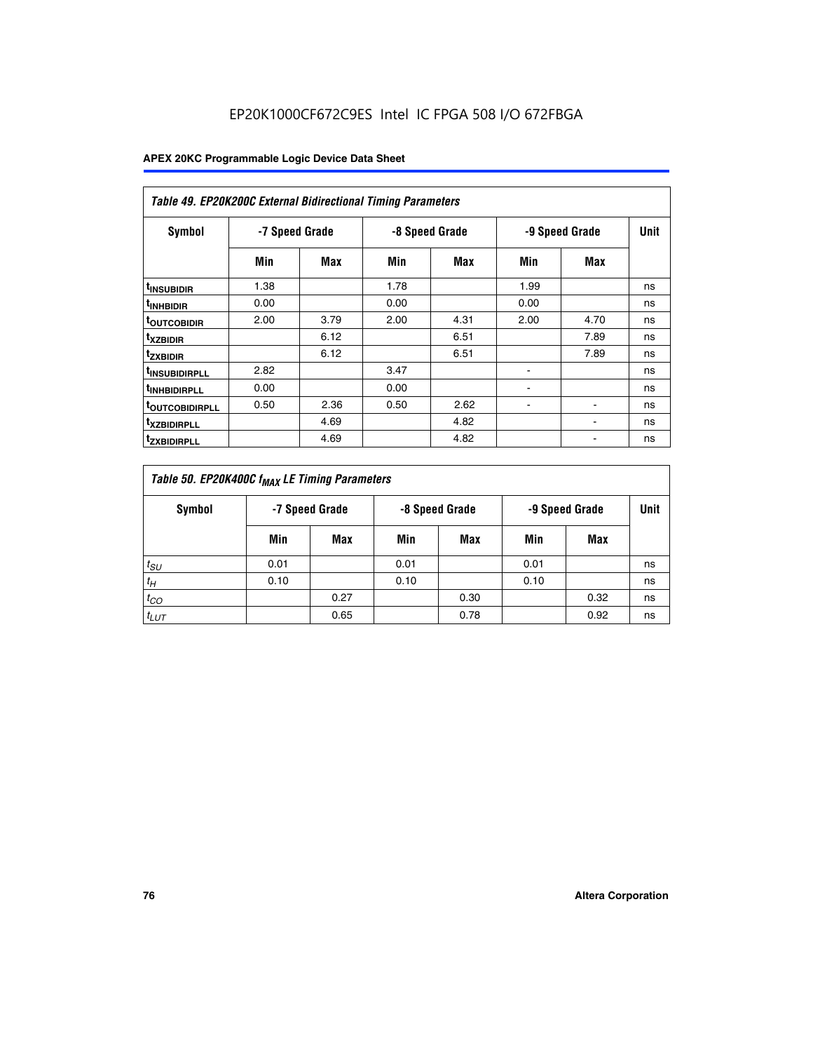EP20K1000CF672C9ES Intel IC FPGA 508 I/O 672FBGA

| Table 49. EP20K200C External Bidirectional Timing Parameters | | | | | | | |
|---|---|---|---|---|---|---|---|
| Symbol | -7 Speed Grade | | -8 Speed Grade | | -9 Speed Grade | | Unit |
| | Min | Max | Min | Max | Min | Max | |
| $t_{INSUBIDIR}$ | 1.38 | | 1.78 | | 1.99 | | ns |
| $t_{INHBIDIR}$ | 0.00 | | 0.00 | | 0.00 | | ns |
| $t_{OUTCOBIDIR}$ | 2.00 | 3.79 | 2.00 | 4.31 | 2.00 | 4.70 | ns |
| $t_{XZBIDIR}$ | | 6.12 | | 6.51 | | 7.89 | ns |
| $t_{ZXBIDIR}$ | | 6.12 | | 6.51 | | 7.89 | ns |
| $t_{INSUBIDIRPLL}$ | 2.82 | | 3.47 | | - | | ns |
| $t_{INHBIDIRPLL}$ | 0.00 | | 0.00 | | - | | ns |
| $t_{OUTCOBIDIRPLL}$ | 0.50 | 2.36 | 0.50 | 2.62 | - | - | ns |
| $t_{XZBIDIRPLL}$ | | 4.69 | | 4.82 | | - | ns |
| $t_{ZXBIDIRPLL}$ | | 4.69 | | 4.82 | | - | ns |

| Table 50. EP20K400C $f_{MAX}$ LE Timing Parameters | | | | | | | |
|---|---|---|---|---|---|---|---|
| Symbol | -7 Speed Grade | | -8 Speed Grade | | -9 Speed Grade | | Unit |
| | Min | Max | Min | Max | Min | Max | |
| $t_{SU}$ | 0.01 | | 0.01 | | 0.01 | | ns |
| $t_H$ | 0.10 | | 0.10 | | 0.10 | | ns |
| $t_{CO}$ | | 0.27 | | 0.30 | | 0.32 | ns |
| $t_{LUT}$ | | 0.65 | | 0.78 | | 0.92 | ns |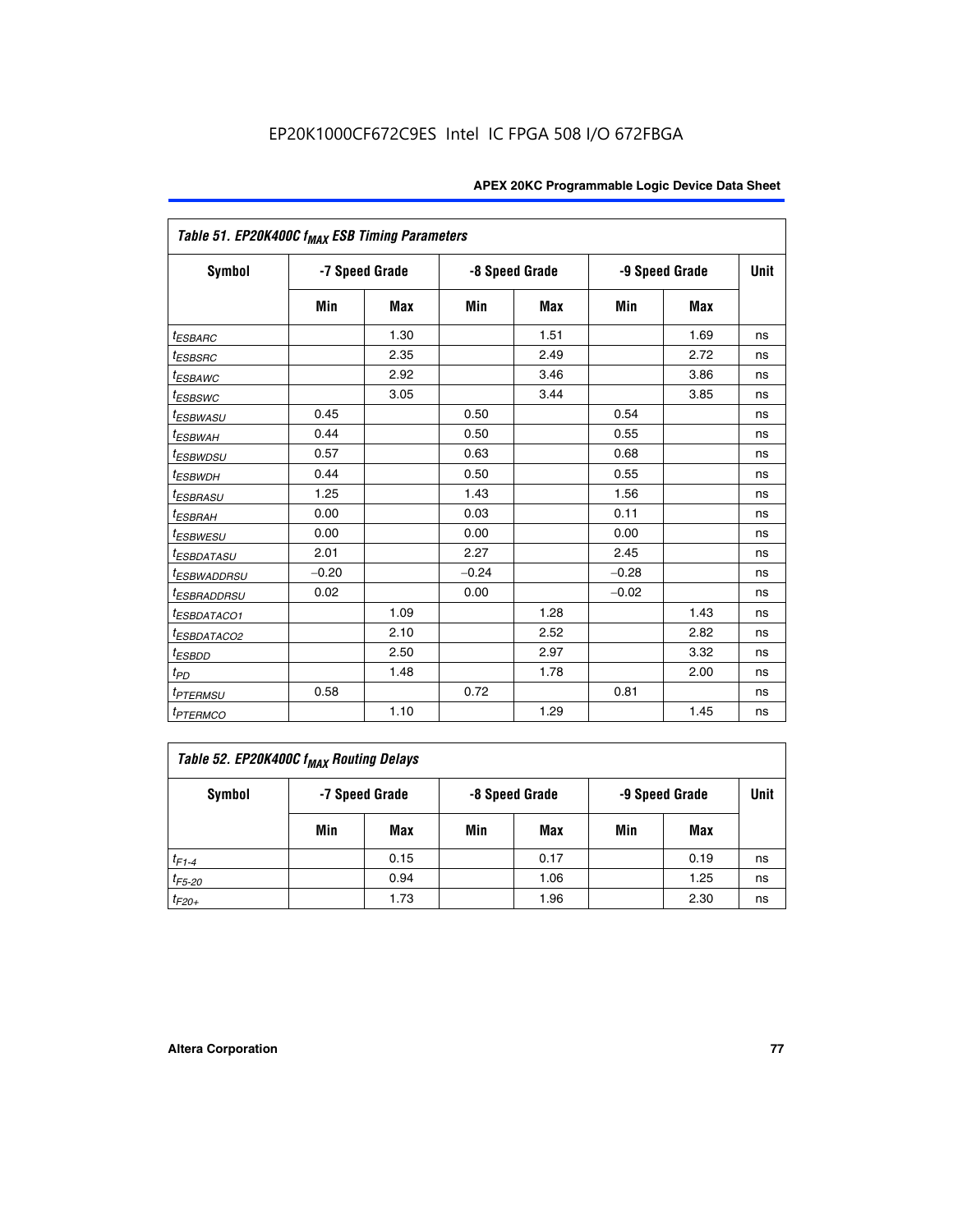EP20K1000CF672C9ES Intel IC FPGA 508 I/O 672FBGA

| Table 51. EP20K400C $f_{MAX}$ ESB Timing Parameters | | | | | | | |
|---|---|---|---|---|---|---|---|
| Symbol | -7 Speed Grade | | -8 Speed Grade | | -9 Speed Grade | | Unit |
| | Min | Max | Min | Max | Min | Max | |
| $t_{ESBARC}$ | | 1.30 | | 1.51 | | 1.69 | ns |
| $t_{ESBSRC}$ | | 2.35 | | 2.49 | | 2.72 | ns |
| $t_{ESBAWC}$ | | 2.92 | | 3.46 | | 3.86 | ns |
| $t_{ESBSWC}$ | | 3.05 | | 3.44 | | 3.85 | ns |
| $t_{ESBWASU}$ | 0.45 | | 0.50 | | 0.54 | | ns |
| $t_{ESBWAH}$ | 0.44 | | 0.50 | | 0.55 | | ns |
| $t_{ESBWDSU}$ | 0.57 | | 0.63 | | 0.68 | | ns |
| $t_{ESBWDH}$ | 0.44 | | 0.50 | | 0.55 | | ns |
| $t_{ESBRASU}$ | 1.25 | | 1.43 | | 1.56 | | ns |
| $t_{ESBRAH}$ | 0.00 | | 0.03 | | 0.11 | | ns |
| $t_{ESBWESU}$ | 0.00 | | 0.00 | | 0.00 | | ns |
| $t_{ESBDATASU}$ | 2.01 | | 2.27 | | 2.45 | | ns |
| $t_{ESBWADDRSU}$ | −0.20 | | −0.24 | | −0.28 | | ns |
| $t_{ESBRADDRSU}$ | 0.02 | | 0.00 | | −0.02 | | ns |
| $t_{ESBDATACO1}$ | | 1.09 | | 1.28 | | 1.43 | ns |
| $t_{ESBDATACO2}$ | | 2.10 | | 2.52 | | 2.82 | ns |
| $t_{ESBDD}$ | | 2.50 | | 2.97 | | 3.32 | ns |
| $t_{PD}$ | | 1.48 | | 1.78 | | 2.00 | ns |
| $t_{PTERMSU}$ | 0.58 | | 0.72 | | 0.81 | | ns |
| $t_{PTERMCO}$ | | 1.10 | | 1.29 | | 1.45 | ns |

| Table 52. EP20K400C $f_{MAX}$ Routing Delays | | | | | | | |
|---|---|---|---|---|---|---|---|
| Symbol | -7 Speed Grade | | -8 Speed Grade | | -9 Speed Grade | | Unit |
| | Min | Max | Min | Max | Min | Max | |
| $t_{F1-4}$ | | 0.15 | | 0.17 | | 0.19 | ns |
| $t_{F5-20}$ | | 0.94 | | 1.06 | | 1.25 | ns |
| $t_{F20+}$ | | 1.73 | | 1.96 | | 2.30 | ns |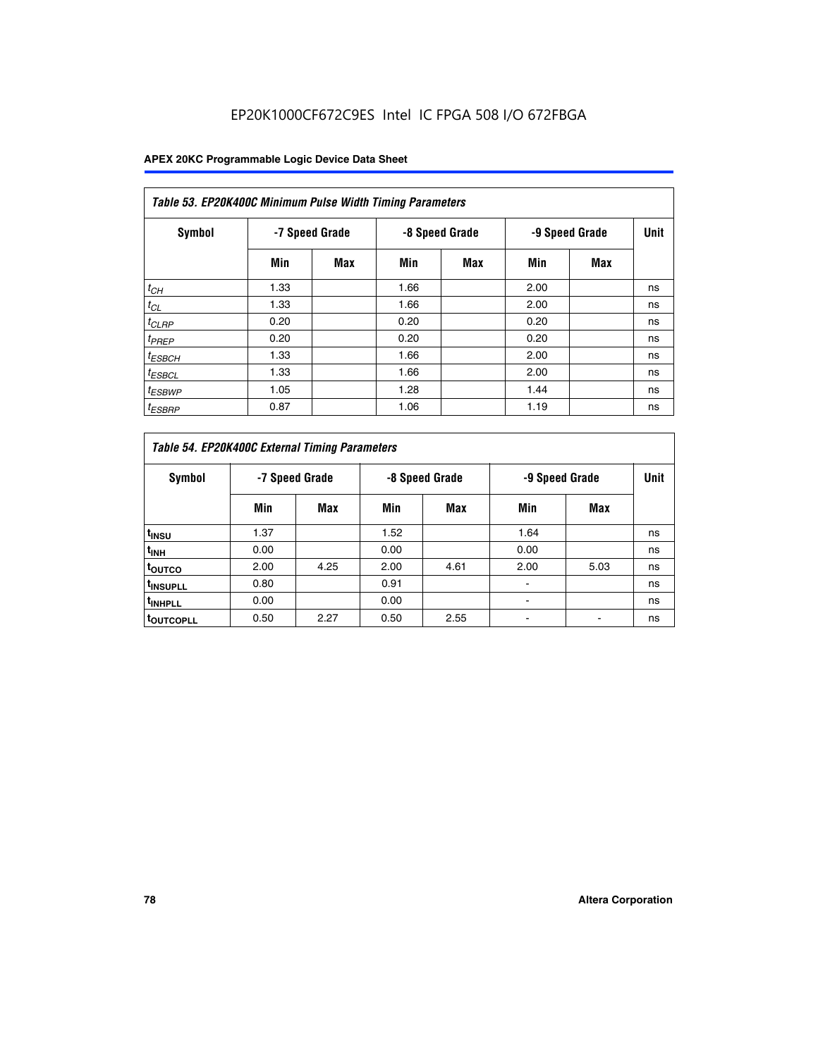EP20K1000CF672C9ES Intel IC FPGA 508 I/O 672FBGA

| Table 53. EP20K400C Minimum Pulse Width Timing Parameters | | | | | | | |
|---|---|---|---|---|---|---|---|
| Symbol | -7 Speed Grade | | -8 Speed Grade | | -9 Speed Grade | | Unit |
| | Min | Max | Min | Max | Min | Max | |
| $t_{CH}$ | 1.33 | | 1.66 | | 2.00 | | ns |
| $t_{CL}$ | 1.33 | | 1.66 | | 2.00 | | ns |
| $t_{CLRP}$ | 0.20 | | 0.20 | | 0.20 | | ns |
| $t_{PREP}$ | 0.20 | | 0.20 | | 0.20 | | ns |
| $t_{ESBCH}$ | 1.33 | | 1.66 | | 2.00 | | ns |
| $t_{ESBCL}$ | 1.33 | | 1.66 | | 2.00 | | ns |
| $t_{ESBWP}$ | 1.05 | | 1.28 | | 1.44 | | ns |
| $t_{ESBRP}$ | 0.87 | | 1.06 | | 1.19 | | ns |

| Table 54. EP20K400C External Timing Parameters | | | | | | | |
|---|---|---|---|---|---|---|---|
| Symbol | -7 Speed Grade | | -8 Speed Grade | | -9 Speed Grade | | Unit |
| | Min | Max | Min | Max | Min | Max | |
| $t_{INSU}$ | 1.37 | | 1.52 | | 1.64 | | ns |
| $t_{INH}$ | 0.00 | | 0.00 | | 0.00 | | ns |
| $t_{OUTCO}$ | 2.00 | 4.25 | 2.00 | 4.61 | 2.00 | 5.03 | ns |
| $t_{INSUPLL}$ | 0.80 | | 0.91 | | - | | ns |
| $t_{INHPLL}$ | 0.00 | | 0.00 | | - | | ns |
| $t_{OUTCOPLL}$ | 0.50 | 2.27 | 0.50 | 2.55 | - | - | ns |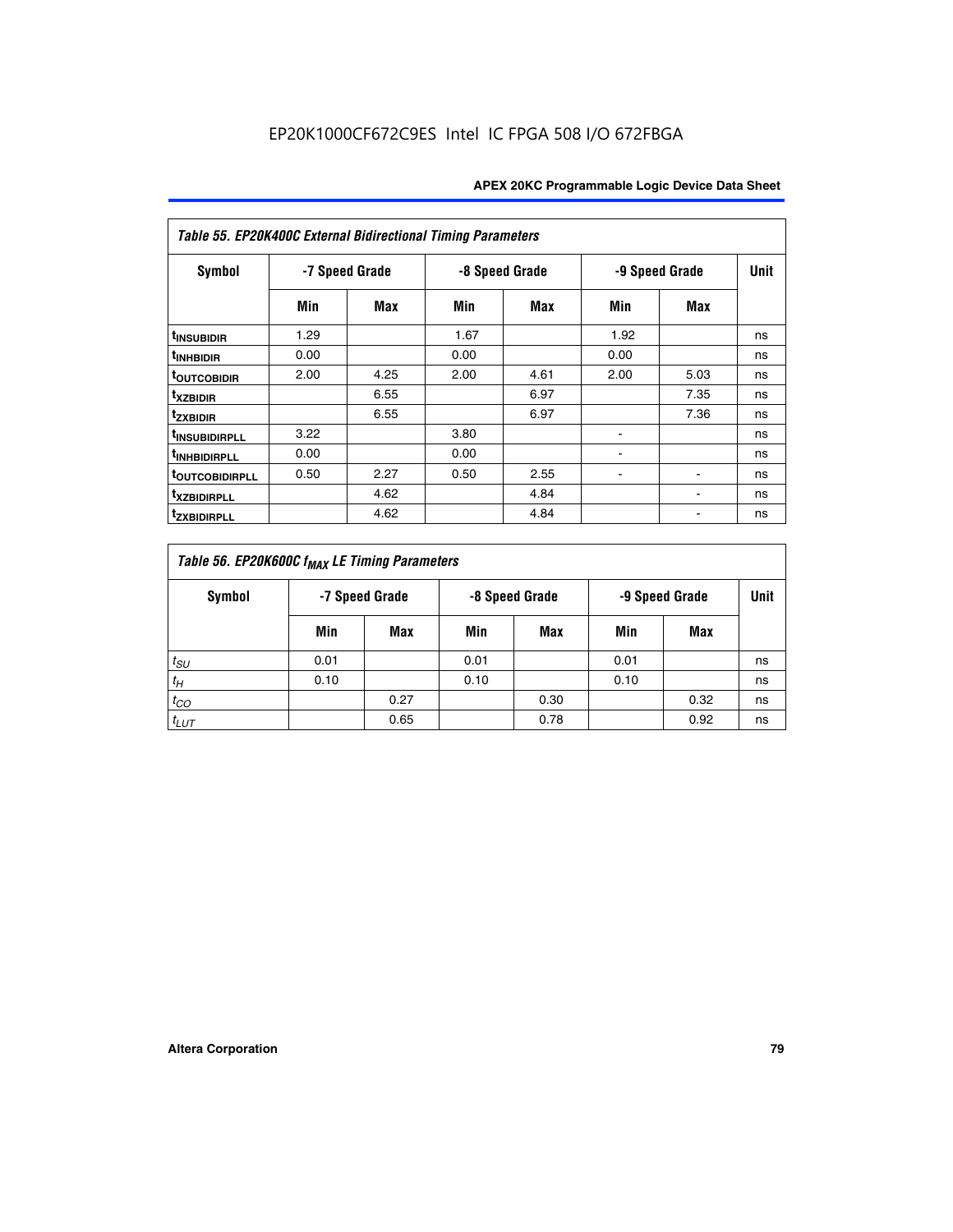EP20K1000CF672C9ES Intel IC FPGA 508 I/O 672FBGA

| Table 55. EP20K400C External Bidirectional Timing Parameters | | | | | | | |
|---|---|---|---|---|---|---|---|
| Symbol | -7 Speed Grade | | -8 Speed Grade | | -9 Speed Grade | | Unit |
| | Min | Max | Min | Max | Min | Max | |
| $t_{INSUBIDIR}$ | 1.29 | | 1.67 | | 1.92 | | ns |
| $t_{INHBIDIR}$ | 0.00 | | 0.00 | | 0.00 | | ns |
| $t_{OUTCOBIDIR}$ | 2.00 | 4.25 | 2.00 | 4.61 | 2.00 | 5.03 | ns |
| $t_{XZBIDIR}$ | | 6.55 | | 6.97 | | 7.35 | ns |
| $t_{ZXBIDIR}$ | | 6.55 | | 6.97 | | 7.36 | ns |
| $t_{INSUBIDIRPLL}$ | 3.22 | | 3.80 | | - | | ns |
| $t_{INHBIDIRPLL}$ | 0.00 | | 0.00 | | - | | ns |
| $t_{OUTCOBIDIRPLL}$ | 0.50 | 2.27 | 0.50 | 2.55 | - | - | ns |
| $t_{XZBIDIRPLL}$ | | 4.62 | | 4.84 | | - | ns |
| $t_{ZXBIDIRPLL}$ | | 4.62 | | 4.84 | | - | ns |

| Table 56. EP20K600C $f_{MAX}$ LE Timing Parameters | | | | | | | |
|---|---|---|---|---|---|---|---|
| Symbol | -7 Speed Grade | | -8 Speed Grade | | -9 Speed Grade | | Unit |
| | Min | Max | Min | Max | Min | Max | |
| $t_{SU}$ | 0.01 | | 0.01 | | 0.01 | | ns |
| $t_{H}$ | 0.10 | | 0.10 | | 0.10 | | ns |
| $t_{CO}$ | | 0.27 | | 0.30 | | 0.32 | ns |
| $t_{LUT}$ | | 0.65 | | 0.78 | | 0.92 | ns |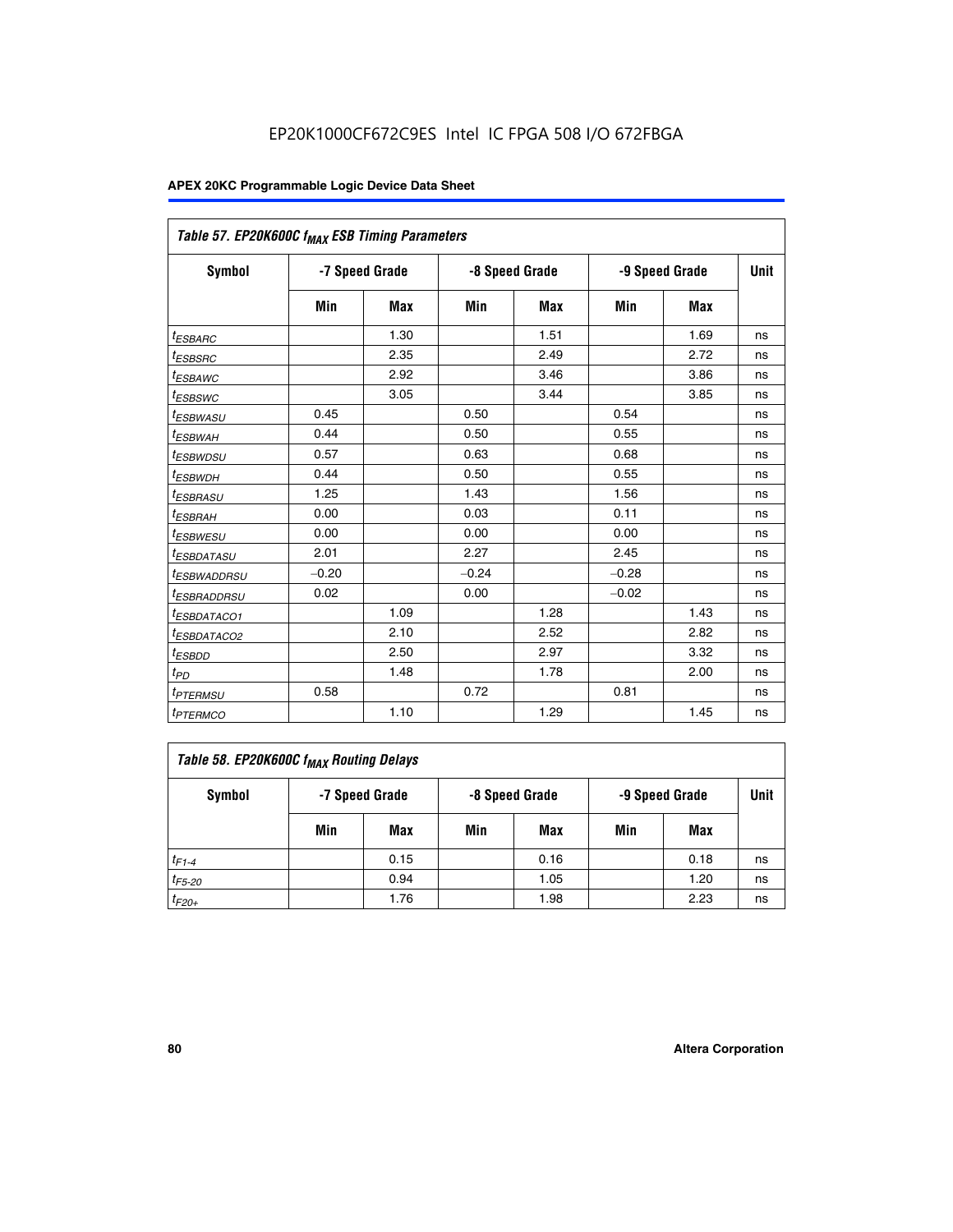## Table 57. EP20K600C $f_{MAX}$ ESB Timing Parameters

| Symbol | -7 Speed Grade | | -8 Speed Grade | | -9 Speed Grade | | Unit |
|---|---|---|---|---|---|---|---|
| | Min | Max | Min | Max | Min | Max | |
| $t_{ESBARC}$ | | 1.30 | | 1.51 | | 1.69 | ns |
| $t_{ESBSRC}$ | | 2.35 | | 2.49 | | 2.72 | ns |
| $t_{ESBAWC}$ | | 2.92 | | 3.46 | | 3.86 | ns |
| $t_{ESBSWC}$ | | 3.05 | | 3.44 | | 3.85 | ns |
| $t_{ESBWASU}$ | 0.45 | | 0.50 | | 0.54 | | ns |
| $t_{ESBWAH}$ | 0.44 | | 0.50 | | 0.55 | | ns |
| $t_{ESBWDSU}$ | 0.57 | | 0.63 | | 0.68 | | ns |
| $t_{ESBWDH}$ | 0.44 | | 0.50 | | 0.55 | | ns |
| $t_{ESBRASU}$ | 1.25 | | 1.43 | | 1.56 | | ns |
| $t_{ESBRAH}$ | 0.00 | | 0.03 | | 0.11 | | ns |
| $t_{ESBWESU}$ | 0.00 | | 0.00 | | 0.00 | | ns |
| $t_{ESBDATASU}$ | 2.01 | | 2.27 | | 2.45 | | ns |
| $t_{ESBWADDRSU}$ | –0.20 | | –0.24 | | –0.28 | | ns |
| $t_{ESBRADDRSU}$ | 0.02 | | 0.00 | | –0.02 | | ns |
| $t_{ESBDATACO1}$ | | 1.09 | | 1.28 | | 1.43 | ns |
| $t_{ESBDATACO2}$ | | 2.10 | | 2.52 | | 2.82 | ns |
| $t_{ESBDD}$ | | 2.50 | | 2.97 | | 3.32 | ns |
| $t_{PD}$ | | 1.48 | | 1.78 | | 2.00 | ns |
| $t_{PTERMSU}$ | 0.58 | | 0.72 | | 0.81 | | ns |
| $t_{PTERMCO}$ | | 1.10 | | 1.29 | | 1.45 | ns |

## Table 58. EP20K600C $f_{MAX}$ Routing Delays

| Symbol | -7 Speed Grade | | -8 Speed Grade | | -9 Speed Grade | | Unit |
|---|---|---|---|---|---|---|---|
| | Min | Max | Min | Max | Min | Max | |
| $t_{F1-4}$ | | 0.15 | | 0.16 | | 0.18 | ns |
| $t_{F5-20}$ | | 0.94 | | 1.05 | | 1.20 | ns |
| $t_{F20+}$ | | 1.76 | | 1.98 | | 2.23 | ns |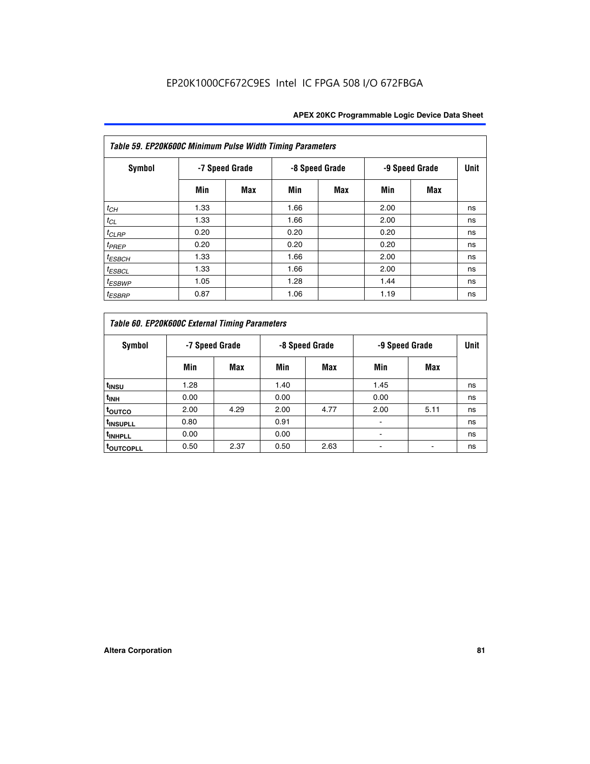| Table 59. EP20K600C Minimum Pulse Width Timing Parameters | | | | | | | |
|---|---|---|---|---|---|---|---|
| Symbol | -7 Speed Grade | | -8 Speed Grade | | -9 Speed Grade | | Unit |
| | Min | Max | Min | Max | Min | Max | |
| $t_{CH}$ | 1.33 | | 1.66 | | 2.00 | | ns |
| $t_{CL}$ | 1.33 | | 1.66 | | 2.00 | | ns |
| $t_{CLRP}$ | 0.20 | | 0.20 | | 0.20 | | ns |
| $t_{PREP}$ | 0.20 | | 0.20 | | 0.20 | | ns |
| $t_{ESBCH}$ | 1.33 | | 1.66 | | 2.00 | | ns |
| $t_{ESBCL}$ | 1.33 | | 1.66 | | 2.00 | | ns |
| $t_{ESBWP}$ | 1.05 | | 1.28 | | 1.44 | | ns |
| $t_{ESBRP}$ | 0.87 | | 1.06 | | 1.19 | | ns |

| Table 60. EP20K600C External Timing Parameters | | | | | | | |
|---|---|---|---|---|---|---|---|
| Symbol | -7 Speed Grade | | -8 Speed Grade | | -9 Speed Grade | | Unit |
| | Min | Max | Min | Max | Min | Max | |
| $t_{INSU}$ | 1.28 | | 1.40 | | 1.45 | | ns |
| $t_{INH}$ | 0.00 | | 0.00 | | 0.00 | | ns |
| $t_{OUTCO}$ | 2.00 | 4.29 | 2.00 | 4.77 | 2.00 | 5.11 | ns |
| $t_{INSUPLL}$ | 0.80 | | 0.91 | | - | | ns |
| $t_{INHPLL}$ | 0.00 | | 0.00 | | - | | ns |
| $t_{OUTCOPLL}$ | 0.50 | 2.37 | 0.50 | 2.63 | - | - | ns |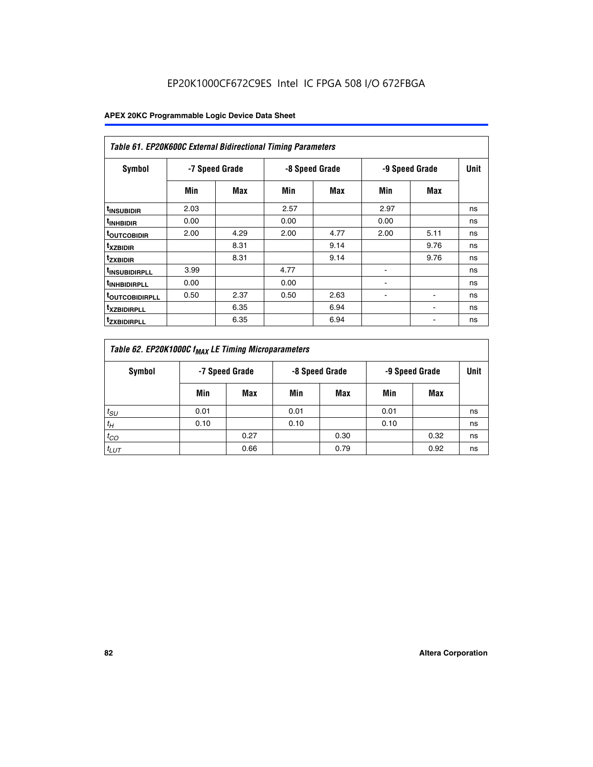EP20K1000CF672C9ES Intel IC FPGA 508 I/O 672FBGA

| Table 61. EP20K600C External Bidirectional Timing Parameters | | | | | | | |
|---|---|---|---|---|---|---|---|
| Symbol | -7 Speed Grade | | -8 Speed Grade | | -9 Speed Grade | | Unit |
| | Min | Max | Min | Max | Min | Max | |
| $t_{INSUBIDIR}$ | 2.03 | | 2.57 | | 2.97 | | ns |
| $t_{INHBIDIR}$ | 0.00 | | 0.00 | | 0.00 | | ns |
| $t_{OUTCOBIDIR}$ | 2.00 | 4.29 | 2.00 | 4.77 | 2.00 | 5.11 | ns |
| $t_{XZBIDIR}$ | | 8.31 | | 9.14 | | 9.76 | ns |
| $t_{ZXBIDIR}$ | | 8.31 | | 9.14 | | 9.76 | ns |
| $t_{INSUBIDIRPLL}$ | 3.99 | | 4.77 | | - | | ns |
| $t_{INHBIDIRPLL}$ | 0.00 | | 0.00 | | - | | ns |
| $t_{OUTCOBIDIRPLL}$ | 0.50 | 2.37 | 0.50 | 2.63 | - | - | ns |
| $t_{XZBIDIRPLL}$ | | 6.35 | | 6.94 | | - | ns |
| $t_{ZXBIDIRPLL}$ | | 6.35 | | 6.94 | | - | ns |

| Table 62. EP20K1000C $f_{MAX}$ LE Timing Microparameters | | | | | | | |
|---|---|---|---|---|---|---|---|
| Symbol | -7 Speed Grade | | -8 Speed Grade | | -9 Speed Grade | | Unit |
| | Min | Max | Min | Max | Min | Max | |
| $t_{SU}$ | 0.01 | | 0.01 | | 0.01 | | ns |
| $t_H$ | 0.10 | | 0.10 | | 0.10 | | ns |
| $t_{CO}$ | | 0.27 | | 0.30 | | 0.32 | ns |
| $t_{LUT}$ | | 0.66 | | 0.79 | | 0.92 | ns |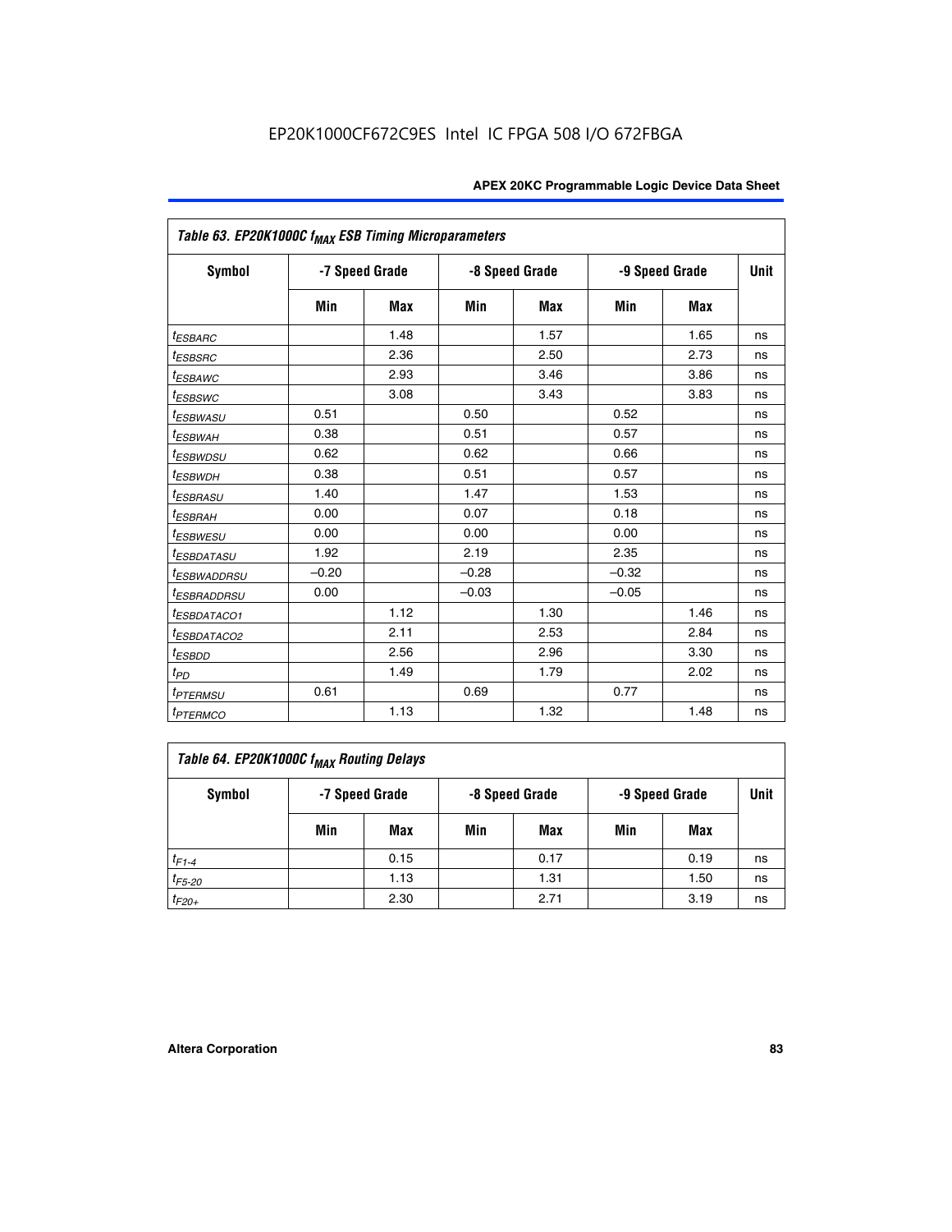Table 63. EP20K1000C $f_{MAX}$ ESB Timing Microparameters

| Symbol | -7 Speed Grade | | -8 Speed Grade | | -9 Speed Grade | | Unit |
|---|---|---|---|---|---|---|---|
| | Min | Max | Min | Max | Min | Max | |
| $t_{ESBARC}$ | | 1.48 | | 1.57 | | 1.65 | ns |
| $t_{ESBSRC}$ | | 2.36 | | 2.50 | | 2.73 | ns |
| $t_{ESBAWC}$ | | 2.93 | | 3.46 | | 3.86 | ns |
| $t_{ESBSWC}$ | | 3.08 | | 3.43 | | 3.83 | ns |
| $t_{ESBWASU}$ | 0.51 | | 0.50 | | 0.52 | | ns |
| $t_{ESBWAH}$ | 0.38 | | 0.51 | | 0.57 | | ns |
| $t_{ESBWDSU}$ | 0.62 | | 0.62 | | 0.66 | | ns |
| $t_{ESBWDH}$ | 0.38 | | 0.51 | | 0.57 | | ns |
| $t_{ESBRASU}$ | 1.40 | | 1.47 | | 1.53 | | ns |
| $t_{ESBRAH}$ | 0.00 | | 0.07 | | 0.18 | | ns |
| $t_{ESBWESU}$ | 0.00 | | 0.00 | | 0.00 | | ns |
| $t_{ESBDATASU}$ | 1.92 | | 2.19 | | 2.35 | | ns |
| $t_{ESBWADDRSU}$ | –0.20 | | –0.28 | | –0.32 | | ns |
| $t_{ESBRADDRSU}$ | 0.00 | | –0.03 | | –0.05 | | ns |
| $t_{ESBDATACO1}$ | | 1.12 | | 1.30 | | 1.46 | ns |
| $t_{ESBDATACO2}$ | | 2.11 | | 2.53 | | 2.84 | ns |
| $t_{ESBDD}$ | | 2.56 | | 2.96 | | 3.30 | ns |
| $t_{PD}$ | | 1.49 | | 1.79 | | 2.02 | ns |
| $t_{PTERMSU}$ | 0.61 | | 0.69 | | 0.77 | | ns |
| $t_{PTERMCO}$ | | 1.13 | | 1.32 | | 1.48 | ns |

Table 64. EP20K1000C $f_{MAX}$ Routing Delays

| Symbol | -7 Speed Grade | | -8 Speed Grade | | -9 Speed Grade | | Unit |
|---|---|---|---|---|---|---|---|
| | Min | Max | Min | Max | Min | Max | |
| $t_{F1-4}$ | | 0.15 | | 0.17 | | 0.19 | ns |
| $t_{F5-20}$ | | 1.13 | | 1.31 | | 1.50 | ns |
| $t_{F20+}$ | | 2.30 | | 2.71 | | 3.19 | ns |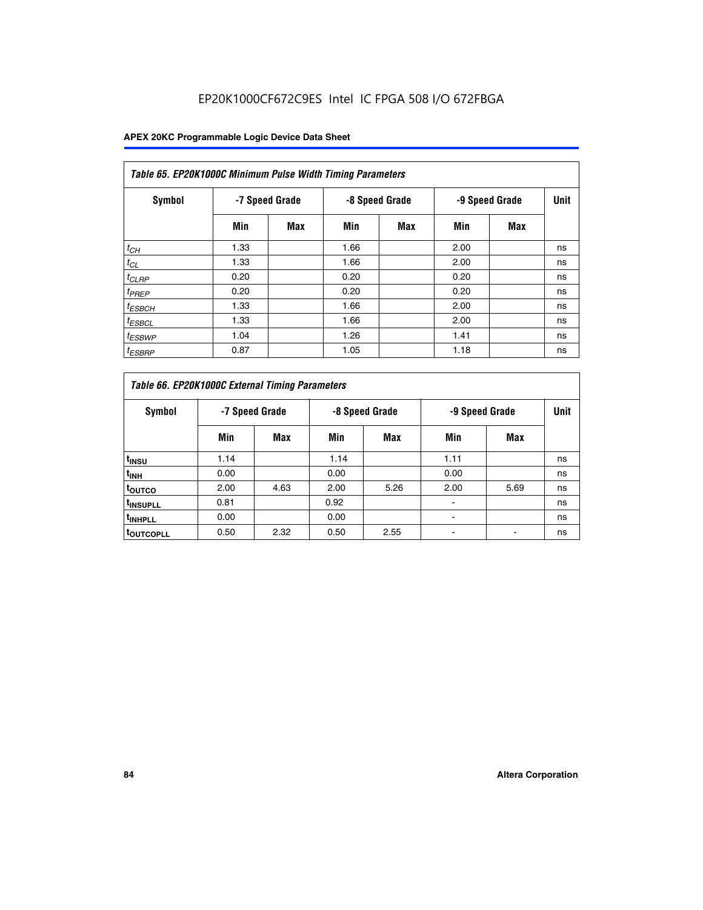EP20K1000CF672C9ES Intel IC FPGA 508 I/O 672FBGA

**Table 65. EP20K1000C Minimum Pulse Width Timing Parameters**

| Symbol | -7 Speed Grade | | -8 Speed Grade | | -9 Speed Grade | | Unit |
|---|---|---|---|---|---|---|---|
| | Min | Max | Min | Max | Min | Max | |
| $t_{CH}$ | 1.33 | | 1.66 | | 2.00 | | ns |
| $t_{CL}$ | 1.33 | | 1.66 | | 2.00 | | ns |
| $t_{CLRP}$ | 0.20 | | 0.20 | | 0.20 | | ns |
| $t_{PREP}$ | 0.20 | | 0.20 | | 0.20 | | ns |
| $t_{ESBCH}$ | 1.33 | | 1.66 | | 2.00 | | ns |
| $t_{ESBCL}$ | 1.33 | | 1.66 | | 2.00 | | ns |
| $t_{ESBWP}$ | 1.04 | | 1.26 | | 1.41 | | ns |
| $t_{ESBRP}$ | 0.87 | | 1.05 | | 1.18 | | ns |

**Table 66. EP20K1000C External Timing Parameters**

| Symbol | -7 Speed Grade | | -8 Speed Grade | | -9 Speed Grade | | Unit |
|---|---|---|---|---|---|---|---|
| | Min | Max | Min | Max | Min | Max | |
| $t_{INSU}$ | 1.14 | | 1.14 | | 1.11 | | ns |
| $t_{INH}$ | 0.00 | | 0.00 | | 0.00 | | ns |
| $t_{OUTCO}$ | 2.00 | 4.63 | 2.00 | 5.26 | 2.00 | 5.69 | ns |
| $t_{INSUPLL}$ | 0.81 | | 0.92 | | - | | ns |
| $t_{INHPLL}$ | 0.00 | | 0.00 | | - | | ns |
| $t_{OUTCOPLL}$ | 0.50 | 2.32 | 0.50 | 2.55 | - | - | ns |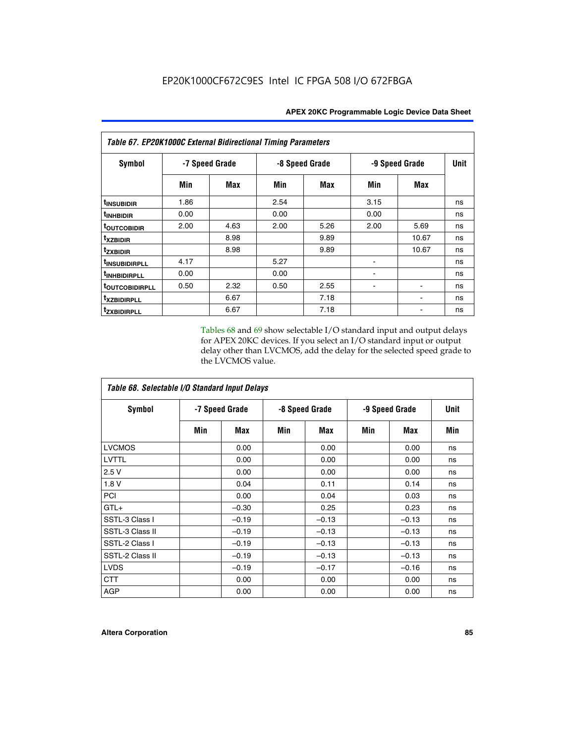EP20K1000CF672C9ES Intel IC FPGA 508 I/O 672FBGA

*Table 67. EP20K1000C External Bidirectional Timing Parameters*

| Symbol | -7 Speed Grade | | -8 Speed Grade | | -9 Speed Grade | | Unit |
|---|---|---|---|---|---|---|---|
| | Min | Max | Min | Max | Min | Max | |
| $t_{INSUBIDIR}$ | 1.86 | | 2.54 | | 3.15 | | ns |
| $t_{INHBIDIR}$ | 0.00 | | 0.00 | | 0.00 | | ns |
| $t_{OUTCOBIDIR}$ | 2.00 | 4.63 | 2.00 | 5.26 | 2.00 | 5.69 | ns |
| $t_{XZBIDIR}$ | | 8.98 | | 9.89 | | 10.67 | ns |
| $t_{ZXBIDIR}$ | | 8.98 | | 9.89 | | 10.67 | ns |
| $t_{INSUBIDIRPLL}$ | 4.17 | | 5.27 | | - | | ns |
| $t_{INHBIDIRPLL}$ | 0.00 | | 0.00 | | - | | ns |
| $t_{OUTCOBIDIRPLL}$ | 0.50 | 2.32 | 0.50 | 2.55 | - | - | ns |
| $t_{XZBIDIRPLL}$ | | 6.67 | | 7.18 | | - | ns |
| $t_{ZXBIDIRPLL}$ | | 6.67 | | 7.18 | | - | ns |

Tables 68 and 69 show selectable I/O standard input and output delays for APEX 20KC devices. If you select an I/O standard input or output delay other than LVCMOS, add the delay for the selected speed grade to the LVCMOS value.

*Table 68. Selectable I/O Standard Input Delays*

| Symbol | -7 Speed Grade | | -8 Speed Grade | | -9 Speed Grade | | Unit |
|---|---|---|---|---|---|---|---|
| | Min | Max | Min | Max | Min | Max | Min |
| LVCMOS | | 0.00 | | 0.00 | | 0.00 | ns |
| LVTTL | | 0.00 | | 0.00 | | 0.00 | ns |
| 2.5 V | | 0.00 | | 0.00 | | 0.00 | ns |
| 1.8 V | | 0.04 | | 0.11 | | 0.14 | ns |
| PCI | | 0.00 | | 0.04 | | 0.03 | ns |
| GTL+ | | –0.30 | | 0.25 | | 0.23 | ns |
| SSTL-3 Class I | | –0.19 | | –0.13 | | –0.13 | ns |
| SSTL-3 Class II | | –0.19 | | –0.13 | | –0.13 | ns |
| SSTL-2 Class I | | –0.19 | | –0.13 | | –0.13 | ns |
| SSTL-2 Class II | | –0.19 | | –0.13 | | –0.13 | ns |
| LVDS | | –0.19 | | –0.17 | | –0.16 | ns |
| CTT | | 0.00 | | 0.00 | | 0.00 | ns |
| AGP | | 0.00 | | 0.00 | | 0.00 | ns |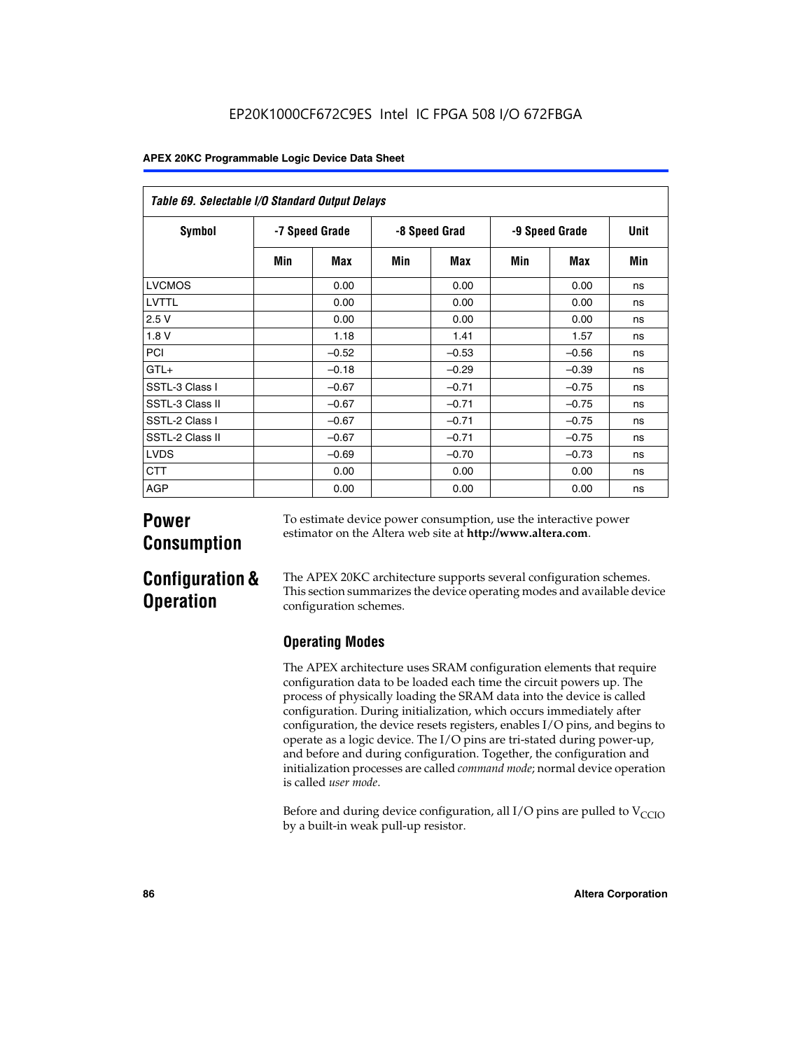| Table 69. Selectable I/O Standard Output Delays | | | | | | | |
|---|---|---|---|---|---|---|---|
| Symbol | -7 Speed Grade | | -8 Speed Grad | | -9 Speed Grade | | Unit |
| | Min | Max | Min | Max | Min | Max | Min |
| LVCMOS | | 0.00 | | 0.00 | | 0.00 | ns |
| LVTTL | | 0.00 | | 0.00 | | 0.00 | ns |
| 2.5 V | | 0.00 | | 0.00 | | 0.00 | ns |
| 1.8 V | | 1.18 | | 1.41 | | 1.57 | ns |
| PCI | | –0.52 | | –0.53 | | –0.56 | ns |
| GTL+ | | –0.18 | | –0.29 | | –0.39 | ns |
| SSTL-3 Class I | | –0.67 | | –0.71 | | –0.75 | ns |
| SSTL-3 Class II | | –0.67 | | –0.71 | | –0.75 | ns |
| SSTL-2 Class I | | –0.67 | | –0.71 | | –0.75 | ns |
| SSTL-2 Class II | | –0.67 | | –0.71 | | –0.75 | ns |
| LVDS | | –0.69 | | –0.70 | | –0.73 | ns |
| CTT | | 0.00 | | 0.00 | | 0.00 | ns |
| AGP | | 0.00 | | 0.00 | | 0.00 | ns |

# Power Consumption

To estimate device power consumption, use the interactive power estimator on the Altera web site at **http://www.altera.com**.

# Configuration & Operation

The APEX 20KC architecture supports several configuration schemes. This section summarizes the device operating modes and available device configuration schemes.

## Operating Modes

The APEX architecture uses SRAM configuration elements that require configuration data to be loaded each time the circuit powers up. The process of physically loading the SRAM data into the device is called configuration. During initialization, which occurs immediately after configuration, the device resets registers, enables I/O pins, and begins to operate as a logic device. The I/O pins are tri-stated during power-up, and before and during configuration. Together, the configuration and initialization processes are called *command mode*; normal device operation is called *user mode*.

Before and during device configuration, all I/O pins are pulled to $V_{CCIO}$ by a built-in weak pull-up resistor.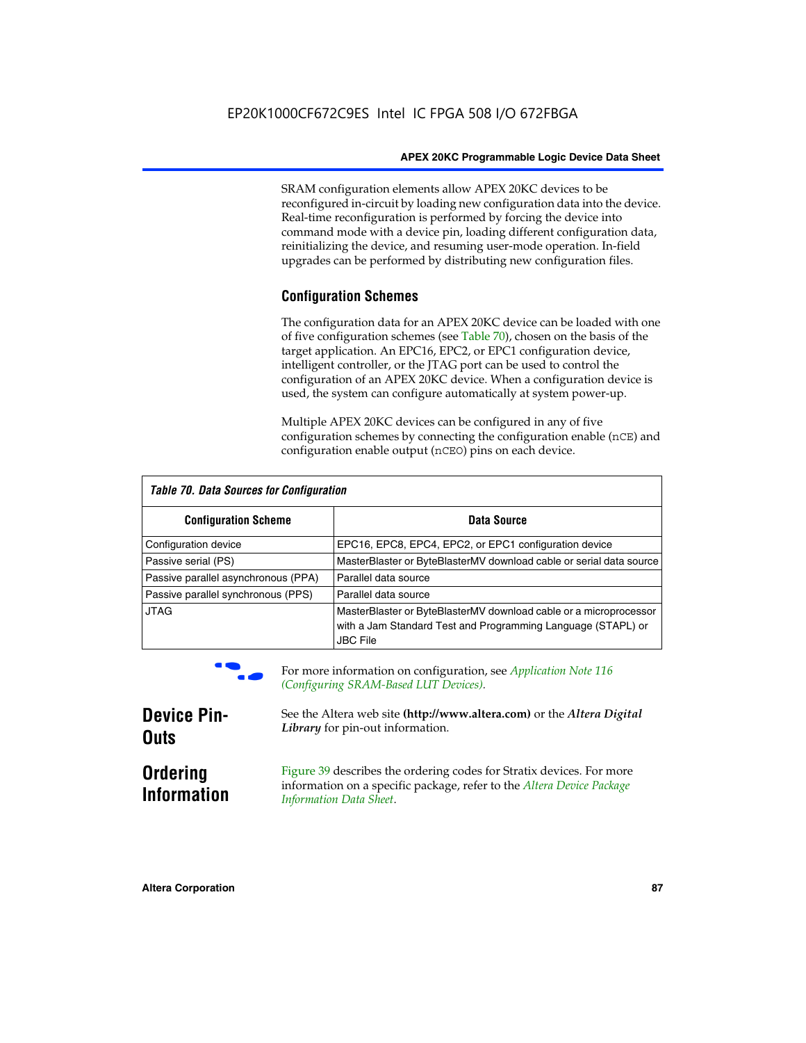SRAM configuration elements allow APEX 20KC devices to be reconfigured in-circuit by loading new configuration data into the device. Real-time reconfiguration is performed by forcing the device into command mode with a device pin, loading different configuration data, reinitializing the device, and resuming user-mode operation. In-field upgrades can be performed by distributing new configuration files.

### Configuration Schemes

The configuration data for an APEX 20KC device can be loaded with one of five configuration schemes (see Table 70), chosen on the basis of the target application. An EPC16, EPC2, or EPC1 configuration device, intelligent controller, or the JTAG port can be used to control the configuration of an APEX 20KC device. When a configuration device is used, the system can configure automatically at system power-up.

Multiple APEX 20KC devices can be configured in any of five configuration schemes by connecting the configuration enable (nCE) and configuration enable output (nCEO) pins on each device.

*Table 70. Data Sources for Configuration*

| Configuration Scheme | Data Source |
| --- | --- |
| Configuration device | EPC16, EPC8, EPC4, EPC2, or EPC1 configuration device |
| Passive serial (PS) | MasterBlaster or ByteBlasterMV download cable or serial data source |
| Passive parallel asynchronous (PPA) | Parallel data source |
| Passive parallel synchronous (PPS) | Parallel data source |
| JTAG | MasterBlaster or ByteBlasterMV download cable or a microprocessor with a Jam Standard Test and Programming Language (STAPL) or JBC File |

For more information on configuration, see *Application Note 116 (Configuring SRAM-Based LUT Devices)*.

## Device Pin-Outs

See the Altera web site **(http://www.altera.com)** or the ***Altera Digital Library*** for pin-out information.

## Ordering Information

Figure 39 describes the ordering codes for Stratix devices. For more information on a specific package, refer to the *Altera Device Package Information Data Sheet*.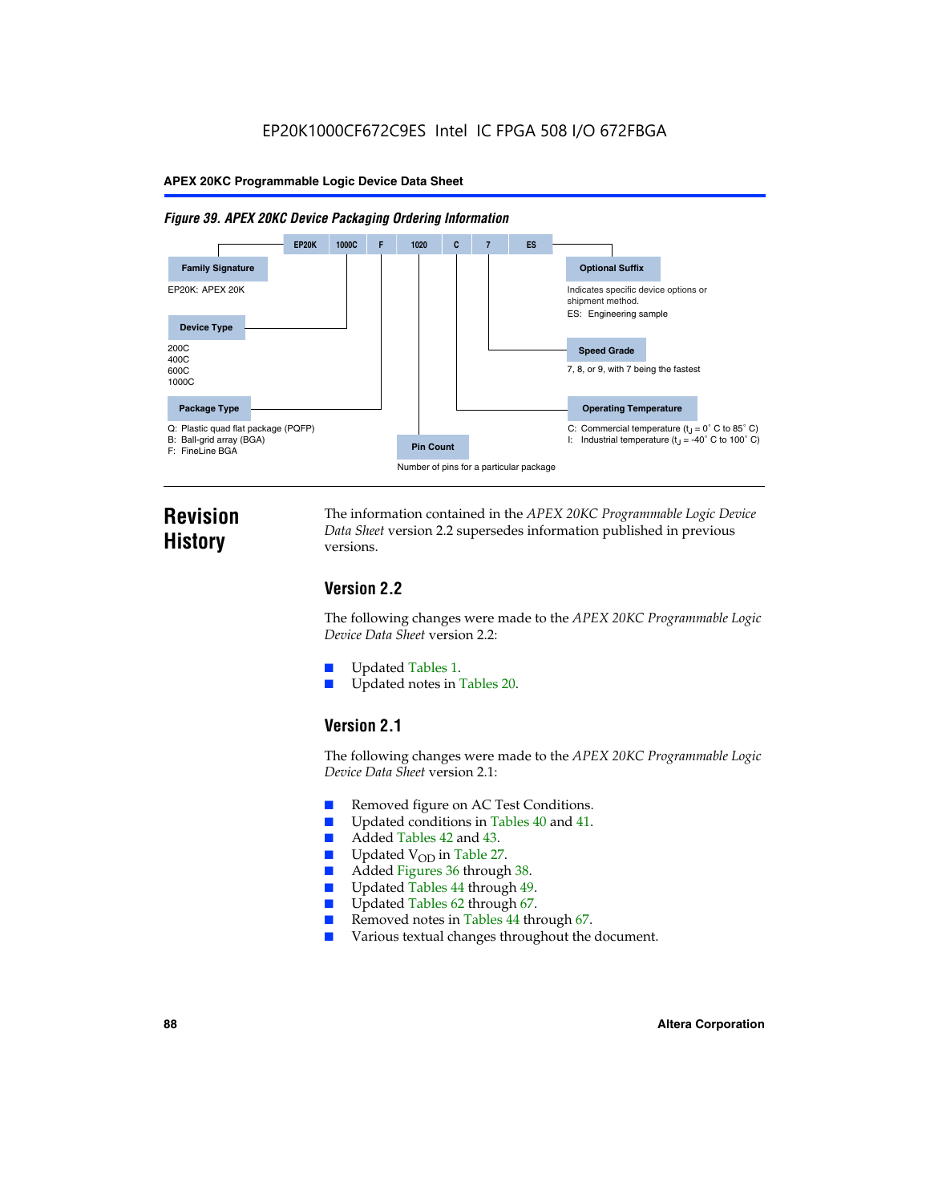EP20K1000CF672C9ES Intel IC FPGA 508 I/O 672FBGA

*Figure 39. APEX 20KC Device Packaging Ordering Information*

EP20K | 1000C | F | 1020 | C | 7 | ES

**Family Signature**

EP20K: APEX 20K

**Device Type**

200C
400C
600C
1000C

**Package Type**

Q: Plastic quad flat package (PQFP)
B: Ball-grid array (BGA)
F: FineLine BGA

**Pin Count**

Number of pins for a particular package

**Optional Suffix**

Indicates specific device options or shipment method.
ES: Engineering sample

**Speed Grade**

7, 8, or 9, with 7 being the fastest

**Operating Temperature**

C: Commercial temperature ($t_J$ = 0° C to 85° C)
I: Industrial temperature ($t_J$ = -40° C to 100° C)

# Revision History

The information contained in the *APEX 20KC Programmable Logic Device Data Sheet* version 2.2 supersedes information published in previous versions.

## Version 2.2

The following changes were made to the *APEX 20KC Programmable Logic Device Data Sheet* version 2.2:

- Updated Tables 1.
- Updated notes in Tables 20.

## Version 2.1

The following changes were made to the *APEX 20KC Programmable Logic Device Data Sheet* version 2.1:

- Removed figure on AC Test Conditions.
- Updated conditions in Tables 40 and 41.
- Added Tables 42 and 43.
- Updated $V_{OD}$ in Table 27.
- Added Figures 36 through 38.
- Updated Tables 44 through 49.
- Updated Tables 62 through 67.
- Removed notes in Tables 44 through 67.
- Various textual changes throughout the document.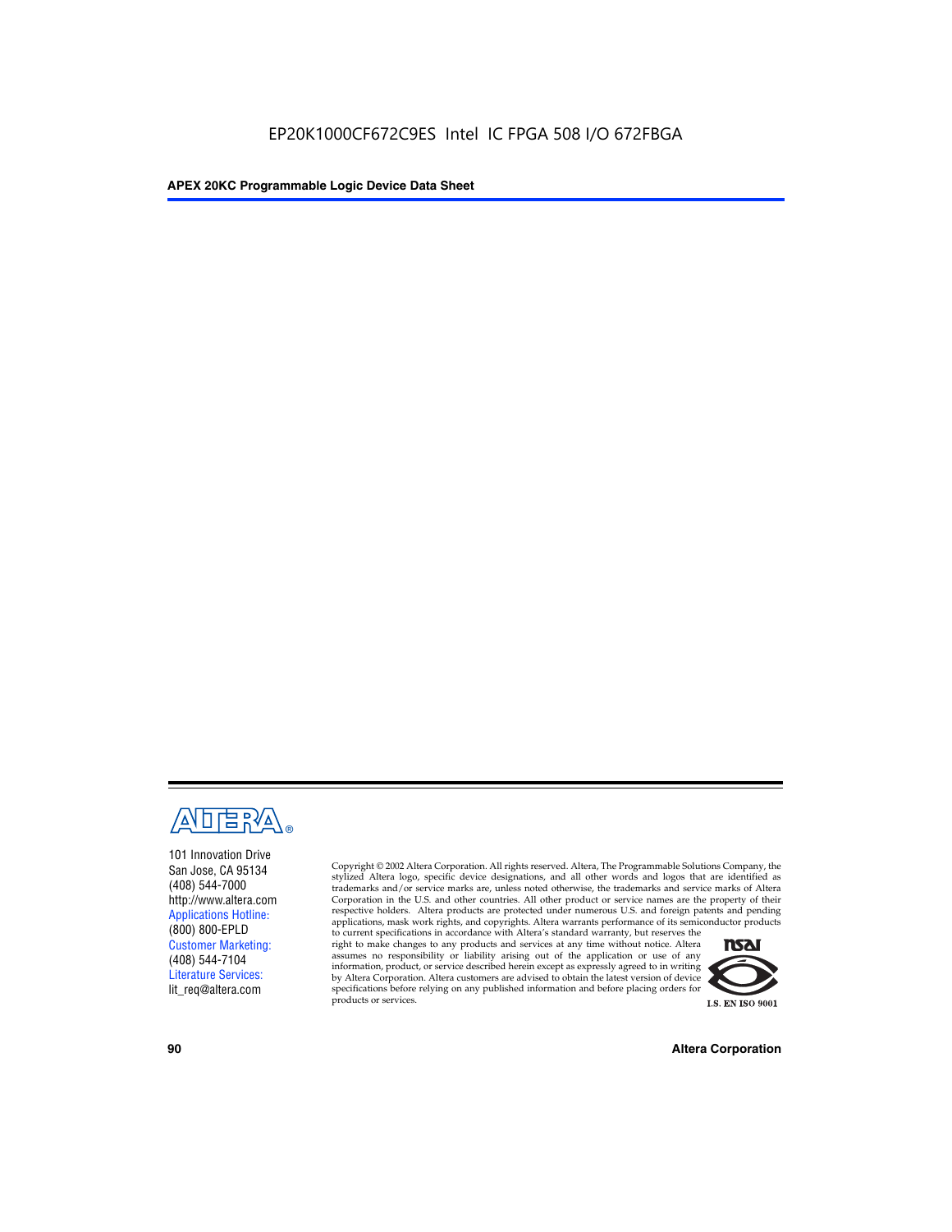EP20K1000CF672C9ES Intel IC FPGA 508 I/O 672FBGA

101 Innovation Drive
San Jose, CA 95134
(408) 544-7000
http://www.altera.com
Applications Hotline:
(800) 800-EPLD
Customer Marketing:
(408) 544-7104
Literature Services:
lit_req@altera.com

Copyright © 2002 Altera Corporation. All rights reserved. Altera, The Programmable Solutions Company, the stylized Altera logo, specific device designations, and all other words and logos that are identified as trademarks and/or service marks are, unless noted otherwise, the trademarks and service marks of Altera Corporation in the U.S. and other countries. All other product or service names are the property of their respective holders. Altera products are protected under numerous U.S. and foreign patents and pending applications, mask work rights, and copyrights. Altera warrants performance of its semiconductor products to current specifications in accordance with Altera's standard warranty, but reserves the right to make changes to any products and services at any time without notice. Altera assumes no responsibility or liability arising out of the application or use of any information, product, or service described herein except as expressly agreed to in writing by Altera Corporation. Altera customers are advised to obtain the latest version of device specifications before relying on any published information and before placing orders for products or services.

I.S. EN ISO 9001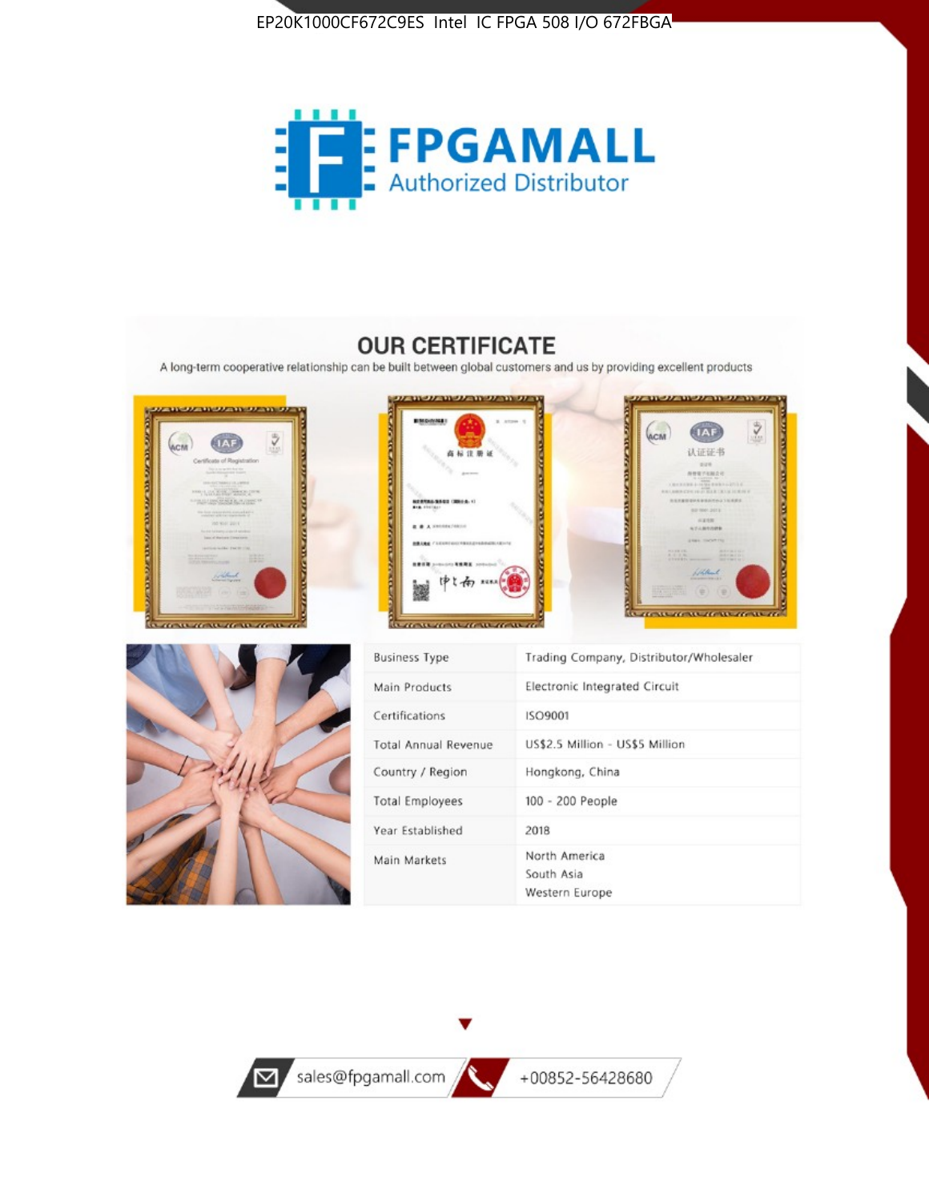FPGAMALL
Authorized Distributor

## OUR CERTIFICATE

A long-term cooperative relationship can be built between global customers and us by providing excellent products

| | |
|---|---|
| Business Type | Trading Company, Distributor/Wholesaler |
| Main Products | Electronic Integrated Circuit |
| Certifications | ISO9001 |
| Total Annual Revenue | US$2.5 Million - US$5 Million |
| Country / Region | Hongkong, China |
| Total Employees | 100 - 200 People |
| Year Established | 2018 |
| Main Markets | North America<br>South Asia<br>Western Europe |

sales@fpgamall.com +00852-56428680